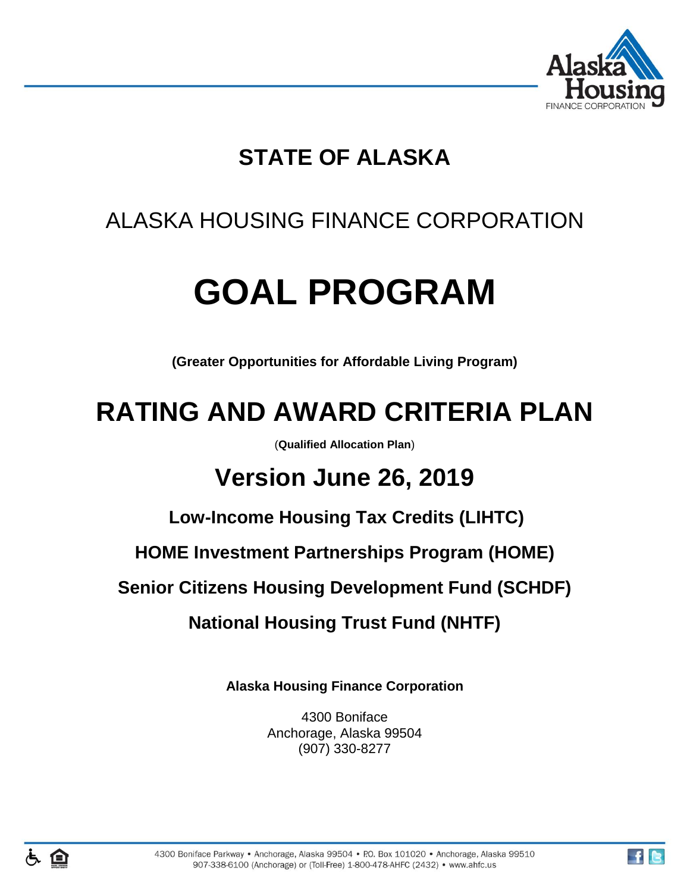# STATE OF ALASKA

## ALASKA HOUSING FINANCE CORPORATION

# GOAL PROGRAM

**(Greater Opportunities for Affordable Living Program)**

# RATING AND AWARD CRITERIA PLAN

(**Qualified Allocation Plan**)

## Version June 26, 2019

**Low-Income Housing Tax Credits (LIHTC)**

**HOME Investment Partnerships Program (HOME)**

**Senior Citizens Housing Development Fund (SCHDF)**

**National Housing Trust Fund (NHTF)**

**Alaska Housing Finance Corporation**

4300 Boniface
Anchorage, Alaska 99504
(907) 330-8277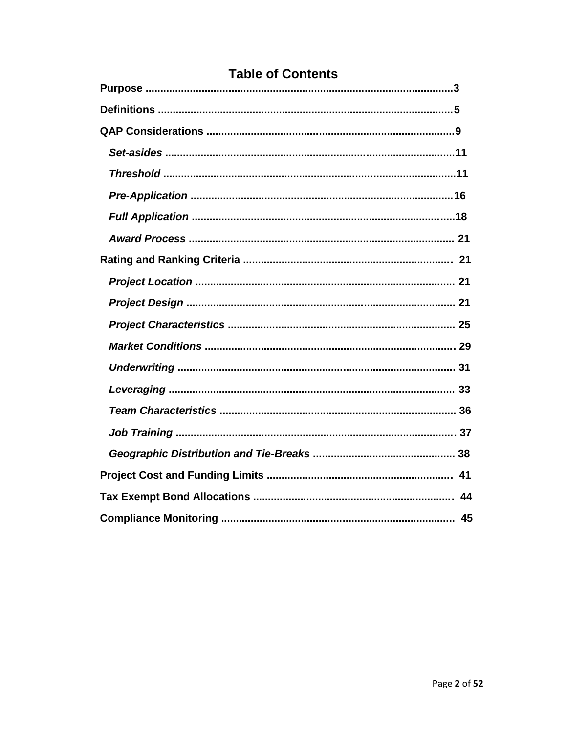# Table of Contents

**Purpose** .......................................................................................................3

**Definitions** ...................................................................................................5

**QAP Considerations** ...................................................................................9

  ***Set-asides*** ................................................................................................11

  ***Threshold*** ..................................................................................................11

  ***Pre-Application*** ........................................................................................16

  ***Full Application*** ........................................................................................18

  ***Award Process*** ......................................................................................... 21

**Rating and Ranking Criteria** ...................................................................... 21

  ***Project Location*** ....................................................................................... 21

  ***Project Design*** .......................................................................................... 21

  ***Project Characteristics*** ............................................................................ 25

  ***Market Conditions*** .................................................................................... 29

  ***Underwriting*** ............................................................................................. 31

  ***Leveraging*** ................................................................................................ 33

  ***Team Characteristics*** ............................................................................... 36

  ***Job Training*** ............................................................................................. 37

  ***Geographic Distribution and Tie-Breaks*** ............................................... 38

**Project Cost and Funding Limits** .............................................................. 41

**Tax Exempt Bond Allocations** ................................................................... 44

**Compliance Monitoring** ............................................................................. 45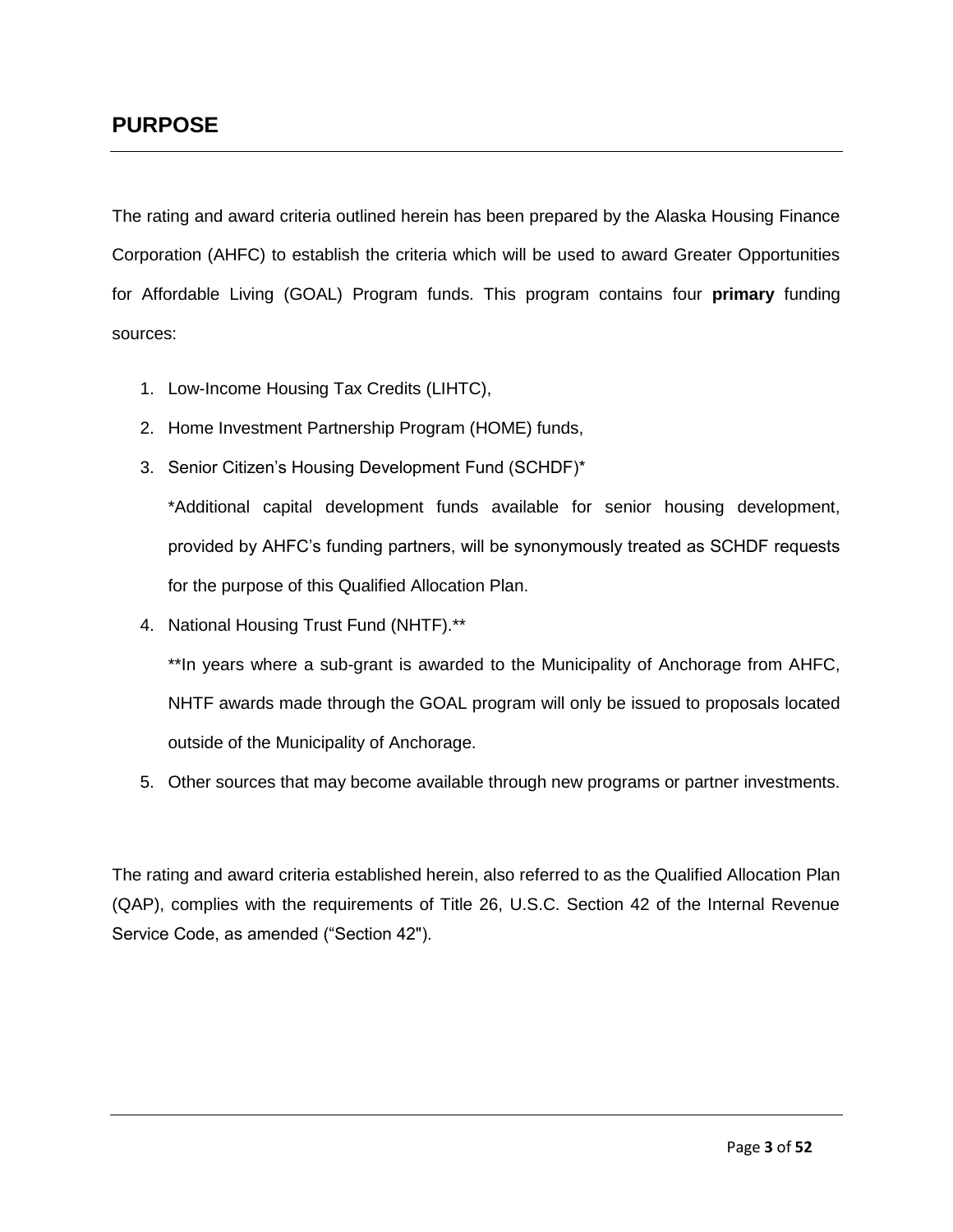## PURPOSE

The rating and award criteria outlined herein has been prepared by the Alaska Housing Finance Corporation (AHFC) to establish the criteria which will be used to award Greater Opportunities for Affordable Living (GOAL) Program funds. This program contains four **primary** funding sources:

1. Low-Income Housing Tax Credits (LIHTC),
2. Home Investment Partnership Program (HOME) funds,
3. Senior Citizen's Housing Development Fund (SCHDF)*

   *Additional capital development funds available for senior housing development, provided by AHFC's funding partners, will be synonymously treated as SCHDF requests for the purpose of this Qualified Allocation Plan.

4. National Housing Trust Fund (NHTF).**

   **In years where a sub-grant is awarded to the Municipality of Anchorage from AHFC, NHTF awards made through the GOAL program will only be issued to proposals located outside of the Municipality of Anchorage.

5. Other sources that may become available through new programs or partner investments.

The rating and award criteria established herein, also referred to as the Qualified Allocation Plan (QAP), complies with the requirements of Title 26, U.S.C. Section 42 of the Internal Revenue Service Code, as amended ("Section 42").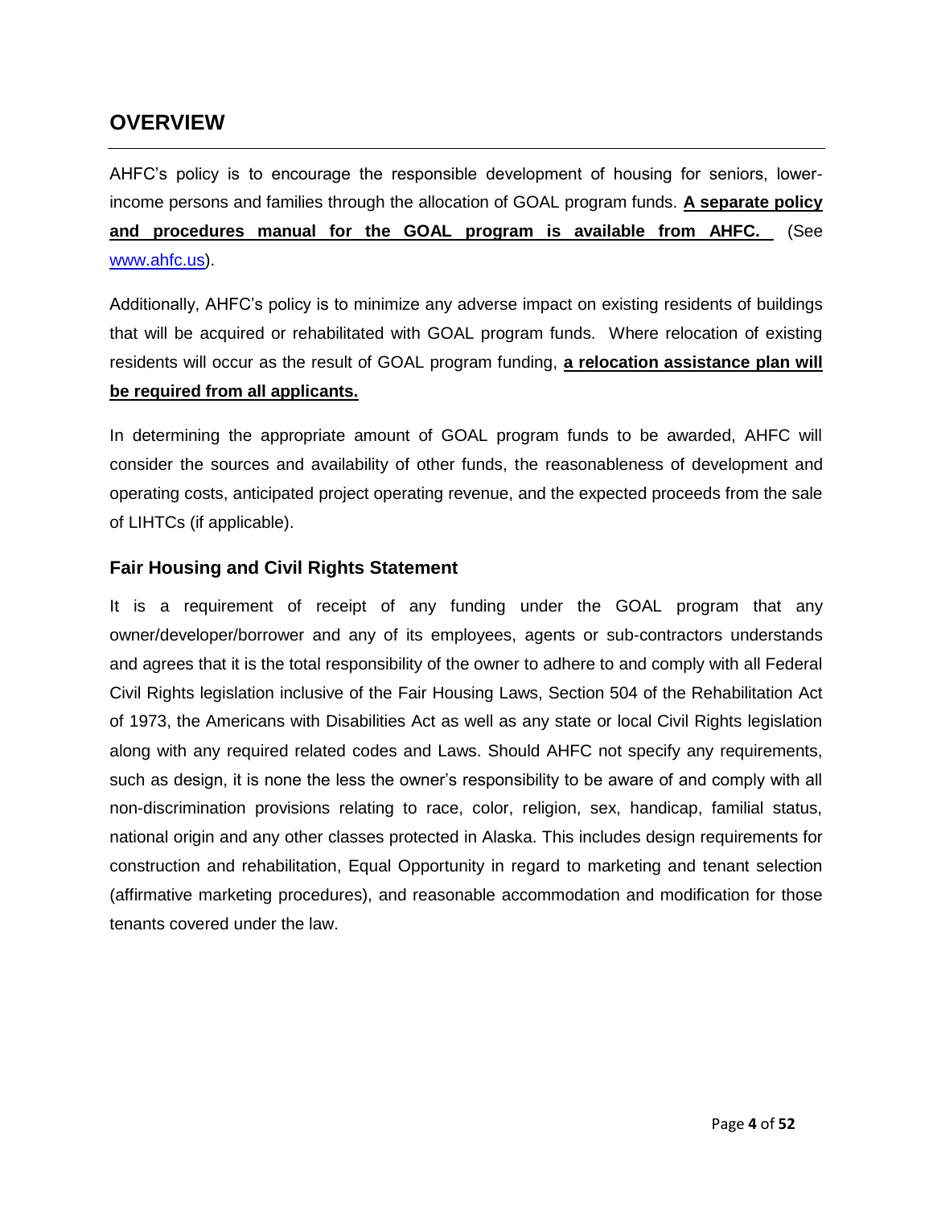## OVERVIEW

AHFC's policy is to encourage the responsible development of housing for seniors, lower-income persons and families through the allocation of GOAL program funds. **A separate policy and procedures manual for the GOAL program is available from AHFC.** (See www.ahfc.us).

Additionally, AHFC's policy is to minimize any adverse impact on existing residents of buildings that will be acquired or rehabilitated with GOAL program funds. Where relocation of existing residents will occur as the result of GOAL program funding, **a relocation assistance plan will be required from all applicants.**

In determining the appropriate amount of GOAL program funds to be awarded, AHFC will consider the sources and availability of other funds, the reasonableness of development and operating costs, anticipated project operating revenue, and the expected proceeds from the sale of LIHTCs (if applicable).

### Fair Housing and Civil Rights Statement

It is a requirement of receipt of any funding under the GOAL program that any owner/developer/borrower and any of its employees, agents or sub-contractors understands and agrees that it is the total responsibility of the owner to adhere to and comply with all Federal Civil Rights legislation inclusive of the Fair Housing Laws, Section 504 of the Rehabilitation Act of 1973, the Americans with Disabilities Act as well as any state or local Civil Rights legislation along with any required related codes and Laws. Should AHFC not specify any requirements, such as design, it is none the less the owner's responsibility to be aware of and comply with all non-discrimination provisions relating to race, color, religion, sex, handicap, familial status, national origin and any other classes protected in Alaska. This includes design requirements for construction and rehabilitation, Equal Opportunity in regard to marketing and tenant selection (affirmative marketing procedures), and reasonable accommodation and modification for those tenants covered under the law.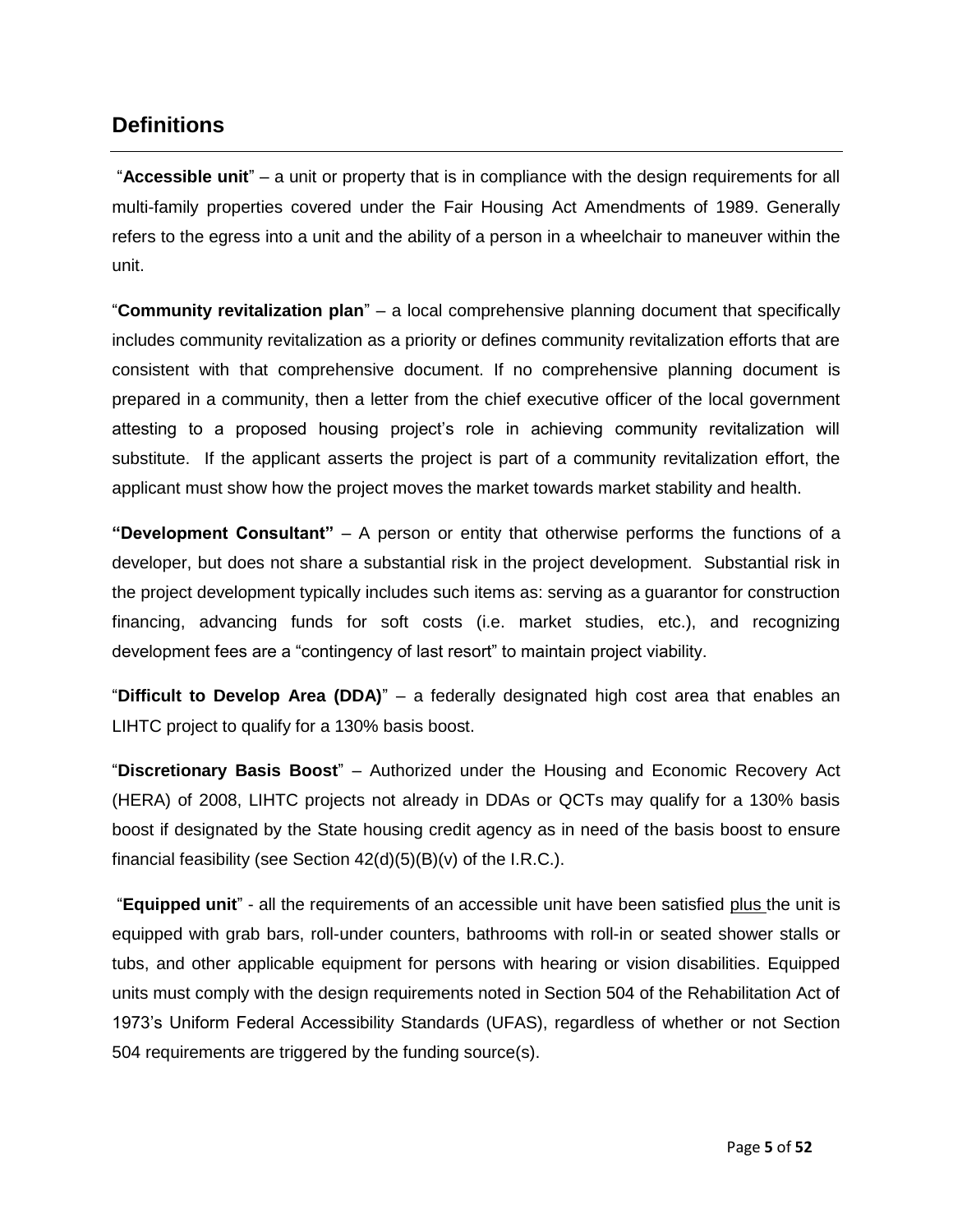## Definitions

"**Accessible unit**" – a unit or property that is in compliance with the design requirements for all multi-family properties covered under the Fair Housing Act Amendments of 1989. Generally refers to the egress into a unit and the ability of a person in a wheelchair to maneuver within the unit.

"**Community revitalization plan**" – a local comprehensive planning document that specifically includes community revitalization as a priority or defines community revitalization efforts that are consistent with that comprehensive document. If no comprehensive planning document is prepared in a community, then a letter from the chief executive officer of the local government attesting to a proposed housing project's role in achieving community revitalization will substitute. If the applicant asserts the project is part of a community revitalization effort, the applicant must show how the project moves the market towards market stability and health.

**"Development Consultant"** – A person or entity that otherwise performs the functions of a developer, but does not share a substantial risk in the project development. Substantial risk in the project development typically includes such items as: serving as a guarantor for construction financing, advancing funds for soft costs (i.e. market studies, etc.), and recognizing development fees are a "contingency of last resort" to maintain project viability.

"**Difficult to Develop Area (DDA)**" – a federally designated high cost area that enables an LIHTC project to qualify for a 130% basis boost.

"**Discretionary Basis Boost**" – Authorized under the Housing and Economic Recovery Act (HERA) of 2008, LIHTC projects not already in DDAs or QCTs may qualify for a 130% basis boost if designated by the State housing credit agency as in need of the basis boost to ensure financial feasibility (see Section 42(d)(5)(B)(v) of the I.R.C.).

"**Equipped unit**" - all the requirements of an accessible unit have been satisfied plus the unit is equipped with grab bars, roll-under counters, bathrooms with roll-in or seated shower stalls or tubs, and other applicable equipment for persons with hearing or vision disabilities. Equipped units must comply with the design requirements noted in Section 504 of the Rehabilitation Act of 1973's Uniform Federal Accessibility Standards (UFAS), regardless of whether or not Section 504 requirements are triggered by the funding source(s).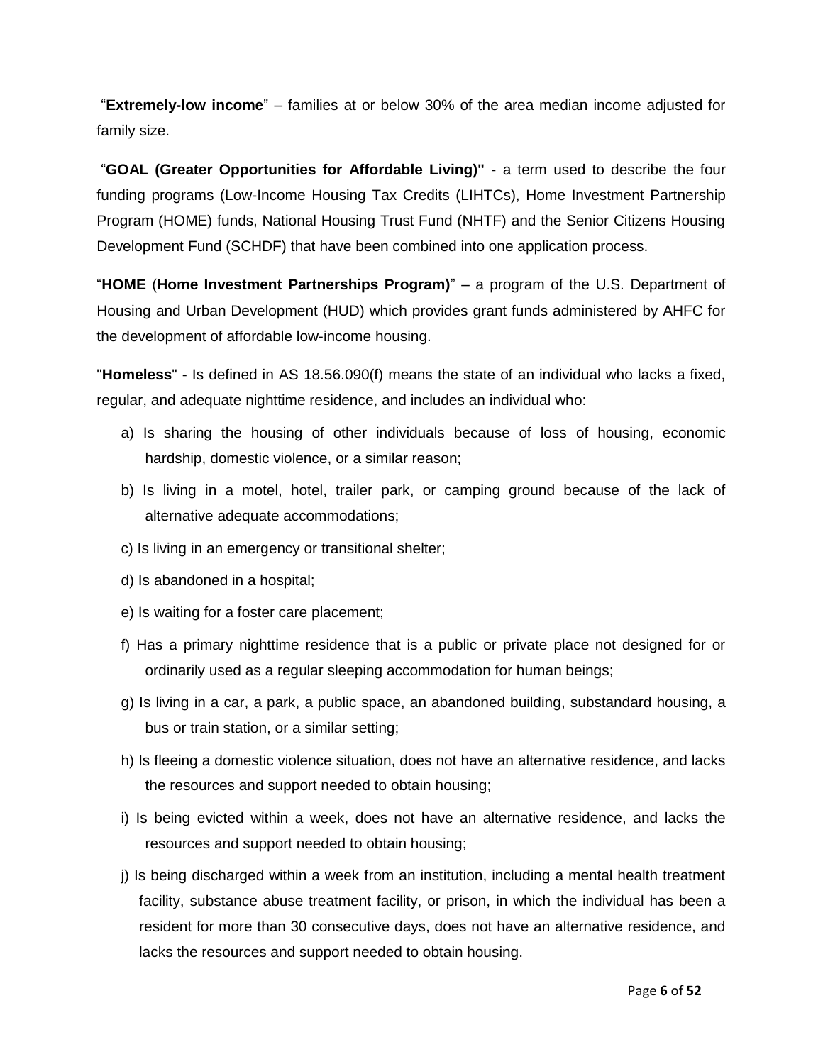"**Extremely-low income**" – families at or below 30% of the area median income adjusted for family size.

"**GOAL (Greater Opportunities for Affordable Living)"** - a term used to describe the four funding programs (Low-Income Housing Tax Credits (LIHTCs), Home Investment Partnership Program (HOME) funds, National Housing Trust Fund (NHTF) and the Senior Citizens Housing Development Fund (SCHDF) that have been combined into one application process.

"**HOME** (**Home Investment Partnerships Program)**" – a program of the U.S. Department of Housing and Urban Development (HUD) which provides grant funds administered by AHFC for the development of affordable low-income housing.

"**Homeless**" - Is defined in AS 18.56.090(f) means the state of an individual who lacks a fixed, regular, and adequate nighttime residence, and includes an individual who:

a) Is sharing the housing of other individuals because of loss of housing, economic hardship, domestic violence, or a similar reason;

b) Is living in a motel, hotel, trailer park, or camping ground because of the lack of alternative adequate accommodations;

c) Is living in an emergency or transitional shelter;

d) Is abandoned in a hospital;

e) Is waiting for a foster care placement;

f) Has a primary nighttime residence that is a public or private place not designed for or ordinarily used as a regular sleeping accommodation for human beings;

g) Is living in a car, a park, a public space, an abandoned building, substandard housing, a bus or train station, or a similar setting;

h) Is fleeing a domestic violence situation, does not have an alternative residence, and lacks the resources and support needed to obtain housing;

i) Is being evicted within a week, does not have an alternative residence, and lacks the resources and support needed to obtain housing;

j) Is being discharged within a week from an institution, including a mental health treatment facility, substance abuse treatment facility, or prison, in which the individual has been a resident for more than 30 consecutive days, does not have an alternative residence, and lacks the resources and support needed to obtain housing.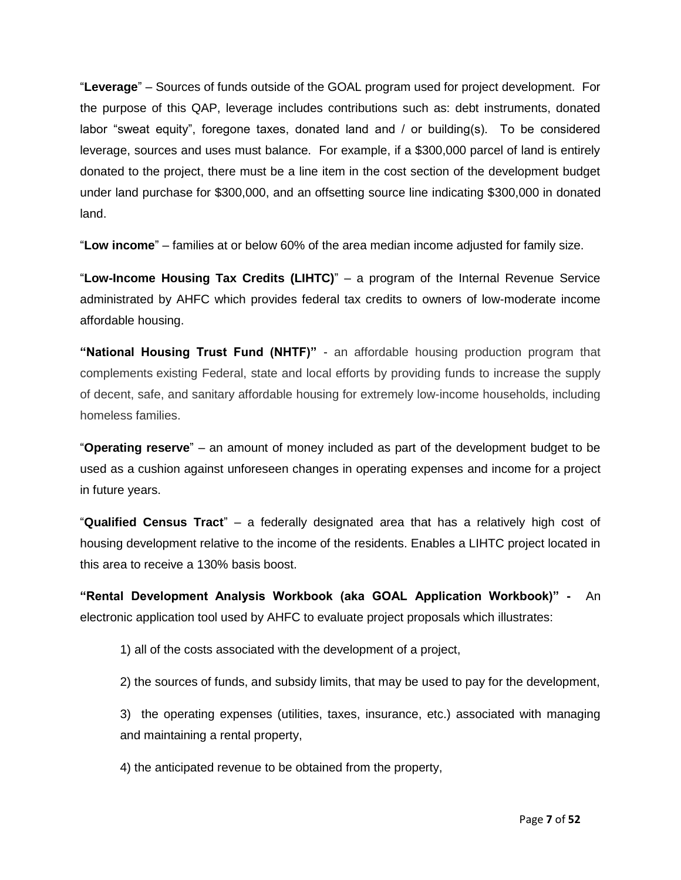"**Leverage**" – Sources of funds outside of the GOAL program used for project development. For the purpose of this QAP, leverage includes contributions such as: debt instruments, donated labor "sweat equity", foregone taxes, donated land and / or building(s). To be considered leverage, sources and uses must balance. For example, if a $300,000 parcel of land is entirely donated to the project, there must be a line item in the cost section of the development budget under land purchase for $300,000, and an offsetting source line indicating $300,000 in donated land.

"**Low income**" – families at or below 60% of the area median income adjusted for family size.

"**Low-Income Housing Tax Credits (LIHTC)**" – a program of the Internal Revenue Service administrated by AHFC which provides federal tax credits to owners of low-moderate income affordable housing.

**"National Housing Trust Fund (NHTF)"** - an affordable housing production program that complements existing Federal, state and local efforts by providing funds to increase the supply of decent, safe, and sanitary affordable housing for extremely low-income households, including homeless families.

"**Operating reserve**" – an amount of money included as part of the development budget to be used as a cushion against unforeseen changes in operating expenses and income for a project in future years.

"**Qualified Census Tract**" – a federally designated area that has a relatively high cost of housing development relative to the income of the residents. Enables a LIHTC project located in this area to receive a 130% basis boost.

**"Rental Development Analysis Workbook (aka GOAL Application Workbook)" -** An electronic application tool used by AHFC to evaluate project proposals which illustrates:

1) all of the costs associated with the development of a project,

2) the sources of funds, and subsidy limits, that may be used to pay for the development,

3) the operating expenses (utilities, taxes, insurance, etc.) associated with managing and maintaining a rental property,

4) the anticipated revenue to be obtained from the property,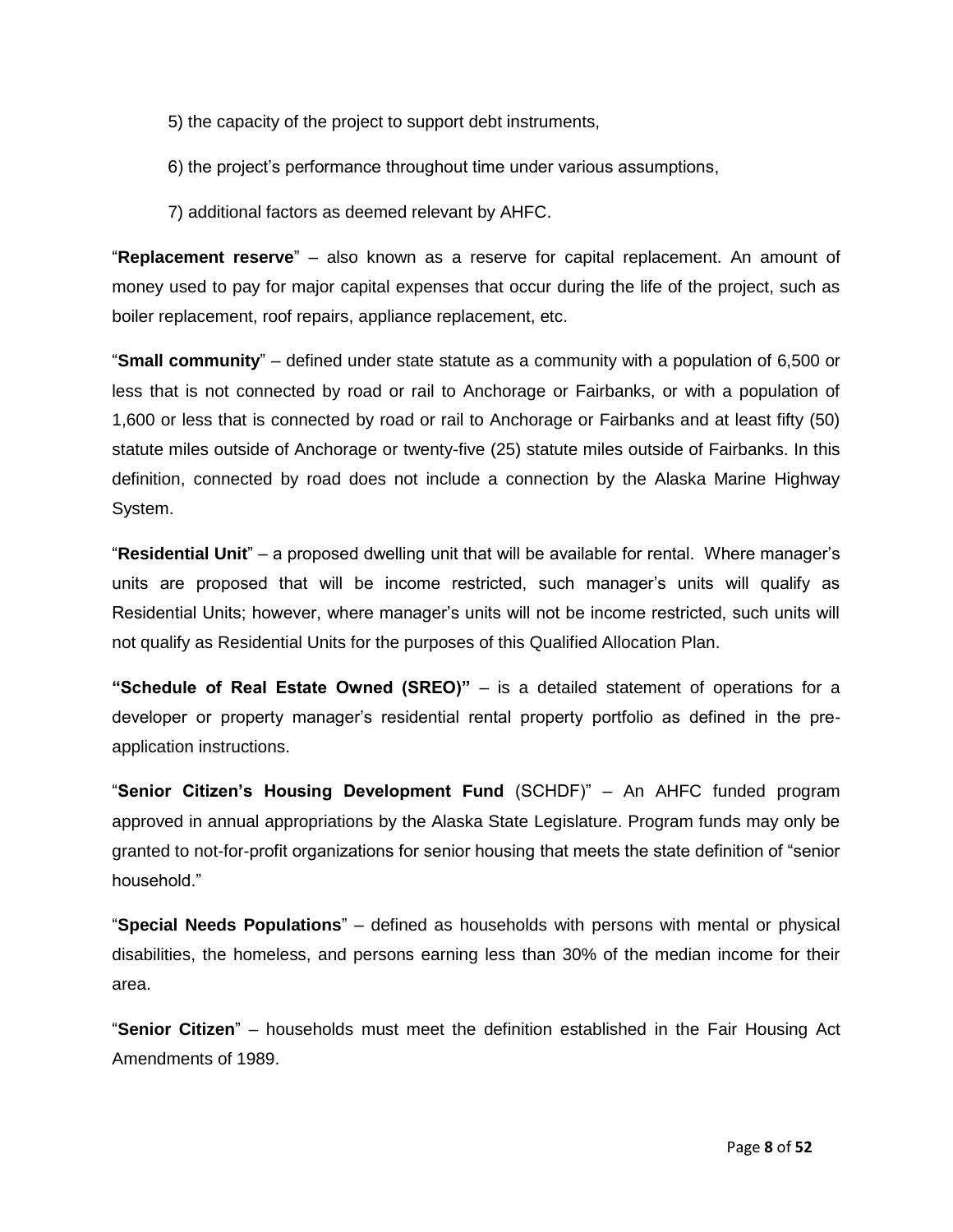5) the capacity of the project to support debt instruments,

6) the project's performance throughout time under various assumptions,

7) additional factors as deemed relevant by AHFC.

"**Replacement reserve**" – also known as a reserve for capital replacement. An amount of money used to pay for major capital expenses that occur during the life of the project, such as boiler replacement, roof repairs, appliance replacement, etc.

"**Small community**" – defined under state statute as a community with a population of 6,500 or less that is not connected by road or rail to Anchorage or Fairbanks, or with a population of 1,600 or less that is connected by road or rail to Anchorage or Fairbanks and at least fifty (50) statute miles outside of Anchorage or twenty-five (25) statute miles outside of Fairbanks. In this definition, connected by road does not include a connection by the Alaska Marine Highway System.

"**Residential Unit**" – a proposed dwelling unit that will be available for rental. Where manager's units are proposed that will be income restricted, such manager's units will qualify as Residential Units; however, where manager's units will not be income restricted, such units will not qualify as Residential Units for the purposes of this Qualified Allocation Plan.

**"Schedule of Real Estate Owned (SREO)"** – is a detailed statement of operations for a developer or property manager's residential rental property portfolio as defined in the pre-application instructions.

"**Senior Citizen's Housing Development Fund** (SCHDF)" – An AHFC funded program approved in annual appropriations by the Alaska State Legislature. Program funds may only be granted to not-for-profit organizations for senior housing that meets the state definition of "senior household."

"**Special Needs Populations**" – defined as households with persons with mental or physical disabilities, the homeless, and persons earning less than 30% of the median income for their area.

"**Senior Citizen**" – households must meet the definition established in the Fair Housing Act Amendments of 1989.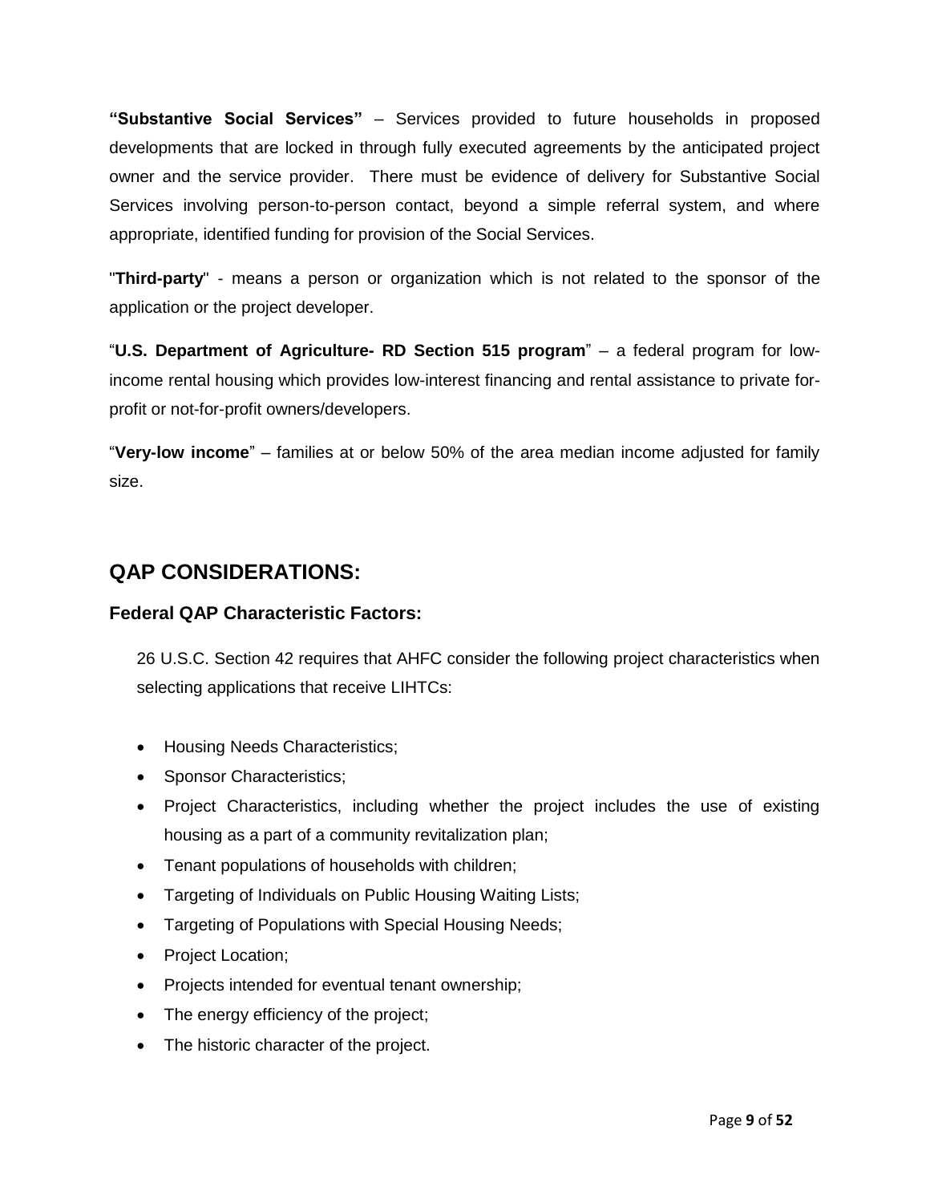**"Substantive Social Services"** – Services provided to future households in proposed developments that are locked in through fully executed agreements by the anticipated project owner and the service provider. There must be evidence of delivery for Substantive Social Services involving person-to-person contact, beyond a simple referral system, and where appropriate, identified funding for provision of the Social Services.

"**Third-party**" - means a person or organization which is not related to the sponsor of the application or the project developer.

"**U.S. Department of Agriculture- RD Section 515 program**" – a federal program for low-income rental housing which provides low-interest financing and rental assistance to private for-profit or not-for-profit owners/developers.

"**Very-low income**" – families at or below 50% of the area median income adjusted for family size.

## QAP CONSIDERATIONS:

### Federal QAP Characteristic Factors:

26 U.S.C. Section 42 requires that AHFC consider the following project characteristics when selecting applications that receive LIHTCs:

- Housing Needs Characteristics;
- Sponsor Characteristics;
- Project Characteristics, including whether the project includes the use of existing housing as a part of a community revitalization plan;
- Tenant populations of households with children;
- Targeting of Individuals on Public Housing Waiting Lists;
- Targeting of Populations with Special Housing Needs;
- Project Location;
- Projects intended for eventual tenant ownership;
- The energy efficiency of the project;
- The historic character of the project.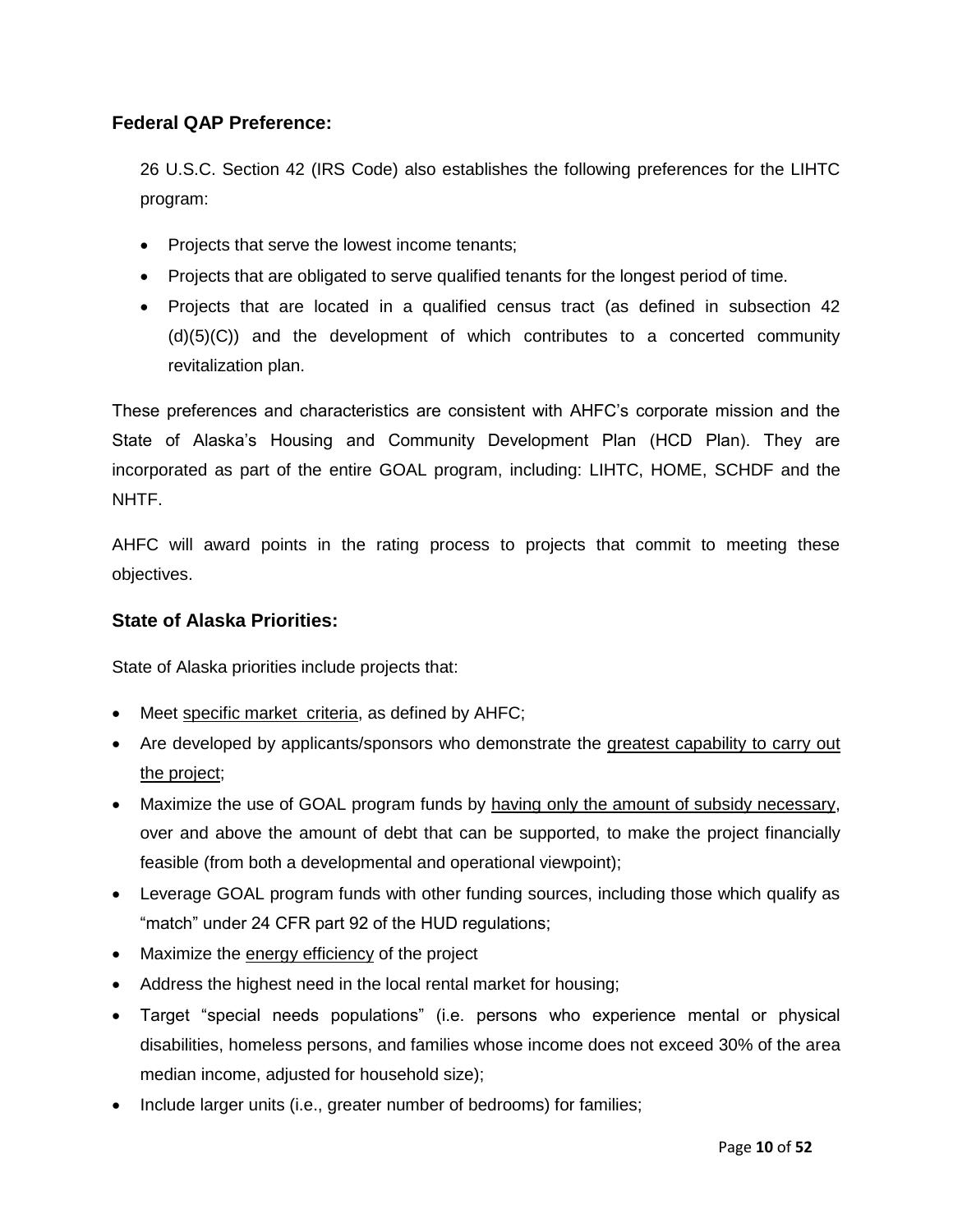### Federal QAP Preference:

26 U.S.C. Section 42 (IRS Code) also establishes the following preferences for the LIHTC program:

- Projects that serve the lowest income tenants;
- Projects that are obligated to serve qualified tenants for the longest period of time.
- Projects that are located in a qualified census tract (as defined in subsection 42 (d)(5)(C)) and the development of which contributes to a concerted community revitalization plan.

These preferences and characteristics are consistent with AHFC's corporate mission and the State of Alaska's Housing and Community Development Plan (HCD Plan). They are incorporated as part of the entire GOAL program, including: LIHTC, HOME, SCHDF and the NHTF.

AHFC will award points in the rating process to projects that commit to meeting these objectives.

### State of Alaska Priorities:

State of Alaska priorities include projects that:

- Meet specific market criteria, as defined by AHFC;
- Are developed by applicants/sponsors who demonstrate the greatest capability to carry out the project;
- Maximize the use of GOAL program funds by having only the amount of subsidy necessary, over and above the amount of debt that can be supported, to make the project financially feasible (from both a developmental and operational viewpoint);
- Leverage GOAL program funds with other funding sources, including those which qualify as "match" under 24 CFR part 92 of the HUD regulations;
- Maximize the energy efficiency of the project
- Address the highest need in the local rental market for housing;
- Target "special needs populations" (i.e. persons who experience mental or physical disabilities, homeless persons, and families whose income does not exceed 30% of the area median income, adjusted for household size);
- Include larger units (i.e., greater number of bedrooms) for families;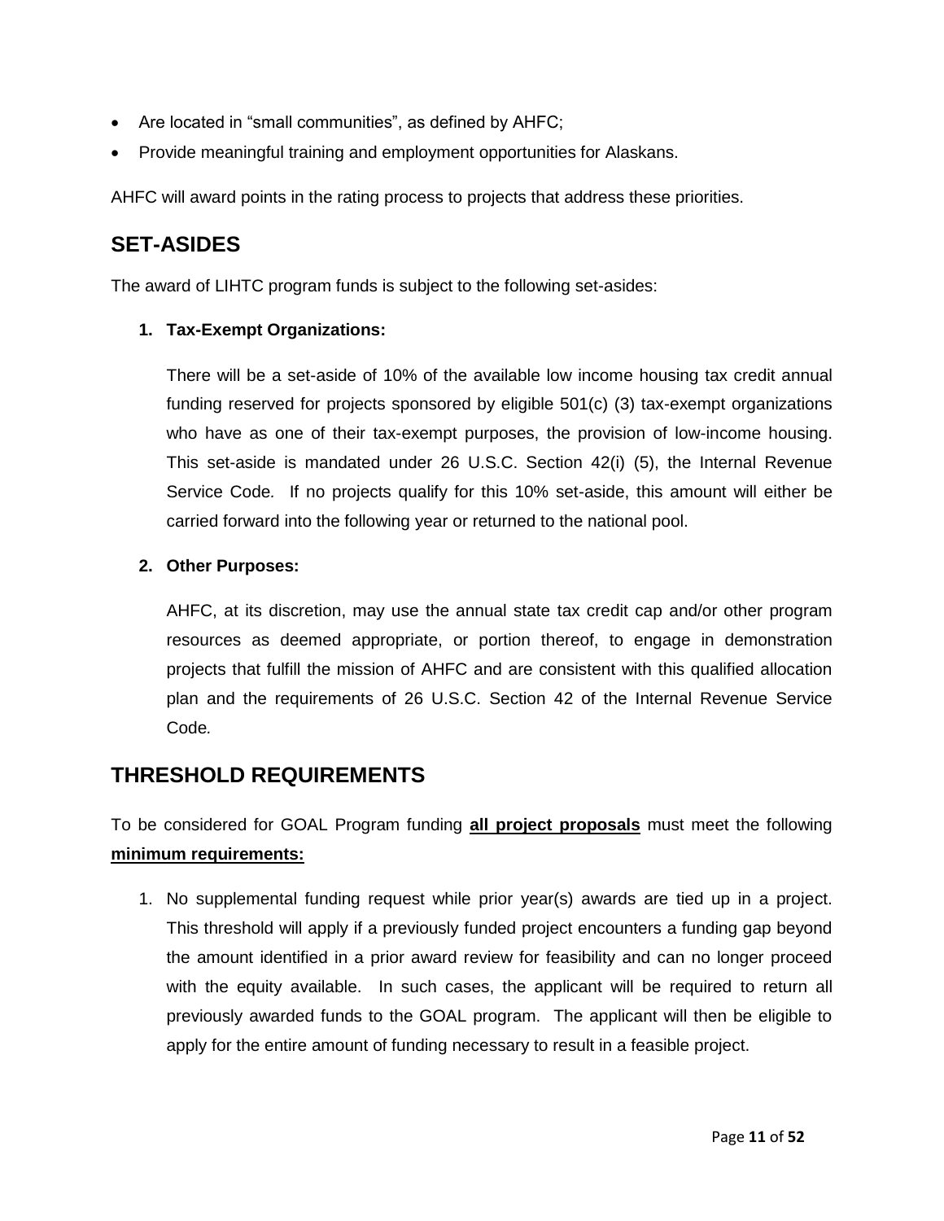- Are located in "small communities", as defined by AHFC;
- Provide meaningful training and employment opportunities for Alaskans.

AHFC will award points in the rating process to projects that address these priorities.

## SET-ASIDES

The award of LIHTC program funds is subject to the following set-asides:

1. **Tax-Exempt Organizations:**

   There will be a set-aside of 10% of the available low income housing tax credit annual funding reserved for projects sponsored by eligible 501(c) (3) tax-exempt organizations who have as one of their tax-exempt purposes, the provision of low-income housing. This set-aside is mandated under 26 U.S.C. Section 42(i) (5), the Internal Revenue Service Code. If no projects qualify for this 10% set-aside, this amount will either be carried forward into the following year or returned to the national pool.

2. **Other Purposes:**

   AHFC, at its discretion, may use the annual state tax credit cap and/or other program resources as deemed appropriate, or portion thereof, to engage in demonstration projects that fulfill the mission of AHFC and are consistent with this qualified allocation plan and the requirements of 26 U.S.C. Section 42 of the Internal Revenue Service Code.

## THRESHOLD REQUIREMENTS

To be considered for GOAL Program funding **all project proposals** must meet the following **minimum requirements:**

1. No supplemental funding request while prior year(s) awards are tied up in a project. This threshold will apply if a previously funded project encounters a funding gap beyond the amount identified in a prior award review for feasibility and can no longer proceed with the equity available. In such cases, the applicant will be required to return all previously awarded funds to the GOAL program. The applicant will then be eligible to apply for the entire amount of funding necessary to result in a feasible project.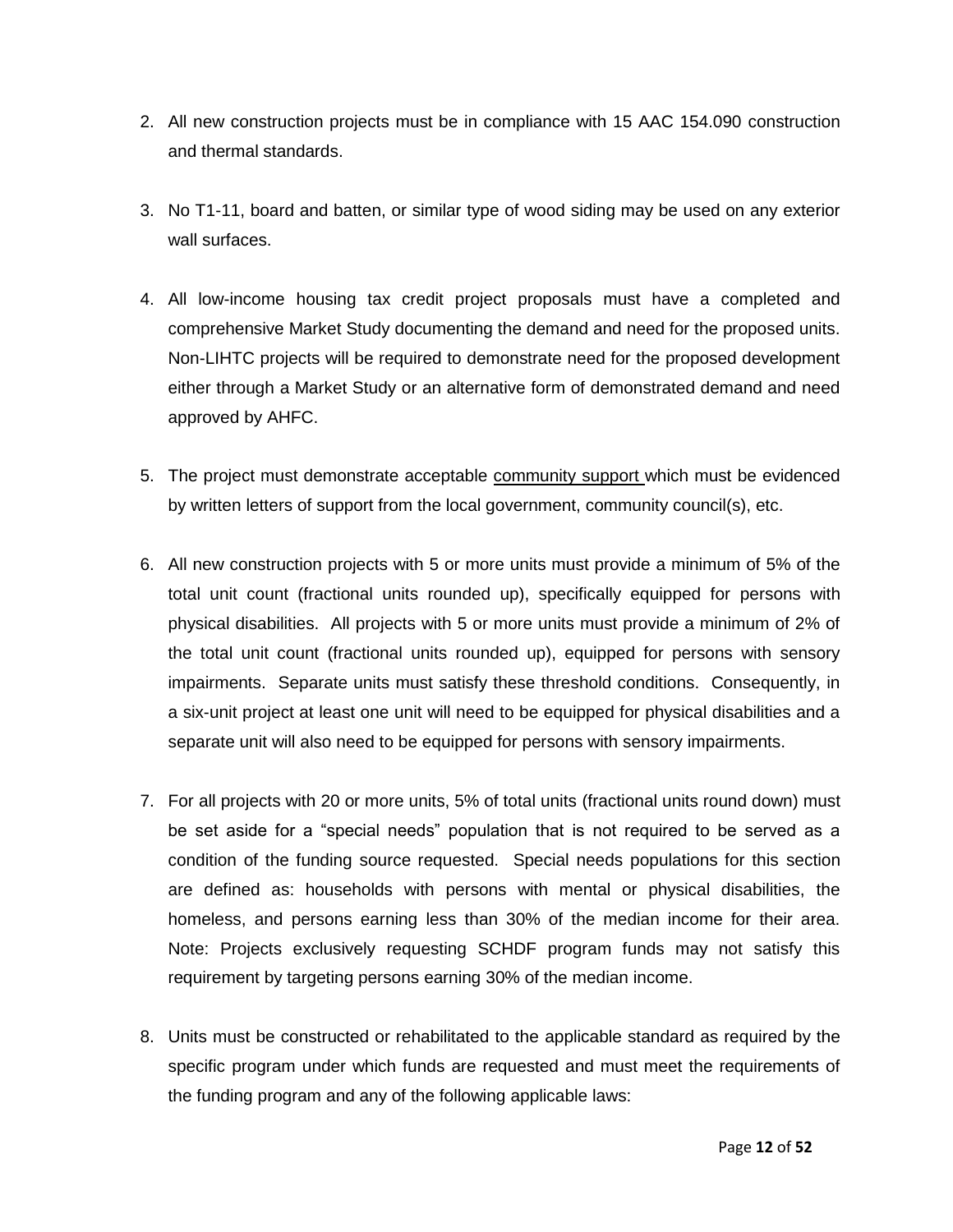2. All new construction projects must be in compliance with 15 AAC 154.090 construction and thermal standards.

3. No T1-11, board and batten, or similar type of wood siding may be used on any exterior wall surfaces.

4. All low-income housing tax credit project proposals must have a completed and comprehensive Market Study documenting the demand and need for the proposed units. Non-LIHTC projects will be required to demonstrate need for the proposed development either through a Market Study or an alternative form of demonstrated demand and need approved by AHFC.

5. The project must demonstrate acceptable <u>community support</u> which must be evidenced by written letters of support from the local government, community council(s), etc.

6. All new construction projects with 5 or more units must provide a minimum of 5% of the total unit count (fractional units rounded up), specifically equipped for persons with physical disabilities. All projects with 5 or more units must provide a minimum of 2% of the total unit count (fractional units rounded up), equipped for persons with sensory impairments. Separate units must satisfy these threshold conditions. Consequently, in a six-unit project at least one unit will need to be equipped for physical disabilities and a separate unit will also need to be equipped for persons with sensory impairments.

7. For all projects with 20 or more units, 5% of total units (fractional units round down) must be set aside for a "special needs" population that is not required to be served as a condition of the funding source requested. Special needs populations for this section are defined as: households with persons with mental or physical disabilities, the homeless, and persons earning less than 30% of the median income for their area. Note: Projects exclusively requesting SCHDF program funds may not satisfy this requirement by targeting persons earning 30% of the median income.

8. Units must be constructed or rehabilitated to the applicable standard as required by the specific program under which funds are requested and must meet the requirements of the funding program and any of the following applicable laws: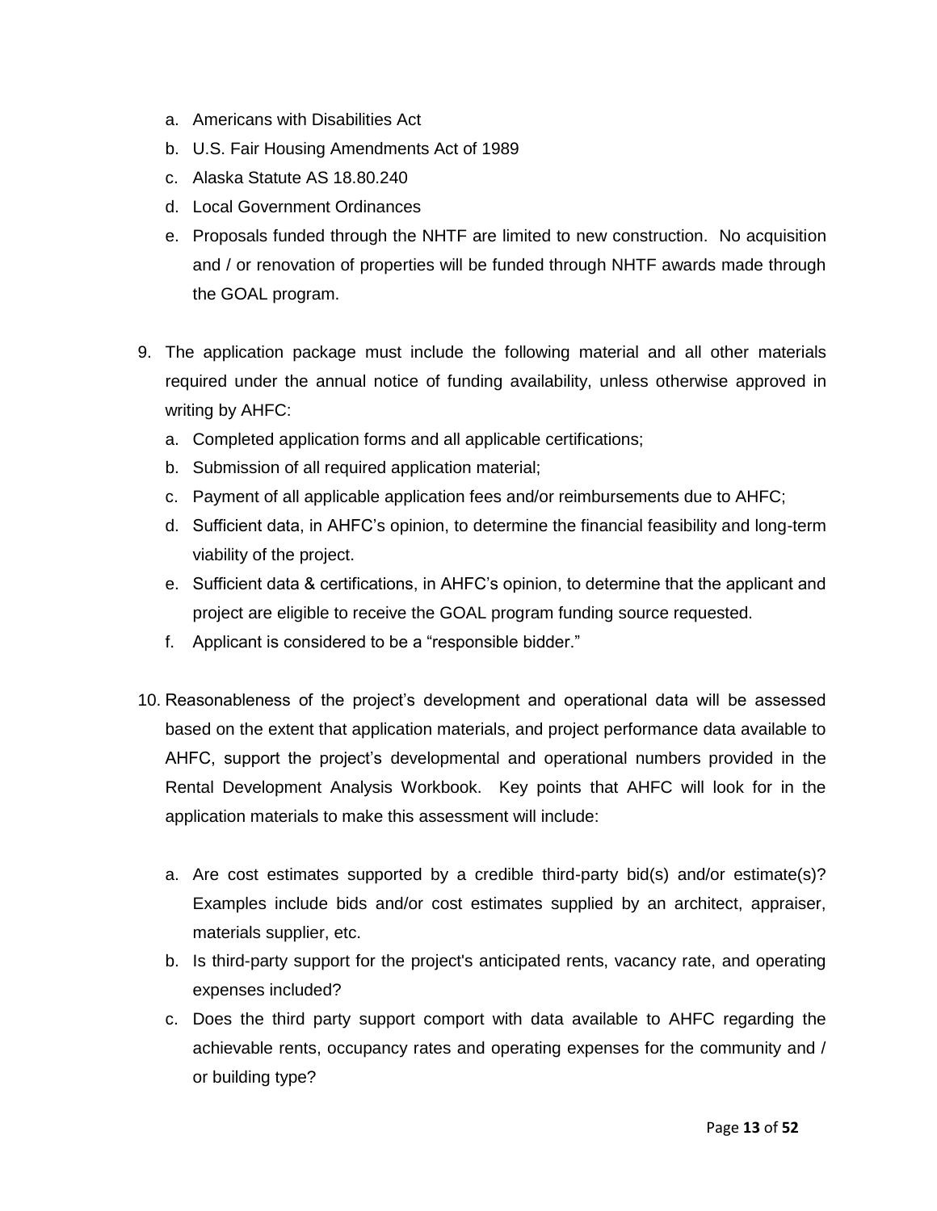a. Americans with Disabilities Act
   b. U.S. Fair Housing Amendments Act of 1989
   c. Alaska Statute AS 18.80.240
   d. Local Government Ordinances
   e. Proposals funded through the NHTF are limited to new construction. No acquisition and / or renovation of properties will be funded through NHTF awards made through the GOAL program.

9. The application package must include the following material and all other materials required under the annual notice of funding availability, unless otherwise approved in writing by AHFC:
   a. Completed application forms and all applicable certifications;
   b. Submission of all required application material;
   c. Payment of all applicable application fees and/or reimbursements due to AHFC;
   d. Sufficient data, in AHFC's opinion, to determine the financial feasibility and long-term viability of the project.
   e. Sufficient data & certifications, in AHFC's opinion, to determine that the applicant and project are eligible to receive the GOAL program funding source requested.
   f. Applicant is considered to be a "responsible bidder."

10. Reasonableness of the project's development and operational data will be assessed based on the extent that application materials, and project performance data available to AHFC, support the project's developmental and operational numbers provided in the Rental Development Analysis Workbook. Key points that AHFC will look for in the application materials to make this assessment will include:

    a. Are cost estimates supported by a credible third-party bid(s) and/or estimate(s)? Examples include bids and/or cost estimates supplied by an architect, appraiser, materials supplier, etc.
    b. Is third-party support for the project's anticipated rents, vacancy rate, and operating expenses included?
    c. Does the third party support comport with data available to AHFC regarding the achievable rents, occupancy rates and operating expenses for the community and / or building type?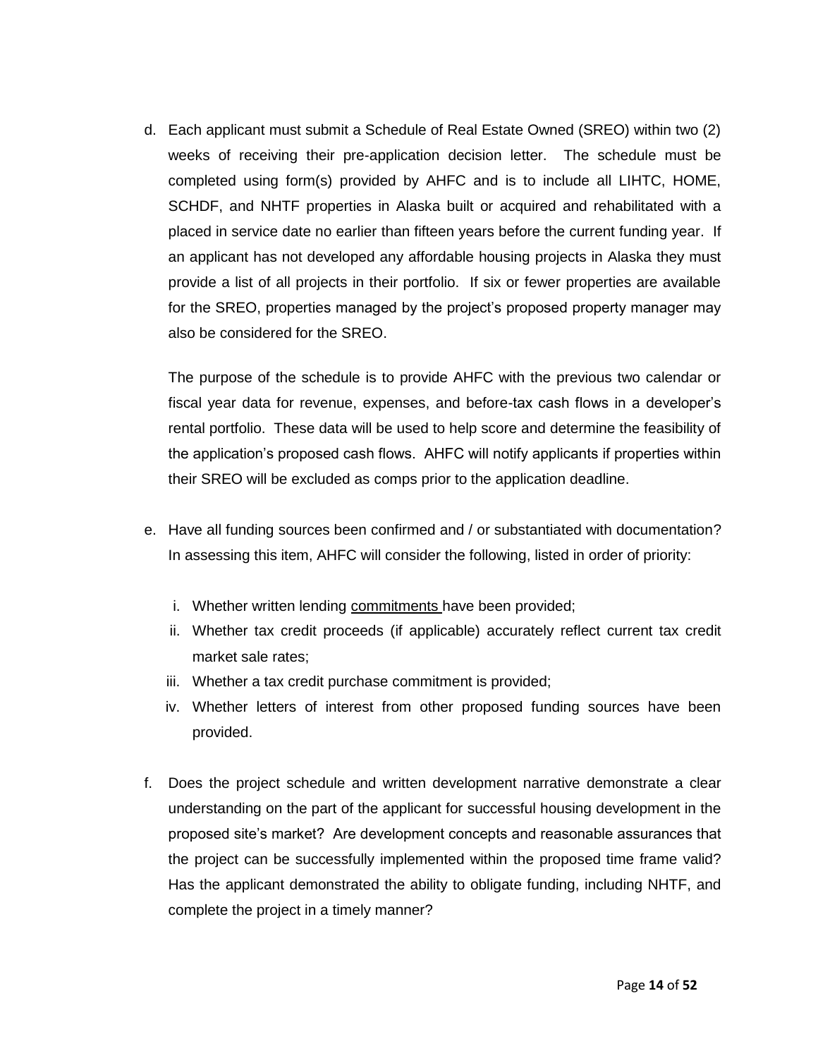d. Each applicant must submit a Schedule of Real Estate Owned (SREO) within two (2) weeks of receiving their pre-application decision letter. The schedule must be completed using form(s) provided by AHFC and is to include all LIHTC, HOME, SCHDF, and NHTF properties in Alaska built or acquired and rehabilitated with a placed in service date no earlier than fifteen years before the current funding year. If an applicant has not developed any affordable housing projects in Alaska they must provide a list of all projects in their portfolio. If six or fewer properties are available for the SREO, properties managed by the project's proposed property manager may also be considered for the SREO.

   The purpose of the schedule is to provide AHFC with the previous two calendar or fiscal year data for revenue, expenses, and before-tax cash flows in a developer's rental portfolio. These data will be used to help score and determine the feasibility of the application's proposed cash flows. AHFC will notify applicants if properties within their SREO will be excluded as comps prior to the application deadline.

e. Have all funding sources been confirmed and / or substantiated with documentation? In assessing this item, AHFC will consider the following, listed in order of priority:

   i. Whether written lending <u>commitments</u> have been provided;
   ii. Whether tax credit proceeds (if applicable) accurately reflect current tax credit market sale rates;
   iii. Whether a tax credit purchase commitment is provided;
   iv. Whether letters of interest from other proposed funding sources have been provided.

f. Does the project schedule and written development narrative demonstrate a clear understanding on the part of the applicant for successful housing development in the proposed site's market? Are development concepts and reasonable assurances that the project can be successfully implemented within the proposed time frame valid? Has the applicant demonstrated the ability to obligate funding, including NHTF, and complete the project in a timely manner?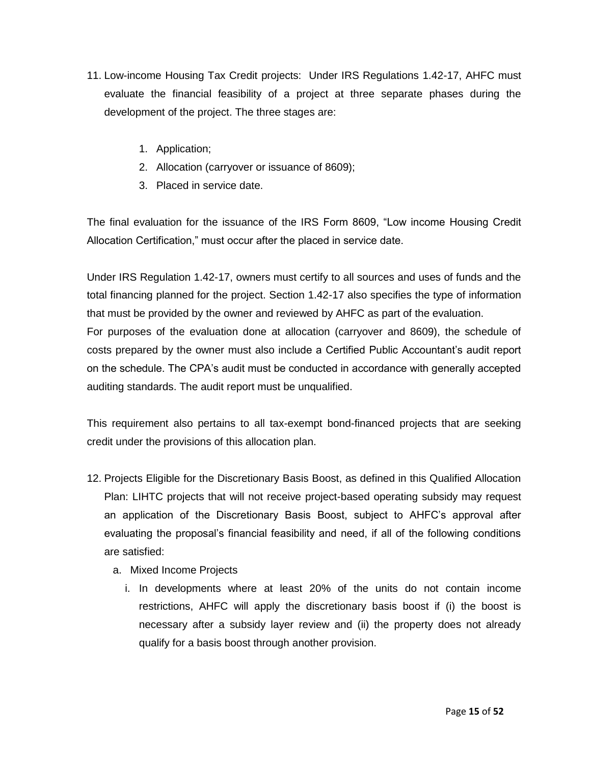11. Low-income Housing Tax Credit projects: Under IRS Regulations 1.42-17, AHFC must evaluate the financial feasibility of a project at three separate phases during the development of the project. The three stages are:

    1. Application;
    2. Allocation (carryover or issuance of 8609);
    3. Placed in service date.

The final evaluation for the issuance of the IRS Form 8609, "Low income Housing Credit Allocation Certification," must occur after the placed in service date.

Under IRS Regulation 1.42-17, owners must certify to all sources and uses of funds and the total financing planned for the project. Section 1.42-17 also specifies the type of information that must be provided by the owner and reviewed by AHFC as part of the evaluation.
For purposes of the evaluation done at allocation (carryover and 8609), the schedule of costs prepared by the owner must also include a Certified Public Accountant's audit report on the schedule. The CPA's audit must be conducted in accordance with generally accepted auditing standards. The audit report must be unqualified.

This requirement also pertains to all tax-exempt bond-financed projects that are seeking credit under the provisions of this allocation plan.

12. Projects Eligible for the Discretionary Basis Boost, as defined in this Qualified Allocation Plan: LIHTC projects that will not receive project-based operating subsidy may request an application of the Discretionary Basis Boost, subject to AHFC's approval after evaluating the proposal's financial feasibility and need, if all of the following conditions are satisfied:
    a. Mixed Income Projects
        i. In developments where at least 20% of the units do not contain income restrictions, AHFC will apply the discretionary basis boost if (i) the boost is necessary after a subsidy layer review and (ii) the property does not already qualify for a basis boost through another provision.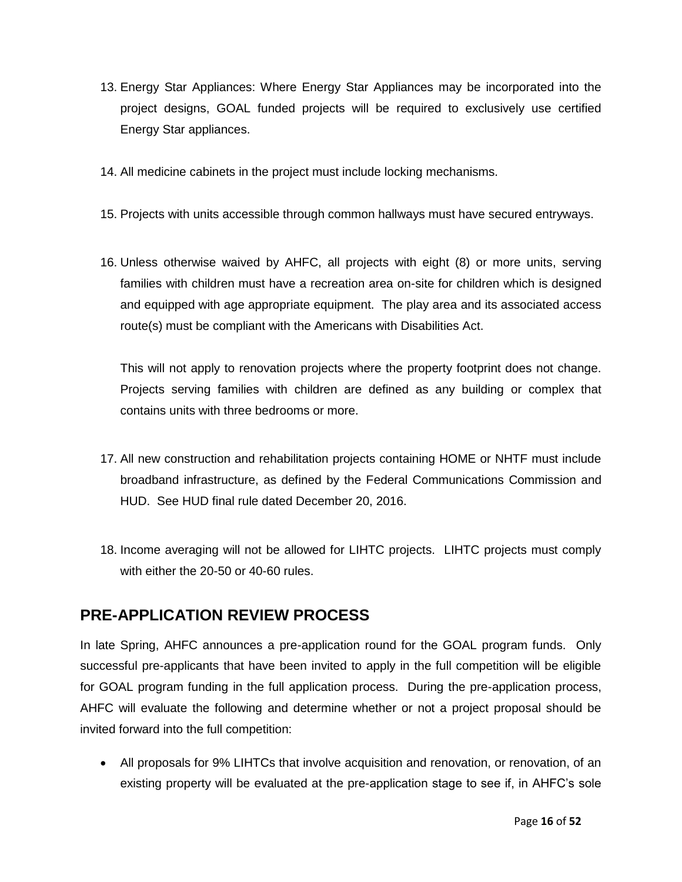13. Energy Star Appliances: Where Energy Star Appliances may be incorporated into the project designs, GOAL funded projects will be required to exclusively use certified Energy Star appliances.

14. All medicine cabinets in the project must include locking mechanisms.

15. Projects with units accessible through common hallways must have secured entryways.

16. Unless otherwise waived by AHFC, all projects with eight (8) or more units, serving families with children must have a recreation area on-site for children which is designed and equipped with age appropriate equipment. The play area and its associated access route(s) must be compliant with the Americans with Disabilities Act.

    This will not apply to renovation projects where the property footprint does not change. Projects serving families with children are defined as any building or complex that contains units with three bedrooms or more.

17. All new construction and rehabilitation projects containing HOME or NHTF must include broadband infrastructure, as defined by the Federal Communications Commission and HUD. See HUD final rule dated December 20, 2016.

18. Income averaging will not be allowed for LIHTC projects. LIHTC projects must comply with either the 20-50 or 40-60 rules.

## PRE-APPLICATION REVIEW PROCESS

In late Spring, AHFC announces a pre-application round for the GOAL program funds. Only successful pre-applicants that have been invited to apply in the full competition will be eligible for GOAL program funding in the full application process. During the pre-application process, AHFC will evaluate the following and determine whether or not a project proposal should be invited forward into the full competition:

- All proposals for 9% LIHTCs that involve acquisition and renovation, or renovation, of an existing property will be evaluated at the pre-application stage to see if, in AHFC's sole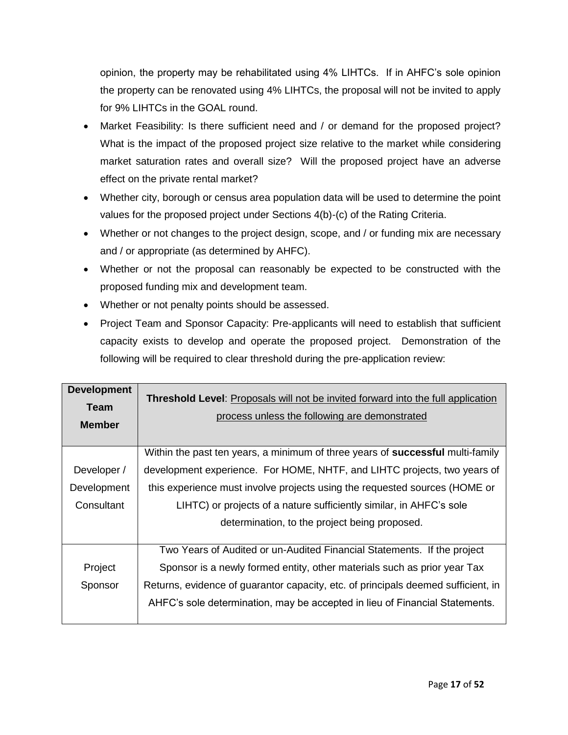opinion, the property may be rehabilitated using 4% LIHTCs. If in AHFC's sole opinion the property can be renovated using 4% LIHTCs, the proposal will not be invited to apply for 9% LIHTCs in the GOAL round.

- Market Feasibility: Is there sufficient need and / or demand for the proposed project? What is the impact of the proposed project size relative to the market while considering market saturation rates and overall size? Will the proposed project have an adverse effect on the private rental market?
- Whether city, borough or census area population data will be used to determine the point values for the proposed project under Sections 4(b)-(c) of the Rating Criteria.
- Whether or not changes to the project design, scope, and / or funding mix are necessary and / or appropriate (as determined by AHFC).
- Whether or not the proposal can reasonably be expected to be constructed with the proposed funding mix and development team.
- Whether or not penalty points should be assessed.
- Project Team and Sponsor Capacity: Pre-applicants will need to establish that sufficient capacity exists to develop and operate the proposed project. Demonstration of the following will be required to clear threshold during the pre-application review:

| **Development Team Member** | **Threshold Level**: Proposals will not be invited forward into the full application process unless the following are demonstrated |
|---|---|
| Developer / Development Consultant | Within the past ten years, a minimum of three years of **successful** multi-family development experience. For HOME, NHTF, and LIHTC projects, two years of this experience must involve projects using the requested sources (HOME or LIHTC) or projects of a nature sufficiently similar, in AHFC's sole determination, to the project being proposed. |
| Project Sponsor | Two Years of Audited or un-Audited Financial Statements. If the project Sponsor is a newly formed entity, other materials such as prior year Tax Returns, evidence of guarantor capacity, etc. of principals deemed sufficient, in AHFC's sole determination, may be accepted in lieu of Financial Statements. |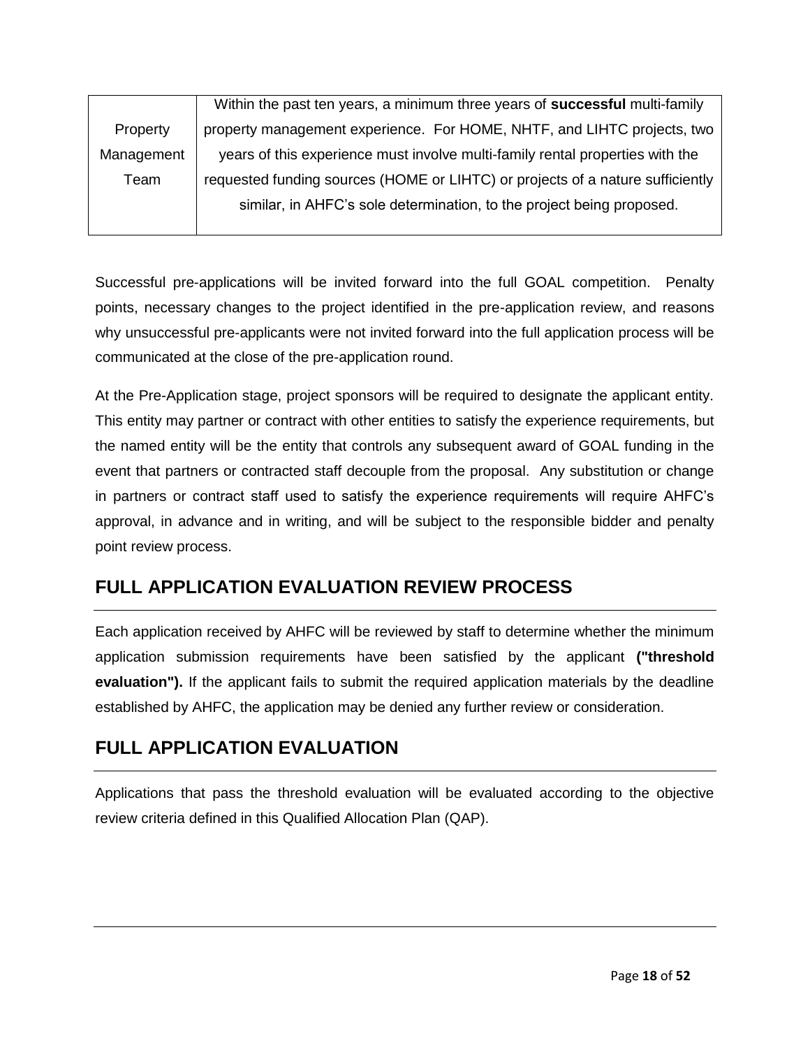| Property Management Team | Within the past ten years, a minimum three years of **successful** multi-family property management experience. For HOME, NHTF, and LIHTC projects, two years of this experience must involve multi-family rental properties with the requested funding sources (HOME or LIHTC) or projects of a nature sufficiently similar, in AHFC's sole determination, to the project being proposed. |
|---|---|

Successful pre-applications will be invited forward into the full GOAL competition. Penalty points, necessary changes to the project identified in the pre-application review, and reasons why unsuccessful pre-applicants were not invited forward into the full application process will be communicated at the close of the pre-application round.

At the Pre-Application stage, project sponsors will be required to designate the applicant entity. This entity may partner or contract with other entities to satisfy the experience requirements, but the named entity will be the entity that controls any subsequent award of GOAL funding in the event that partners or contracted staff decouple from the proposal. Any substitution or change in partners or contract staff used to satisfy the experience requirements will require AHFC's approval, in advance and in writing, and will be subject to the responsible bidder and penalty point review process.

## FULL APPLICATION EVALUATION REVIEW PROCESS

Each application received by AHFC will be reviewed by staff to determine whether the minimum application submission requirements have been satisfied by the applicant **("threshold evaluation").** If the applicant fails to submit the required application materials by the deadline established by AHFC, the application may be denied any further review or consideration.

## FULL APPLICATION EVALUATION

Applications that pass the threshold evaluation will be evaluated according to the objective review criteria defined in this Qualified Allocation Plan (QAP).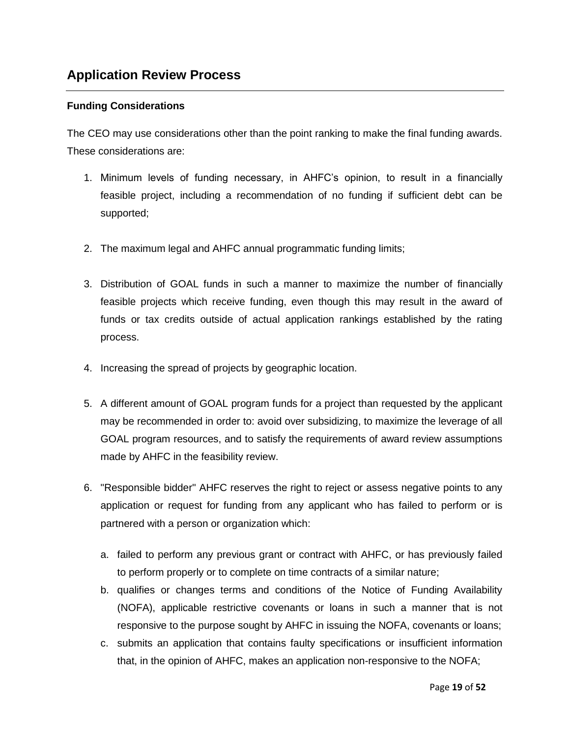## Application Review Process

### Funding Considerations

The CEO may use considerations other than the point ranking to make the final funding awards. These considerations are:

1. Minimum levels of funding necessary, in AHFC's opinion, to result in a financially feasible project, including a recommendation of no funding if sufficient debt can be supported;

2. The maximum legal and AHFC annual programmatic funding limits;

3. Distribution of GOAL funds in such a manner to maximize the number of financially feasible projects which receive funding, even though this may result in the award of funds or tax credits outside of actual application rankings established by the rating process.

4. Increasing the spread of projects by geographic location.

5. A different amount of GOAL program funds for a project than requested by the applicant may be recommended in order to: avoid over subsidizing, to maximize the leverage of all GOAL program resources, and to satisfy the requirements of award review assumptions made by AHFC in the feasibility review.

6. "Responsible bidder" AHFC reserves the right to reject or assess negative points to any application or request for funding from any applicant who has failed to perform or is partnered with a person or organization which:

   a. failed to perform any previous grant or contract with AHFC, or has previously failed to perform properly or to complete on time contracts of a similar nature;
   b. qualifies or changes terms and conditions of the Notice of Funding Availability (NOFA), applicable restrictive covenants or loans in such a manner that is not responsive to the purpose sought by AHFC in issuing the NOFA, covenants or loans;
   c. submits an application that contains faulty specifications or insufficient information that, in the opinion of AHFC, makes an application non-responsive to the NOFA;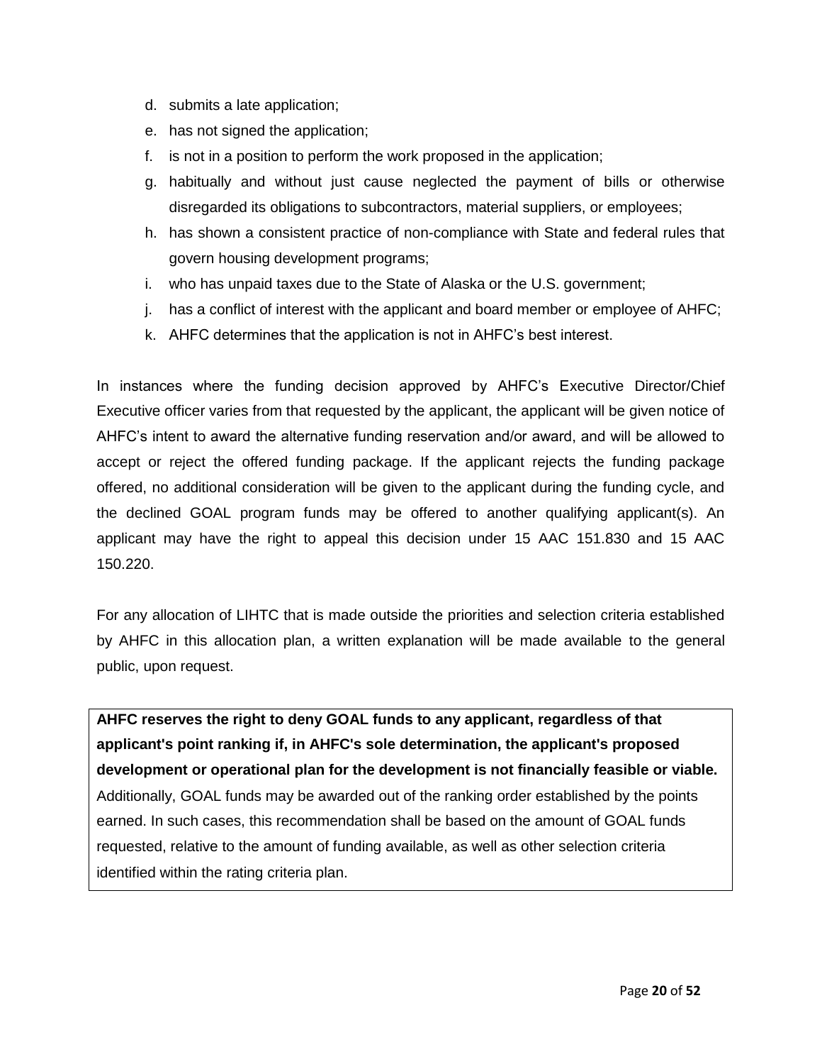d. submits a late application;
e. has not signed the application;
f. is not in a position to perform the work proposed in the application;
g. habitually and without just cause neglected the payment of bills or otherwise disregarded its obligations to subcontractors, material suppliers, or employees;
h. has shown a consistent practice of non-compliance with State and federal rules that govern housing development programs;
i. who has unpaid taxes due to the State of Alaska or the U.S. government;
j. has a conflict of interest with the applicant and board member or employee of AHFC;
k. AHFC determines that the application is not in AHFC's best interest.

In instances where the funding decision approved by AHFC's Executive Director/Chief Executive officer varies from that requested by the applicant, the applicant will be given notice of AHFC's intent to award the alternative funding reservation and/or award, and will be allowed to accept or reject the offered funding package. If the applicant rejects the funding package offered, no additional consideration will be given to the applicant during the funding cycle, and the declined GOAL program funds may be offered to another qualifying applicant(s). An applicant may have the right to appeal this decision under 15 AAC 151.830 and 15 AAC 150.220.

For any allocation of LIHTC that is made outside the priorities and selection criteria established by AHFC in this allocation plan, a written explanation will be made available to the general public, upon request.

**AHFC reserves the right to deny GOAL funds to any applicant, regardless of that applicant's point ranking if, in AHFC's sole determination, the applicant's proposed development or operational plan for the development is not financially feasible or viable.** Additionally, GOAL funds may be awarded out of the ranking order established by the points earned. In such cases, this recommendation shall be based on the amount of GOAL funds requested, relative to the amount of funding available, as well as other selection criteria identified within the rating criteria plan.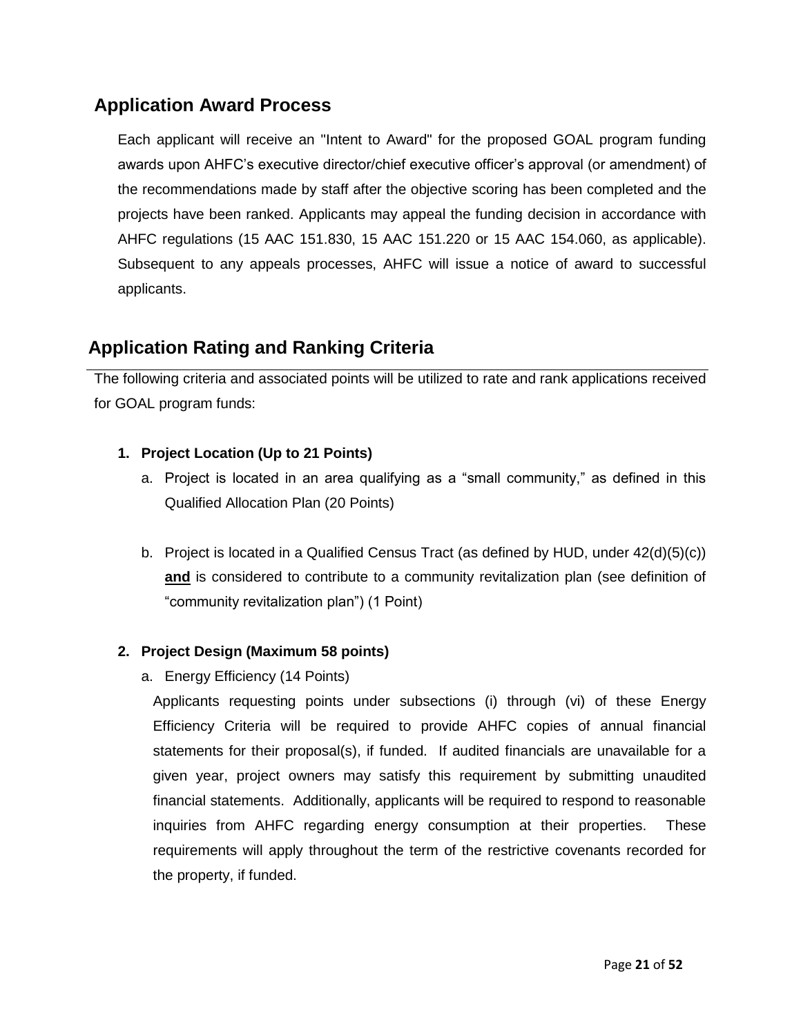## Application Award Process

Each applicant will receive an "Intent to Award" for the proposed GOAL program funding awards upon AHFC's executive director/chief executive officer's approval (or amendment) of the recommendations made by staff after the objective scoring has been completed and the projects have been ranked. Applicants may appeal the funding decision in accordance with AHFC regulations (15 AAC 151.830, 15 AAC 151.220 or 15 AAC 154.060, as applicable). Subsequent to any appeals processes, AHFC will issue a notice of award to successful applicants.

## Application Rating and Ranking Criteria

The following criteria and associated points will be utilized to rate and rank applications received for GOAL program funds:

1. **Project Location (Up to 21 Points)**
   a. Project is located in an area qualifying as a "small community," as defined in this Qualified Allocation Plan (20 Points)

   b. Project is located in a Qualified Census Tract (as defined by HUD, under 42(d)(5)(c)) **and** is considered to contribute to a community revitalization plan (see definition of "community revitalization plan") (1 Point)

2. **Project Design (Maximum 58 points)**
   a. Energy Efficiency (14 Points)

   Applicants requesting points under subsections (i) through (vi) of these Energy Efficiency Criteria will be required to provide AHFC copies of annual financial statements for their proposal(s), if funded. If audited financials are unavailable for a given year, project owners may satisfy this requirement by submitting unaudited financial statements. Additionally, applicants will be required to respond to reasonable inquiries from AHFC regarding energy consumption at their properties. These requirements will apply throughout the term of the restrictive covenants recorded for the property, if funded.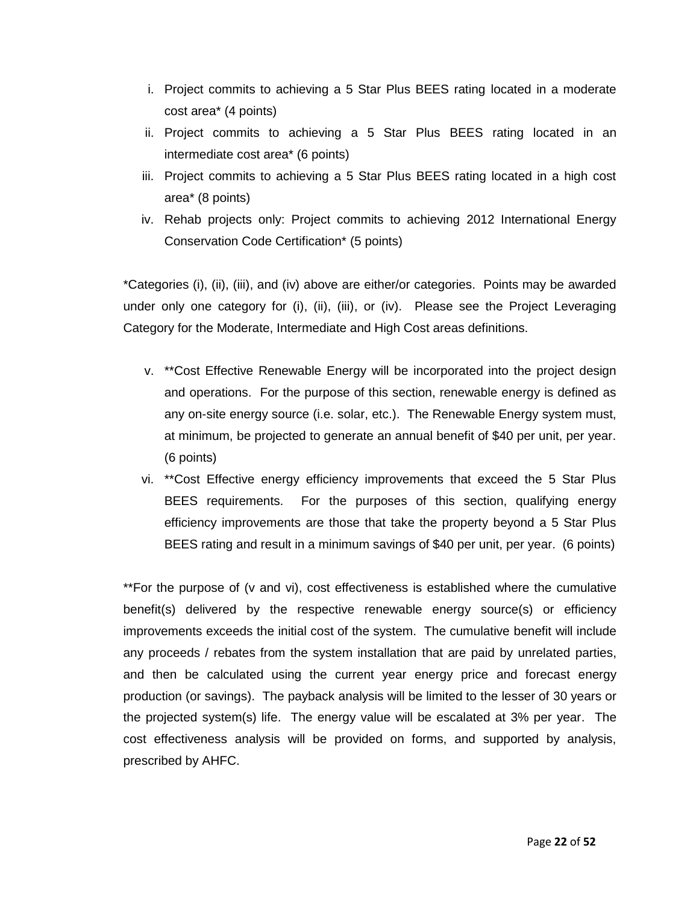i. Project commits to achieving a 5 Star Plus BEES rating located in a moderate cost area* (4 points)
ii. Project commits to achieving a 5 Star Plus BEES rating located in an intermediate cost area* (6 points)
iii. Project commits to achieving a 5 Star Plus BEES rating located in a high cost area* (8 points)
iv. Rehab projects only: Project commits to achieving 2012 International Energy Conservation Code Certification* (5 points)

*Categories (i), (ii), (iii), and (iv) above are either/or categories. Points may be awarded under only one category for (i), (ii), (iii), or (iv). Please see the Project Leveraging Category for the Moderate, Intermediate and High Cost areas definitions.

v. **Cost Effective Renewable Energy will be incorporated into the project design and operations. For the purpose of this section, renewable energy is defined as any on-site energy source (i.e. solar, etc.). The Renewable Energy system must, at minimum, be projected to generate an annual benefit of $40 per unit, per year. (6 points)
vi. **Cost Effective energy efficiency improvements that exceed the 5 Star Plus BEES requirements. For the purposes of this section, qualifying energy efficiency improvements are those that take the property beyond a 5 Star Plus BEES rating and result in a minimum savings of $40 per unit, per year. (6 points)

**For the purpose of (v and vi), cost effectiveness is established where the cumulative benefit(s) delivered by the respective renewable energy source(s) or efficiency improvements exceeds the initial cost of the system. The cumulative benefit will include any proceeds / rebates from the system installation that are paid by unrelated parties, and then be calculated using the current year energy price and forecast energy production (or savings). The payback analysis will be limited to the lesser of 30 years or the projected system(s) life. The energy value will be escalated at 3% per year. The cost effectiveness analysis will be provided on forms, and supported by analysis, prescribed by AHFC.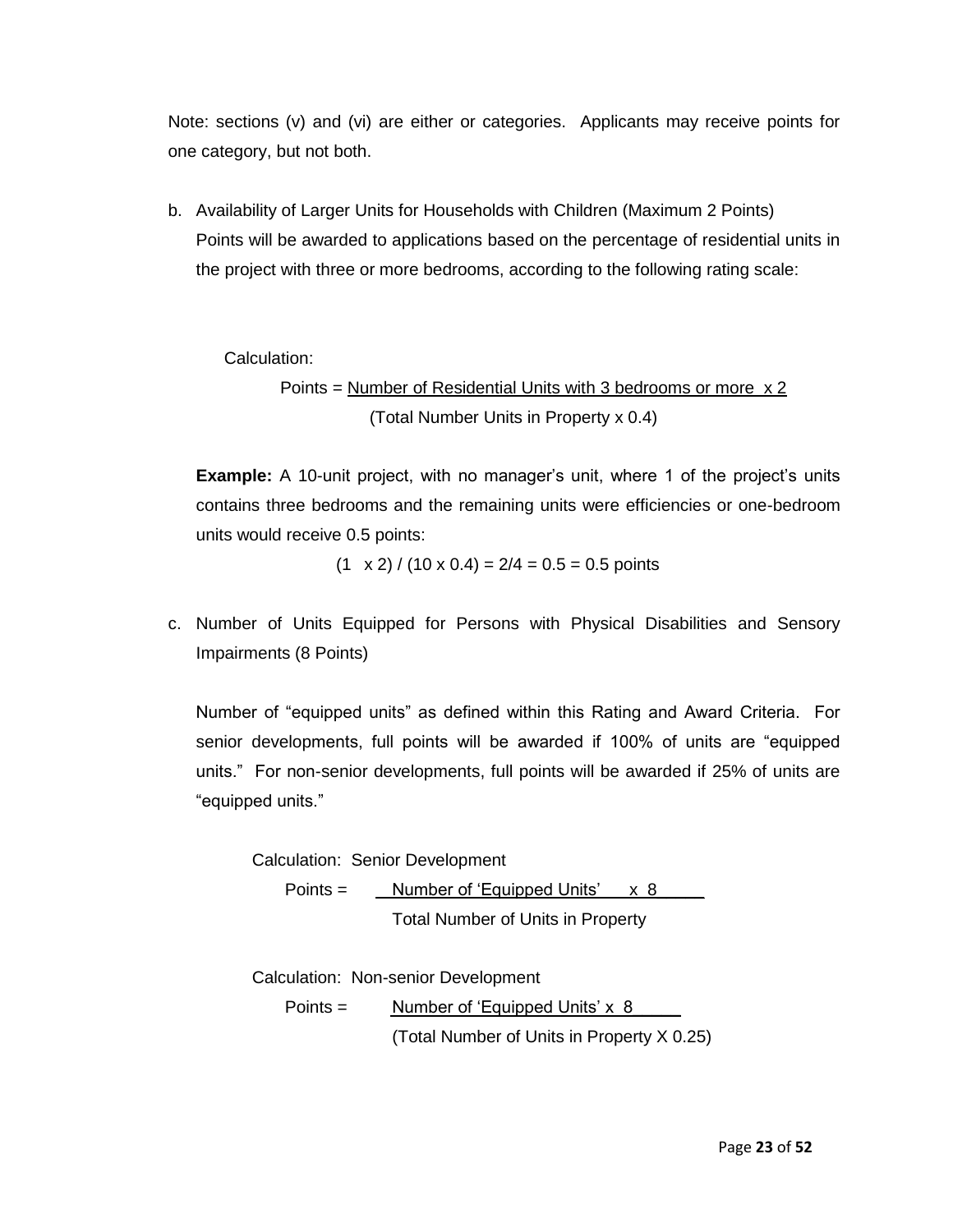Note: sections (v) and (vi) are either or categories. Applicants may receive points for one category, but not both.

b. Availability of Larger Units for Households with Children (Maximum 2 Points)
   Points will be awarded to applications based on the percentage of residential units in the project with three or more bedrooms, according to the following rating scale:

   Calculation:

   $$\text{Points} = \frac{\text{Number of Residential Units with 3 bedrooms or more} \times 2}{(\text{Total Number Units in Property} \times 0.4)}$$

   **Example:** A 10-unit project, with no manager's unit, where 1 of the project's units contains three bedrooms and the remaining units were efficiencies or one-bedroom units would receive 0.5 points:

   $$(1 \times 2) / (10 \times 0.4) = 2/4 = 0.5 = 0.5 \text{ points}$$

c. Number of Units Equipped for Persons with Physical Disabilities and Sensory Impairments (8 Points)

   Number of "equipped units" as defined within this Rating and Award Criteria. For senior developments, full points will be awarded if 100% of units are "equipped units." For non-senior developments, full points will be awarded if 25% of units are "equipped units."

   Calculation: Senior Development

   $$\text{Points} = \frac{\text{Number of 'Equipped Units'} \times 8}{\text{Total Number of Units in Property}}$$

   Calculation: Non-senior Development

   $$\text{Points} = \frac{\text{Number of 'Equipped Units'} \times 8}{(\text{Total Number of Units in Property} \times 0.25)}$$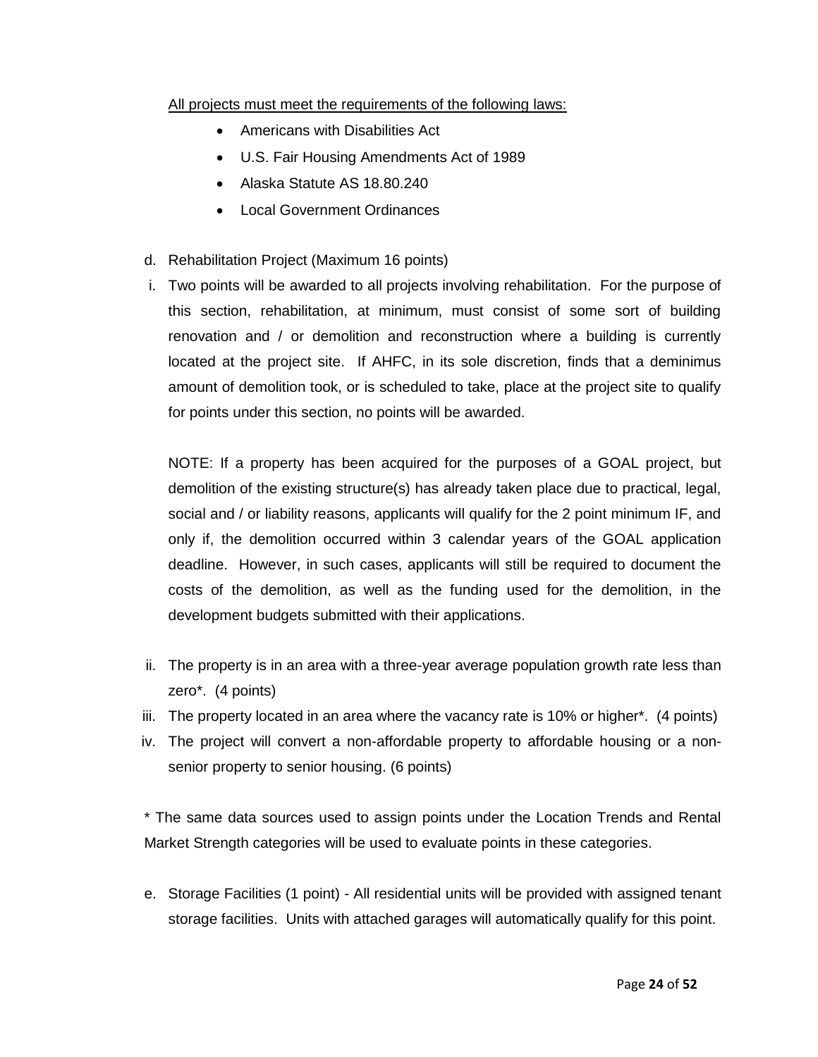<u>All projects must meet the requirements of the following laws:</u>

- Americans with Disabilities Act
- U.S. Fair Housing Amendments Act of 1989
- Alaska Statute AS 18.80.240
- Local Government Ordinances

d. Rehabilitation Project (Maximum 16 points)

i. Two points will be awarded to all projects involving rehabilitation. For the purpose of this section, rehabilitation, at minimum, must consist of some sort of building renovation and / or demolition and reconstruction where a building is currently located at the project site. If AHFC, in its sole discretion, finds that a deminimus amount of demolition took, or is scheduled to take, place at the project site to qualify for points under this section, no points will be awarded.

   NOTE: If a property has been acquired for the purposes of a GOAL project, but demolition of the existing structure(s) has already taken place due to practical, legal, social and / or liability reasons, applicants will qualify for the 2 point minimum IF, and only if, the demolition occurred within 3 calendar years of the GOAL application deadline. However, in such cases, applicants will still be required to document the costs of the demolition, as well as the funding used for the demolition, in the development budgets submitted with their applications.

ii. The property is in an area with a three-year average population growth rate less than zero*. (4 points)

iii. The property located in an area where the vacancy rate is 10% or higher*. (4 points)

iv. The project will convert a non-affordable property to affordable housing or a non-senior property to senior housing. (6 points)

* The same data sources used to assign points under the Location Trends and Rental Market Strength categories will be used to evaluate points in these categories.

e. Storage Facilities (1 point) - All residential units will be provided with assigned tenant storage facilities. Units with attached garages will automatically qualify for this point.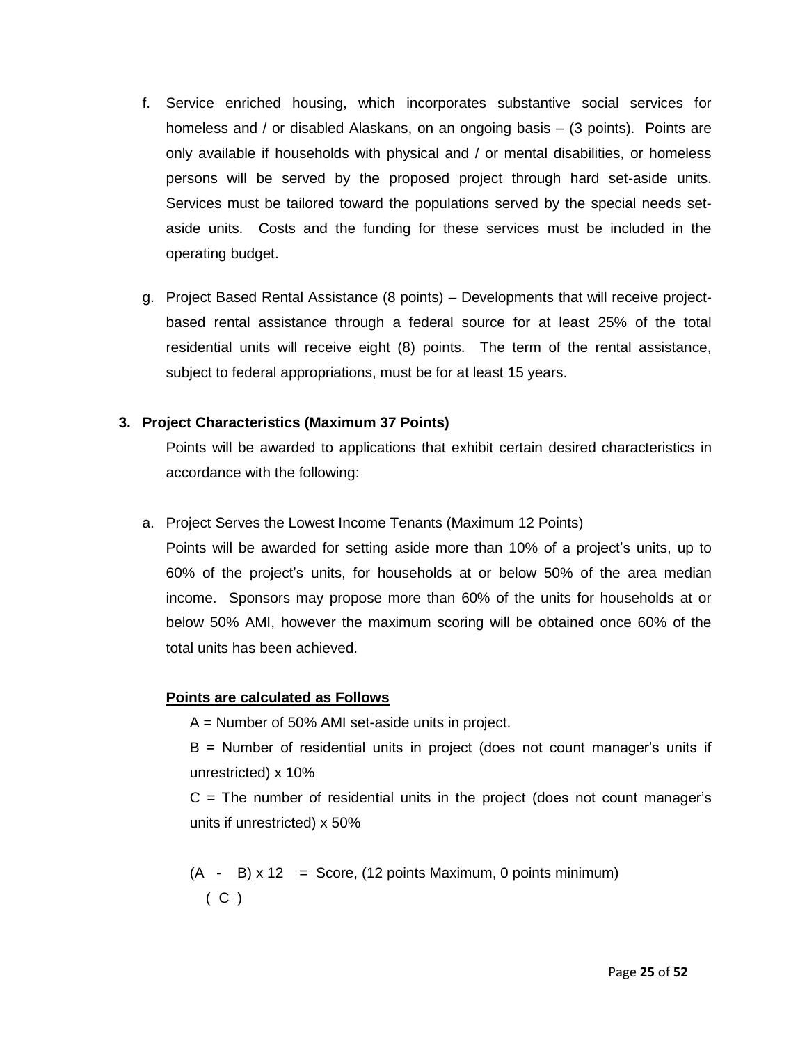f. Service enriched housing, which incorporates substantive social services for homeless and / or disabled Alaskans, on an ongoing basis – (3 points). Points are only available if households with physical and / or mental disabilities, or homeless persons will be served by the proposed project through hard set-aside units. Services must be tailored toward the populations served by the special needs set-aside units. Costs and the funding for these services must be included in the operating budget.

g. Project Based Rental Assistance (8 points) – Developments that will receive project-based rental assistance through a federal source for at least 25% of the total residential units will receive eight (8) points. The term of the rental assistance, subject to federal appropriations, must be for at least 15 years.

**3. Project Characteristics (Maximum 37 Points)**

Points will be awarded to applications that exhibit certain desired characteristics in accordance with the following:

a. Project Serves the Lowest Income Tenants (Maximum 12 Points)

Points will be awarded for setting aside more than 10% of a project's units, up to 60% of the project's units, for households at or below 50% of the area median income. Sponsors may propose more than 60% of the units for households at or below 50% AMI, however the maximum scoring will be obtained once 60% of the total units has been achieved.

**Points are calculated as Follows**

A = Number of 50% AMI set-aside units in project.

B = Number of residential units in project (does not count manager's units if unrestricted) x 10%

C = The number of residential units in the project (does not count manager's units if unrestricted) x 50%

$$\frac{(A - B)}{(C)} \times 12 = \text{Score, (12 points Maximum, 0 points minimum)}$$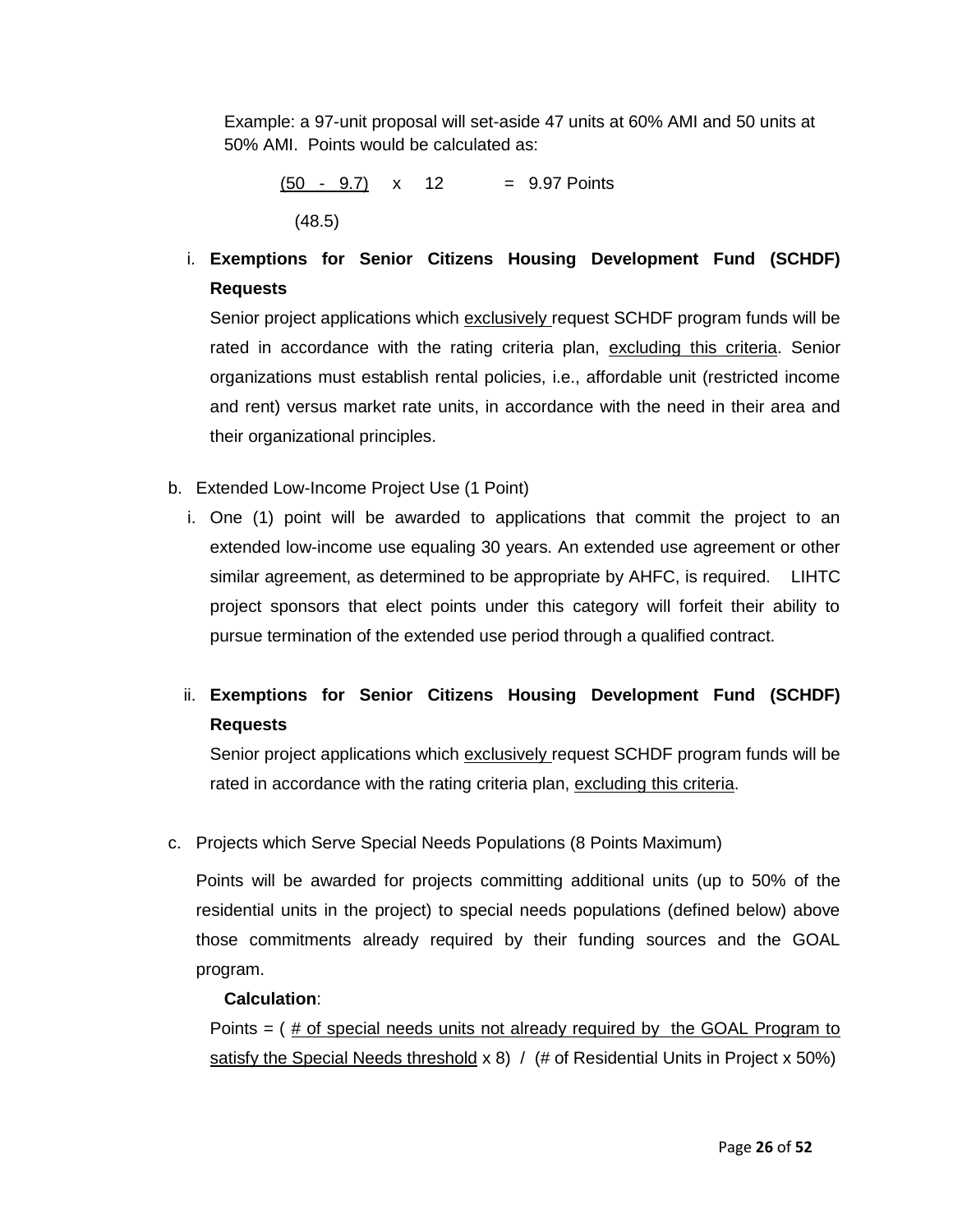Example: a 97-unit proposal will set-aside 47 units at 60% AMI and 50 units at 50% AMI. Points would be calculated as:

$$\frac{(50 - 9.7)}{(48.5)} \times 12 = 9.97 \text{ Points}$$

i. **Exemptions for Senior Citizens Housing Development Fund (SCHDF) Requests**

   Senior project applications which exclusively request SCHDF program funds will be rated in accordance with the rating criteria plan, excluding this criteria. Senior organizations must establish rental policies, i.e., affordable unit (restricted income and rent) versus market rate units, in accordance with the need in their area and their organizational principles.

b. Extended Low-Income Project Use (1 Point)

   i. One (1) point will be awarded to applications that commit the project to an extended low-income use equaling 30 years. An extended use agreement or other similar agreement, as determined to be appropriate by AHFC, is required. LIHTC project sponsors that elect points under this category will forfeit their ability to pursue termination of the extended use period through a qualified contract.

   ii. **Exemptions for Senior Citizens Housing Development Fund (SCHDF) Requests**

   Senior project applications which exclusively request SCHDF program funds will be rated in accordance with the rating criteria plan, excluding this criteria.

c. Projects which Serve Special Needs Populations (8 Points Maximum)

   Points will be awarded for projects committing additional units (up to 50% of the residential units in the project) to special needs populations (defined below) above those commitments already required by their funding sources and the GOAL program.

   **Calculation**:

   Points = ( # of special needs units not already required by the GOAL Program to satisfy the Special Needs threshold x 8) / (# of Residential Units in Project x 50%)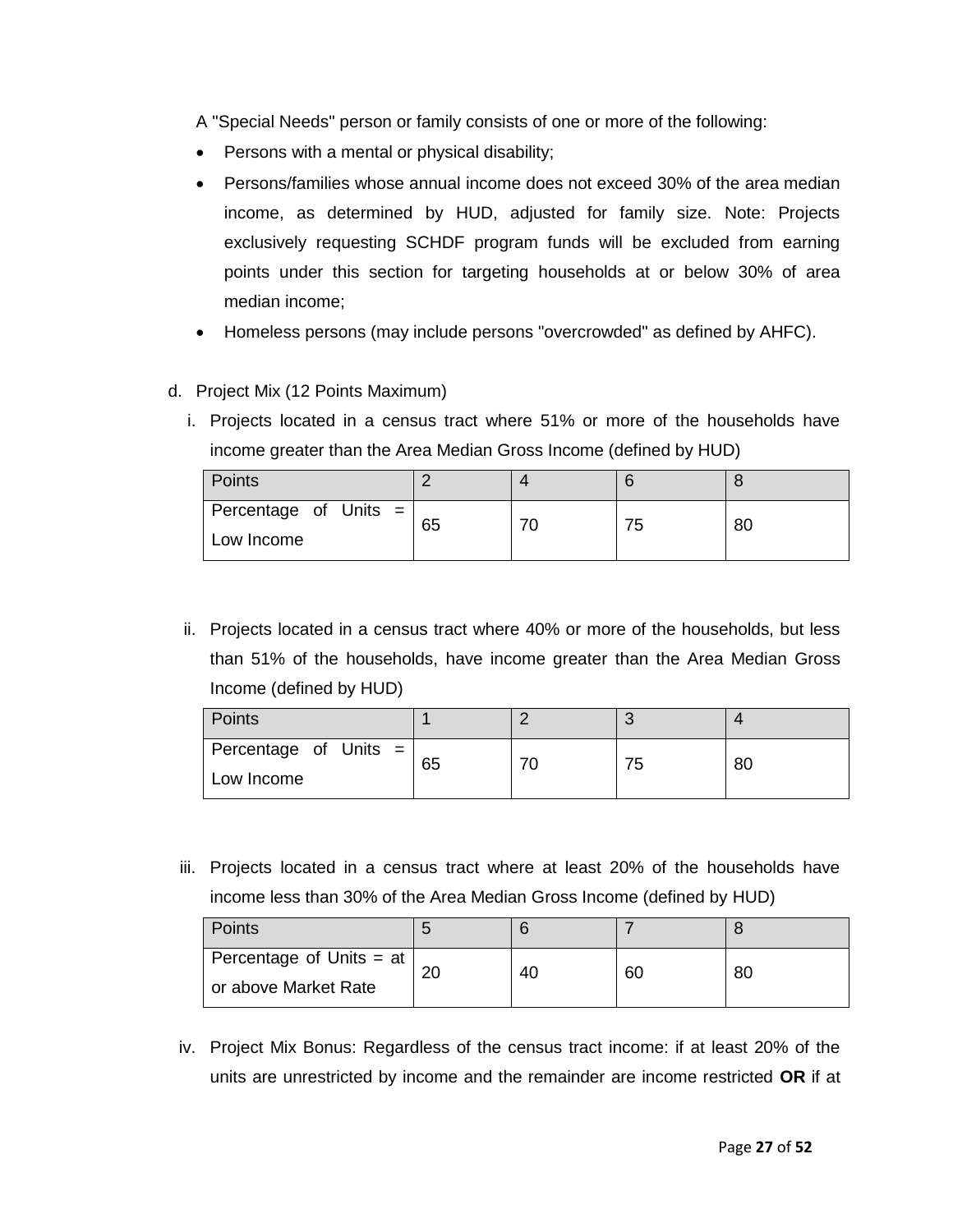A "Special Needs" person or family consists of one or more of the following:

- Persons with a mental or physical disability;
- Persons/families whose annual income does not exceed 30% of the area median income, as determined by HUD, adjusted for family size. Note: Projects exclusively requesting SCHDF program funds will be excluded from earning points under this section for targeting households at or below 30% of area median income;
- Homeless persons (may include persons "overcrowded" as defined by AHFC).

d. Project Mix (12 Points Maximum)

i. Projects located in a census tract where 51% or more of the households have income greater than the Area Median Gross Income (defined by HUD)

| Points | 2 | 4 | 6 | 8 |
|---|---|---|---|---|
| Percentage of Units = Low Income | 65 | 70 | 75 | 80 |

ii. Projects located in a census tract where 40% or more of the households, but less than 51% of the households, have income greater than the Area Median Gross Income (defined by HUD)

| Points | 1 | 2 | 3 | 4 |
|---|---|---|---|---|
| Percentage of Units = Low Income | 65 | 70 | 75 | 80 |

iii. Projects located in a census tract where at least 20% of the households have income less than 30% of the Area Median Gross Income (defined by HUD)

| Points | 5 | 6 | 7 | 8 |
|---|---|---|---|---|
| Percentage of Units = at or above Market Rate | 20 | 40 | 60 | 80 |

iv. Project Mix Bonus: Regardless of the census tract income: if at least 20% of the units are unrestricted by income and the remainder are income restricted **OR** if at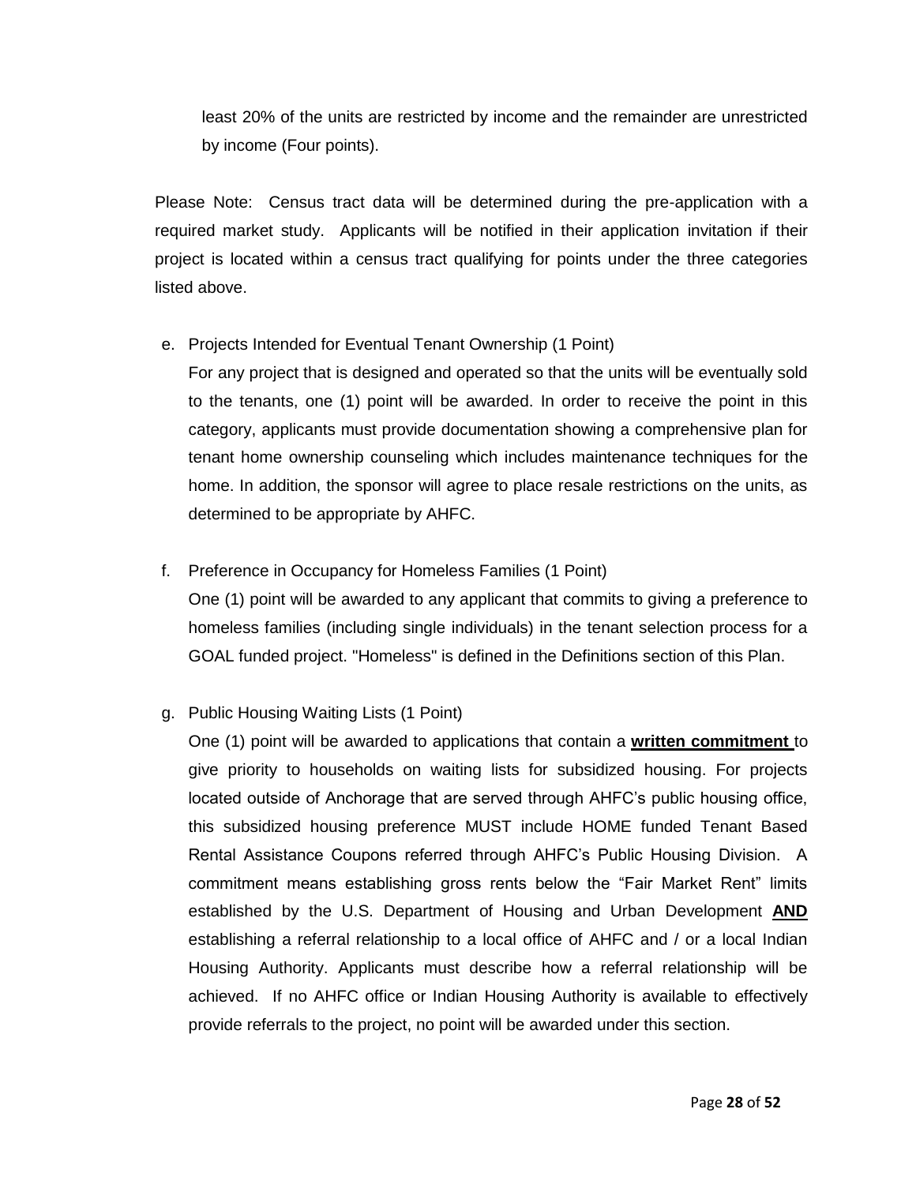least 20% of the units are restricted by income and the remainder are unrestricted by income (Four points).

Please Note: Census tract data will be determined during the pre-application with a required market study. Applicants will be notified in their application invitation if their project is located within a census tract qualifying for points under the three categories listed above.

e. Projects Intended for Eventual Tenant Ownership (1 Point)

   For any project that is designed and operated so that the units will be eventually sold to the tenants, one (1) point will be awarded. In order to receive the point in this category, applicants must provide documentation showing a comprehensive plan for tenant home ownership counseling which includes maintenance techniques for the home. In addition, the sponsor will agree to place resale restrictions on the units, as determined to be appropriate by AHFC.

f. Preference in Occupancy for Homeless Families (1 Point)

   One (1) point will be awarded to any applicant that commits to giving a preference to homeless families (including single individuals) in the tenant selection process for a GOAL funded project. "Homeless" is defined in the Definitions section of this Plan.

g. Public Housing Waiting Lists (1 Point)

   One (1) point will be awarded to applications that contain a **written commitment** to give priority to households on waiting lists for subsidized housing. For projects located outside of Anchorage that are served through AHFC's public housing office, this subsidized housing preference MUST include HOME funded Tenant Based Rental Assistance Coupons referred through AHFC's Public Housing Division. A commitment means establishing gross rents below the "Fair Market Rent" limits established by the U.S. Department of Housing and Urban Development **AND** establishing a referral relationship to a local office of AHFC and / or a local Indian Housing Authority. Applicants must describe how a referral relationship will be achieved. If no AHFC office or Indian Housing Authority is available to effectively provide referrals to the project, no point will be awarded under this section.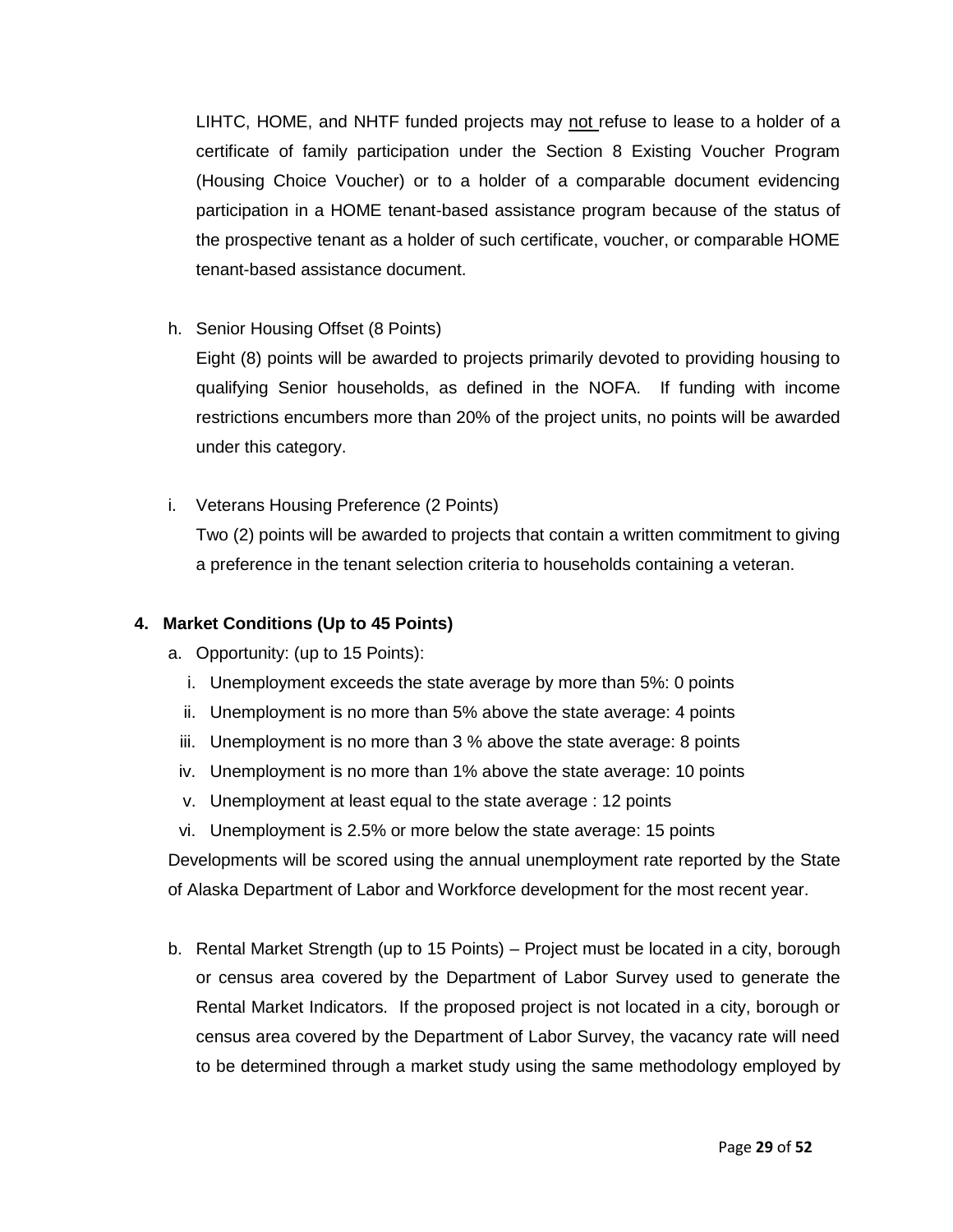LIHTC, HOME, and NHTF funded projects may <u>not</u> refuse to lease to a holder of a certificate of family participation under the Section 8 Existing Voucher Program (Housing Choice Voucher) or to a holder of a comparable document evidencing participation in a HOME tenant-based assistance program because of the status of the prospective tenant as a holder of such certificate, voucher, or comparable HOME tenant-based assistance document.

h. Senior Housing Offset (8 Points)

   Eight (8) points will be awarded to projects primarily devoted to providing housing to qualifying Senior households, as defined in the NOFA. If funding with income restrictions encumbers more than 20% of the project units, no points will be awarded under this category.

i. Veterans Housing Preference (2 Points)

   Two (2) points will be awarded to projects that contain a written commitment to giving a preference in the tenant selection criteria to households containing a veteran.

**4. Market Conditions (Up to 45 Points)**

a. Opportunity: (up to 15 Points):

   i. Unemployment exceeds the state average by more than 5%: 0 points
   ii. Unemployment is no more than 5% above the state average: 4 points
   iii. Unemployment is no more than 3 % above the state average: 8 points
   iv. Unemployment is no more than 1% above the state average: 10 points
   v. Unemployment at least equal to the state average : 12 points
   vi. Unemployment is 2.5% or more below the state average: 15 points

Developments will be scored using the annual unemployment rate reported by the State of Alaska Department of Labor and Workforce development for the most recent year.

b. Rental Market Strength (up to 15 Points) – Project must be located in a city, borough or census area covered by the Department of Labor Survey used to generate the Rental Market Indicators. If the proposed project is not located in a city, borough or census area covered by the Department of Labor Survey, the vacancy rate will need to be determined through a market study using the same methodology employed by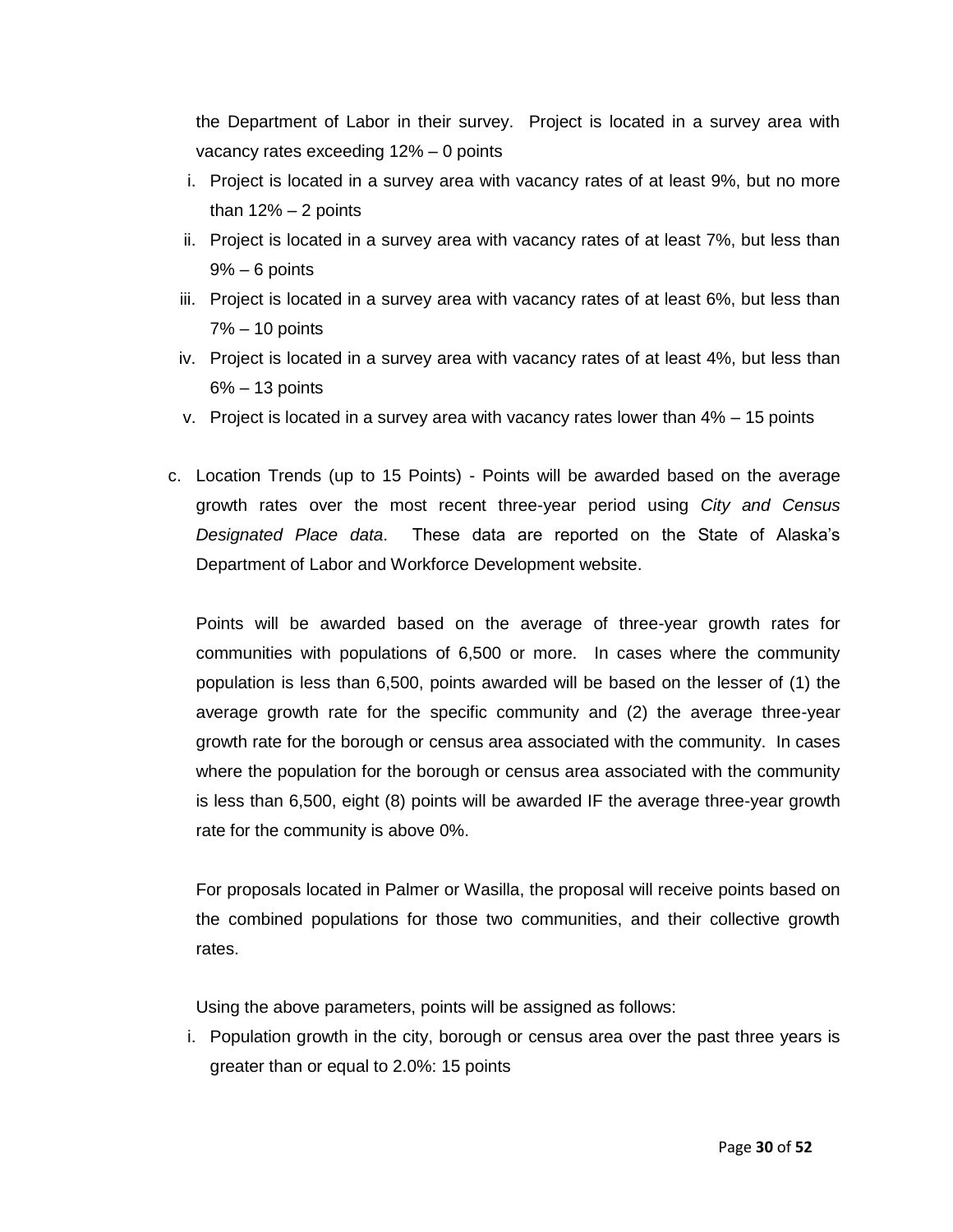the Department of Labor in their survey. Project is located in a survey area with vacancy rates exceeding 12% – 0 points

i. Project is located in a survey area with vacancy rates of at least 9%, but no more than 12% – 2 points
ii. Project is located in a survey area with vacancy rates of at least 7%, but less than 9% – 6 points
iii. Project is located in a survey area with vacancy rates of at least 6%, but less than 7% – 10 points
iv. Project is located in a survey area with vacancy rates of at least 4%, but less than 6% – 13 points
v. Project is located in a survey area with vacancy rates lower than 4% – 15 points

c. Location Trends (up to 15 Points) - Points will be awarded based on the average growth rates over the most recent three-year period using *City and Census Designated Place data*. These data are reported on the State of Alaska's Department of Labor and Workforce Development website.

   Points will be awarded based on the average of three-year growth rates for communities with populations of 6,500 or more. In cases where the community population is less than 6,500, points awarded will be based on the lesser of (1) the average growth rate for the specific community and (2) the average three-year growth rate for the borough or census area associated with the community. In cases where the population for the borough or census area associated with the community is less than 6,500, eight (8) points will be awarded IF the average three-year growth rate for the community is above 0%.

   For proposals located in Palmer or Wasilla, the proposal will receive points based on the combined populations for those two communities, and their collective growth rates.

   Using the above parameters, points will be assigned as follows:

   i. Population growth in the city, borough or census area over the past three years is greater than or equal to 2.0%: 15 points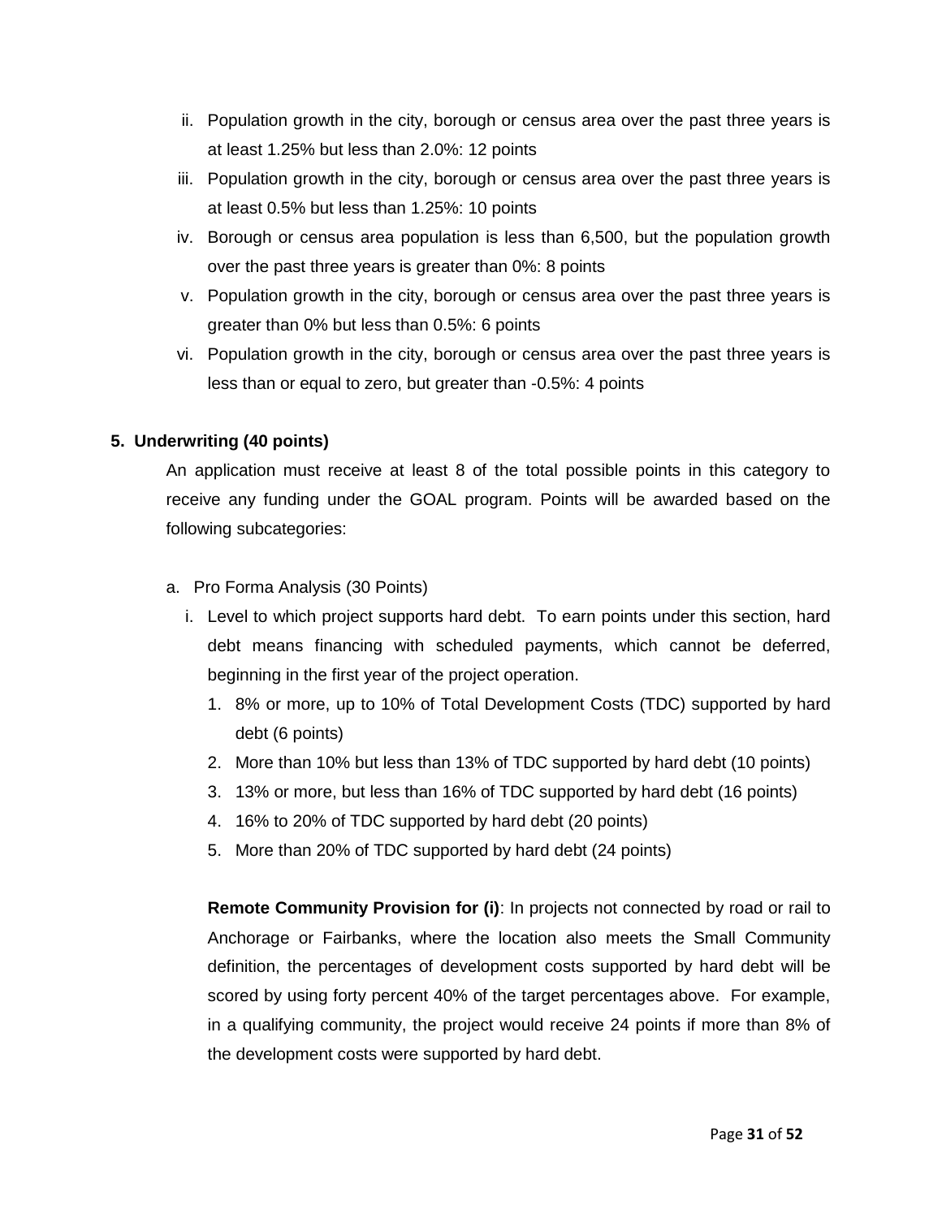ii. Population growth in the city, borough or census area over the past three years is at least 1.25% but less than 2.0%: 12 points

iii. Population growth in the city, borough or census area over the past three years is at least 0.5% but less than 1.25%: 10 points

iv. Borough or census area population is less than 6,500, but the population growth over the past three years is greater than 0%: 8 points

v. Population growth in the city, borough or census area over the past three years is greater than 0% but less than 0.5%: 6 points

vi. Population growth in the city, borough or census area over the past three years is less than or equal to zero, but greater than -0.5%: 4 points

**5. Underwriting (40 points)**

An application must receive at least 8 of the total possible points in this category to receive any funding under the GOAL program. Points will be awarded based on the following subcategories:

a. Pro Forma Analysis (30 Points)

i. Level to which project supports hard debt. To earn points under this section, hard debt means financing with scheduled payments, which cannot be deferred, beginning in the first year of the project operation.

1. 8% or more, up to 10% of Total Development Costs (TDC) supported by hard debt (6 points)
2. More than 10% but less than 13% of TDC supported by hard debt (10 points)
3. 13% or more, but less than 16% of TDC supported by hard debt (16 points)
4. 16% to 20% of TDC supported by hard debt (20 points)
5. More than 20% of TDC supported by hard debt (24 points)

**Remote Community Provision for (i)**: In projects not connected by road or rail to Anchorage or Fairbanks, where the location also meets the Small Community definition, the percentages of development costs supported by hard debt will be scored by using forty percent 40% of the target percentages above. For example, in a qualifying community, the project would receive 24 points if more than 8% of the development costs were supported by hard debt.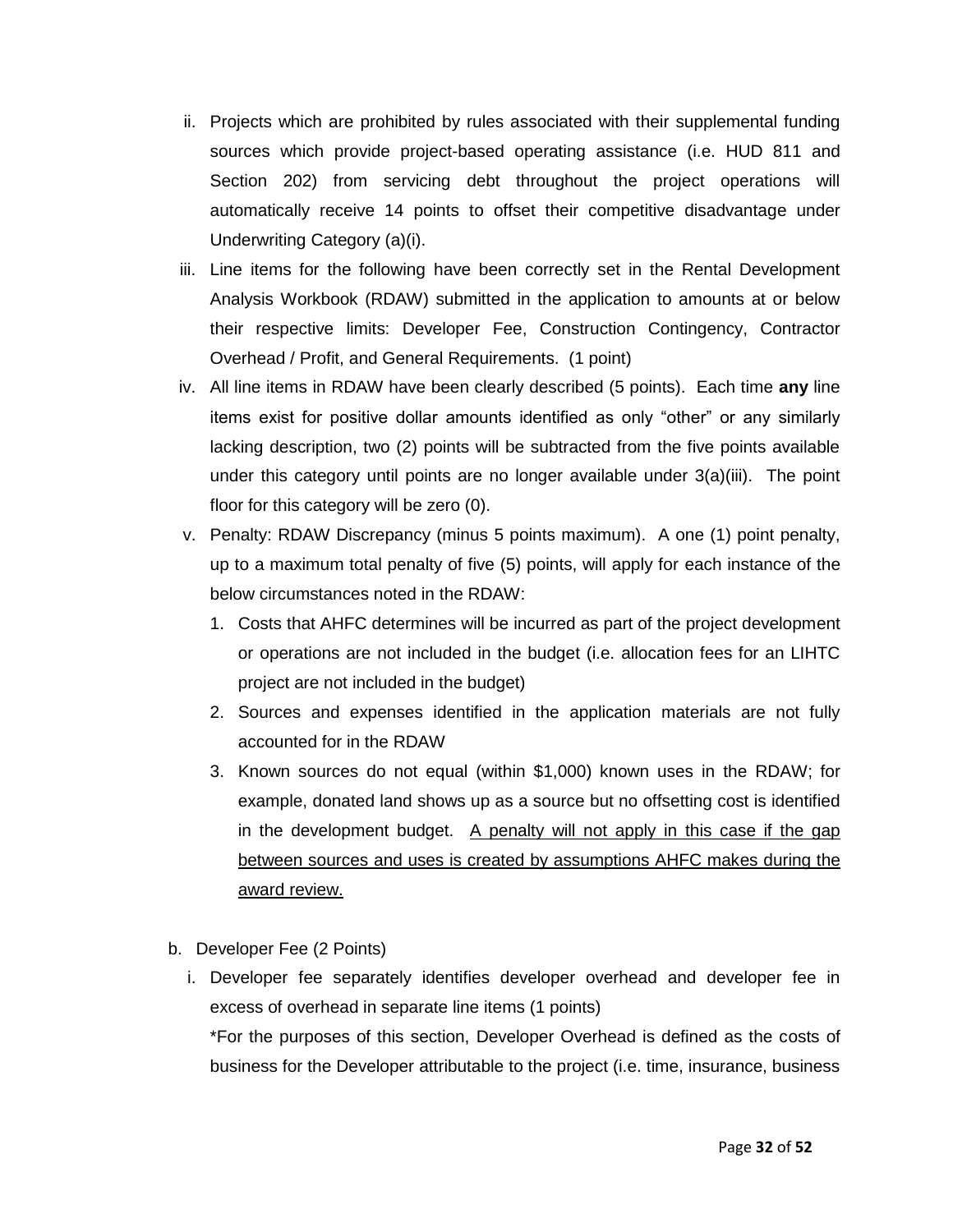ii. Projects which are prohibited by rules associated with their supplemental funding sources which provide project-based operating assistance (i.e. HUD 811 and Section 202) from servicing debt throughout the project operations will automatically receive 14 points to offset their competitive disadvantage under Underwriting Category (a)(i).

iii. Line items for the following have been correctly set in the Rental Development Analysis Workbook (RDAW) submitted in the application to amounts at or below their respective limits: Developer Fee, Construction Contingency, Contractor Overhead / Profit, and General Requirements. (1 point)

iv. All line items in RDAW have been clearly described (5 points). Each time **any** line items exist for positive dollar amounts identified as only "other" or any similarly lacking description, two (2) points will be subtracted from the five points available under this category until points are no longer available under 3(a)(iii). The point floor for this category will be zero (0).

v. Penalty: RDAW Discrepancy (minus 5 points maximum). A one (1) point penalty, up to a maximum total penalty of five (5) points, will apply for each instance of the below circumstances noted in the RDAW:

   1. Costs that AHFC determines will be incurred as part of the project development or operations are not included in the budget (i.e. allocation fees for an LIHTC project are not included in the budget)
   2. Sources and expenses identified in the application materials are not fully accounted for in the RDAW
   3. Known sources do not equal (within $1,000) known uses in the RDAW; for example, donated land shows up as a source but no offsetting cost is identified in the development budget. <u>A penalty will not apply in this case if the gap between sources and uses is created by assumptions AHFC makes during the award review.</u>

b. Developer Fee (2 Points)

i. Developer fee separately identifies developer overhead and developer fee in excess of overhead in separate line items (1 points)

*For the purposes of this section, Developer Overhead is defined as the costs of business for the Developer attributable to the project (i.e. time, insurance, business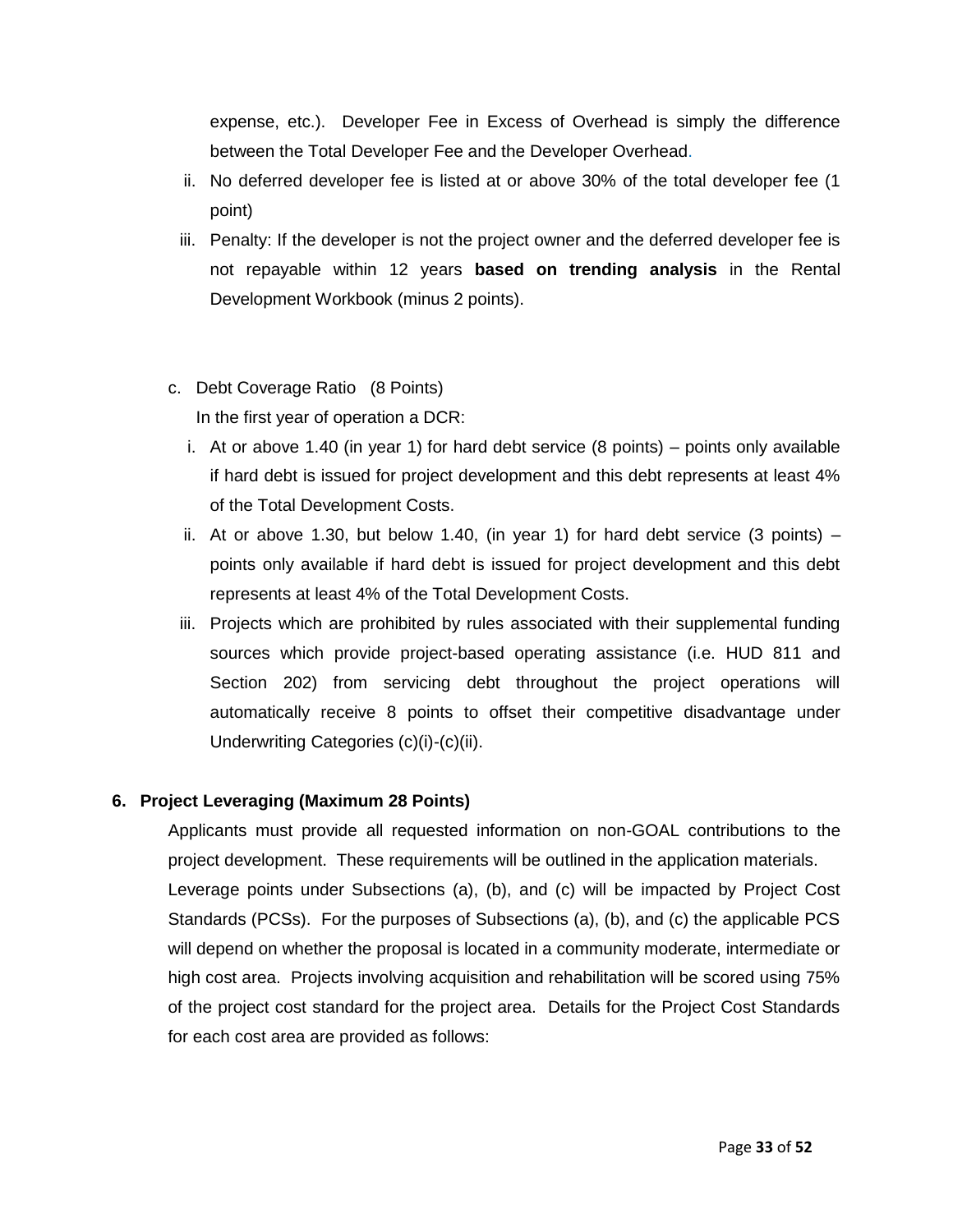expense, etc.). Developer Fee in Excess of Overhead is simply the difference between the Total Developer Fee and the Developer Overhead.

ii. No deferred developer fee is listed at or above 30% of the total developer fee (1 point)

iii. Penalty: If the developer is not the project owner and the deferred developer fee is not repayable within 12 years **based on trending analysis** in the Rental Development Workbook (minus 2 points).

c. Debt Coverage Ratio (8 Points)

In the first year of operation a DCR:

i. At or above 1.40 (in year 1) for hard debt service (8 points) – points only available if hard debt is issued for project development and this debt represents at least 4% of the Total Development Costs.

ii. At or above 1.30, but below 1.40, (in year 1) for hard debt service (3 points) – points only available if hard debt is issued for project development and this debt represents at least 4% of the Total Development Costs.

iii. Projects which are prohibited by rules associated with their supplemental funding sources which provide project-based operating assistance (i.e. HUD 811 and Section 202) from servicing debt throughout the project operations will automatically receive 8 points to offset their competitive disadvantage under Underwriting Categories (c)(i)-(c)(ii).

**6. Project Leveraging (Maximum 28 Points)**

Applicants must provide all requested information on non-GOAL contributions to the project development. These requirements will be outlined in the application materials.

Leverage points under Subsections (a), (b), and (c) will be impacted by Project Cost Standards (PCSs). For the purposes of Subsections (a), (b), and (c) the applicable PCS will depend on whether the proposal is located in a community moderate, intermediate or high cost area. Projects involving acquisition and rehabilitation will be scored using 75% of the project cost standard for the project area. Details for the Project Cost Standards for each cost area are provided as follows: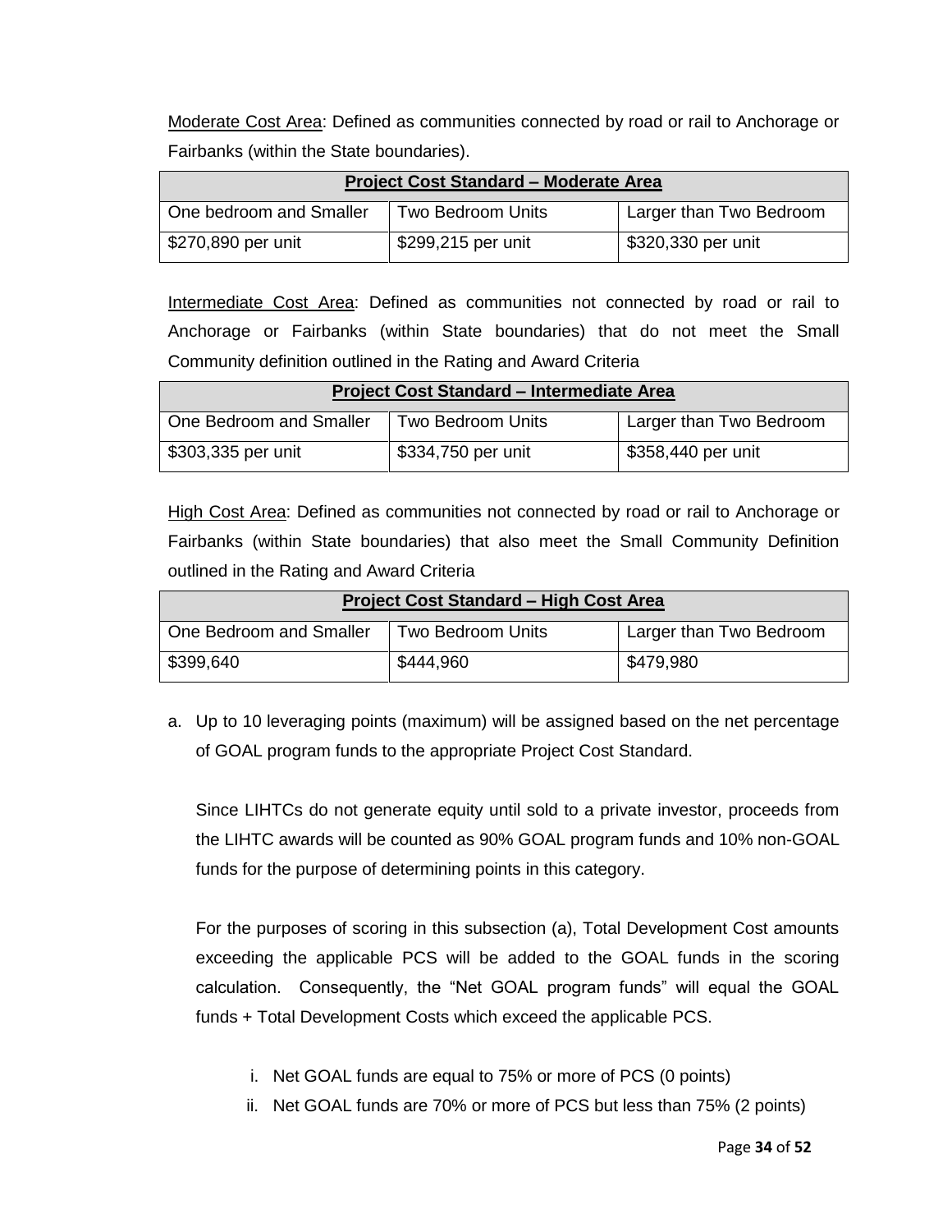<u>Moderate Cost Area</u>: Defined as communities connected by road or rail to Anchorage or Fairbanks (within the State boundaries).

| **Project Cost Standard – Moderate Area** | | |
|---|---|---|
| One bedroom and Smaller | Two Bedroom Units | Larger than Two Bedroom |
| $270,890 per unit | $299,215 per unit | $320,330 per unit |

<u>Intermediate Cost Area</u>: Defined as communities not connected by road or rail to Anchorage or Fairbanks (within State boundaries) that do not meet the Small Community definition outlined in the Rating and Award Criteria

| **Project Cost Standard – Intermediate Area** | | |
|---|---|---|
| One Bedroom and Smaller | Two Bedroom Units | Larger than Two Bedroom |
| $303,335 per unit | $334,750 per unit | $358,440 per unit |

<u>High Cost Area</u>: Defined as communities not connected by road or rail to Anchorage or Fairbanks (within State boundaries) that also meet the Small Community Definition outlined in the Rating and Award Criteria

| **Project Cost Standard – High Cost Area** | | |
|---|---|---|
| One Bedroom and Smaller | Two Bedroom Units | Larger than Two Bedroom |
| $399,640 | $444,960 | $479,980 |

a. Up to 10 leveraging points (maximum) will be assigned based on the net percentage of GOAL program funds to the appropriate Project Cost Standard.

   Since LIHTCs do not generate equity until sold to a private investor, proceeds from the LIHTC awards will be counted as 90% GOAL program funds and 10% non-GOAL funds for the purpose of determining points in this category.

   For the purposes of scoring in this subsection (a), Total Development Cost amounts exceeding the applicable PCS will be added to the GOAL funds in the scoring calculation. Consequently, the "Net GOAL program funds" will equal the GOAL funds + Total Development Costs which exceed the applicable PCS.

   i. Net GOAL funds are equal to 75% or more of PCS (0 points)
   ii. Net GOAL funds are 70% or more of PCS but less than 75% (2 points)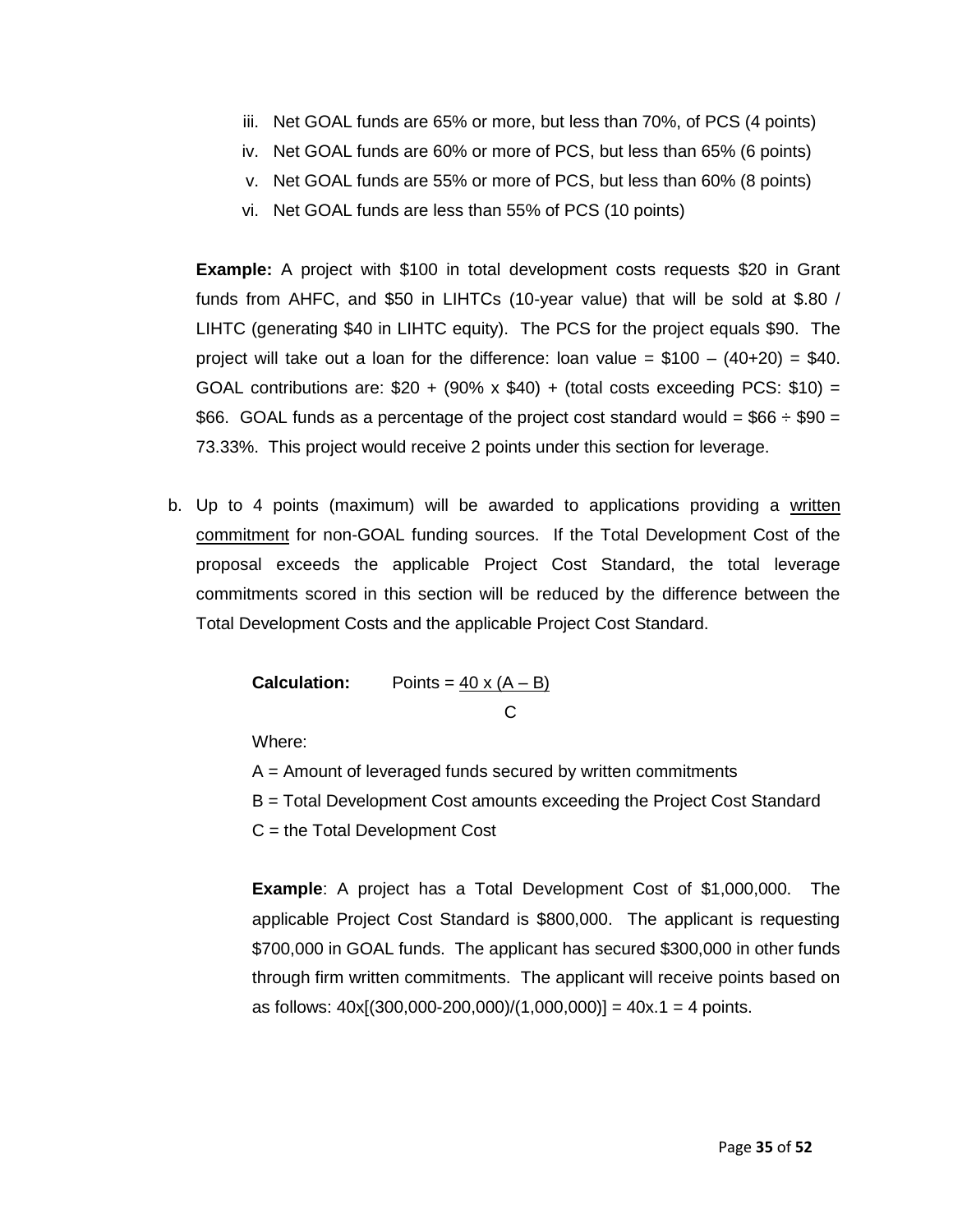iii. Net GOAL funds are 65% or more, but less than 70%, of PCS (4 points)
iv. Net GOAL funds are 60% or more of PCS, but less than 65% (6 points)
v. Net GOAL funds are 55% or more of PCS, but less than 60% (8 points)
vi. Net GOAL funds are less than 55% of PCS (10 points)

**Example:** A project with \$100 in total development costs requests \$20 in Grant funds from AHFC, and \$50 in LIHTCs (10-year value) that will be sold at \$.80 / LIHTC (generating \$40 in LIHTC equity). The PCS for the project equals \$90. The project will take out a loan for the difference: loan value = \$100 – (40+20) = \$40. GOAL contributions are: \$20 + (90% x \$40) + (total costs exceeding PCS: \$10) = \$66. GOAL funds as a percentage of the project cost standard would = \$66 ÷ \$90 = 73.33%. This project would receive 2 points under this section for leverage.

b. Up to 4 points (maximum) will be awarded to applications providing a <u>written commitment</u> for non-GOAL funding sources. If the Total Development Cost of the proposal exceeds the applicable Project Cost Standard, the total leverage commitments scored in this section will be reduced by the difference between the Total Development Costs and the applicable Project Cost Standard.

**Calculation:**

$$\text{Points} = \frac{40 \times (A - B)}{C}$$

Where:

A = Amount of leveraged funds secured by written commitments
B = Total Development Cost amounts exceeding the Project Cost Standard
C = the Total Development Cost

**Example**: A project has a Total Development Cost of \$1,000,000. The applicable Project Cost Standard is \$800,000. The applicant is requesting \$700,000 in GOAL funds. The applicant has secured \$300,000 in other funds through firm written commitments. The applicant will receive points based on as follows: 40x[(300,000-200,000)/(1,000,000)] = 40x.1 = 4 points.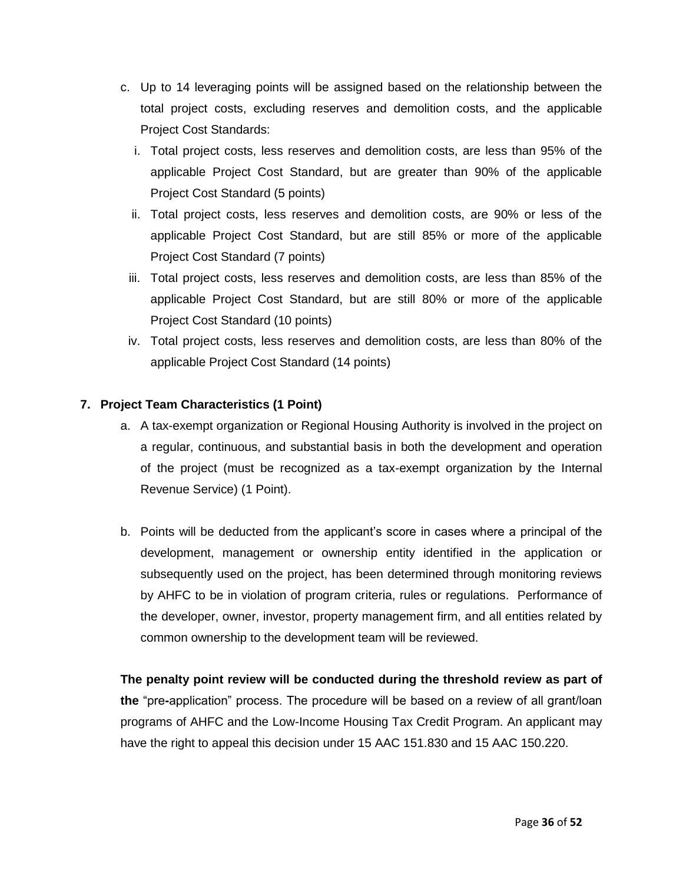c. Up to 14 leveraging points will be assigned based on the relationship between the total project costs, excluding reserves and demolition costs, and the applicable Project Cost Standards:

   i. Total project costs, less reserves and demolition costs, are less than 95% of the applicable Project Cost Standard, but are greater than 90% of the applicable Project Cost Standard (5 points)

   ii. Total project costs, less reserves and demolition costs, are 90% or less of the applicable Project Cost Standard, but are still 85% or more of the applicable Project Cost Standard (7 points)

   iii. Total project costs, less reserves and demolition costs, are less than 85% of the applicable Project Cost Standard, but are still 80% or more of the applicable Project Cost Standard (10 points)

   iv. Total project costs, less reserves and demolition costs, are less than 80% of the applicable Project Cost Standard (14 points)

## 7. Project Team Characteristics (1 Point)

a. A tax-exempt organization or Regional Housing Authority is involved in the project on a regular, continuous, and substantial basis in both the development and operation of the project (must be recognized as a tax-exempt organization by the Internal Revenue Service) (1 Point).

b. Points will be deducted from the applicant's score in cases where a principal of the development, management or ownership entity identified in the application or subsequently used on the project, has been determined through monitoring reviews by AHFC to be in violation of program criteria, rules or regulations. Performance of the developer, owner, investor, property management firm, and all entities related by common ownership to the development team will be reviewed.

**The penalty point review will be conducted during the threshold review as part of the** "pre-application" process. The procedure will be based on a review of all grant/loan programs of AHFC and the Low-Income Housing Tax Credit Program. An applicant may have the right to appeal this decision under 15 AAC 151.830 and 15 AAC 150.220.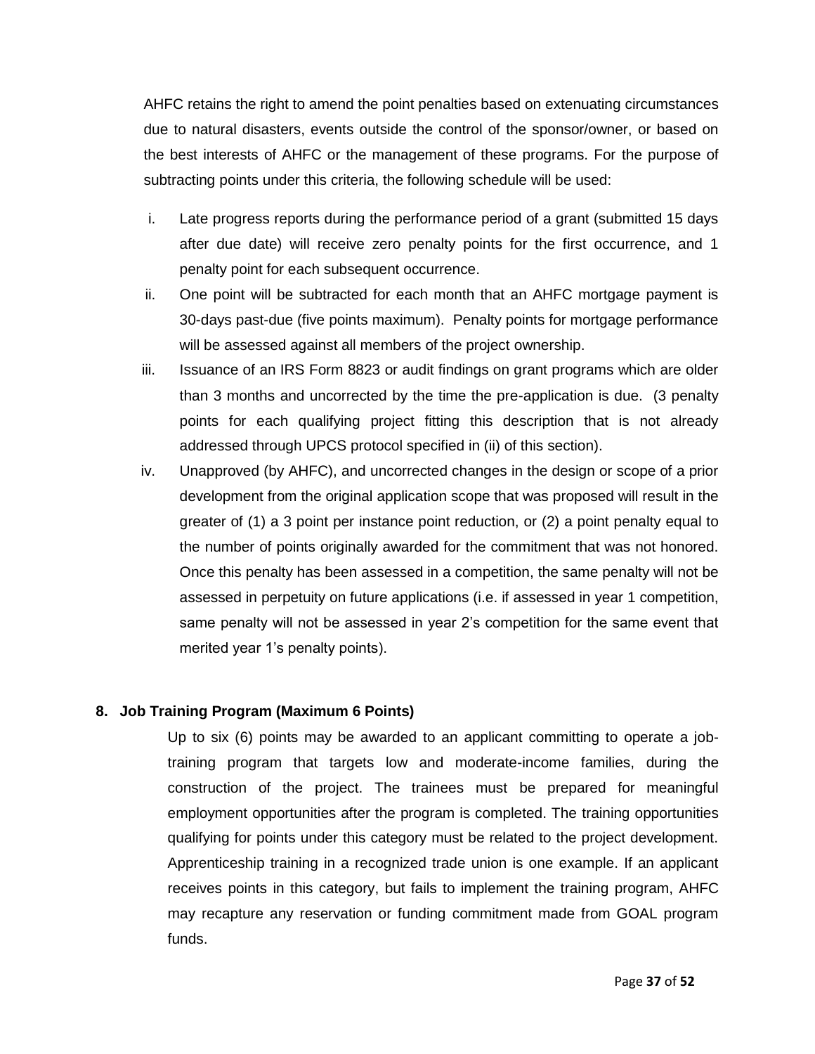AHFC retains the right to amend the point penalties based on extenuating circumstances due to natural disasters, events outside the control of the sponsor/owner, or based on the best interests of AHFC or the management of these programs. For the purpose of subtracting points under this criteria, the following schedule will be used:

i. Late progress reports during the performance period of a grant (submitted 15 days after due date) will receive zero penalty points for the first occurrence, and 1 penalty point for each subsequent occurrence.
ii. One point will be subtracted for each month that an AHFC mortgage payment is 30-days past-due (five points maximum). Penalty points for mortgage performance will be assessed against all members of the project ownership.
iii. Issuance of an IRS Form 8823 or audit findings on grant programs which are older than 3 months and uncorrected by the time the pre-application is due. (3 penalty points for each qualifying project fitting this description that is not already addressed through UPCS protocol specified in (ii) of this section).
iv. Unapproved (by AHFC), and uncorrected changes in the design or scope of a prior development from the original application scope that was proposed will result in the greater of (1) a 3 point per instance point reduction, or (2) a point penalty equal to the number of points originally awarded for the commitment that was not honored. Once this penalty has been assessed in a competition, the same penalty will not be assessed in perpetuity on future applications (i.e. if assessed in year 1 competition, same penalty will not be assessed in year 2's competition for the same event that merited year 1's penalty points).

### 8. Job Training Program (Maximum 6 Points)

Up to six (6) points may be awarded to an applicant committing to operate a job-training program that targets low and moderate-income families, during the construction of the project. The trainees must be prepared for meaningful employment opportunities after the program is completed. The training opportunities qualifying for points under this category must be related to the project development. Apprenticeship training in a recognized trade union is one example. If an applicant receives points in this category, but fails to implement the training program, AHFC may recapture any reservation or funding commitment made from GOAL program funds.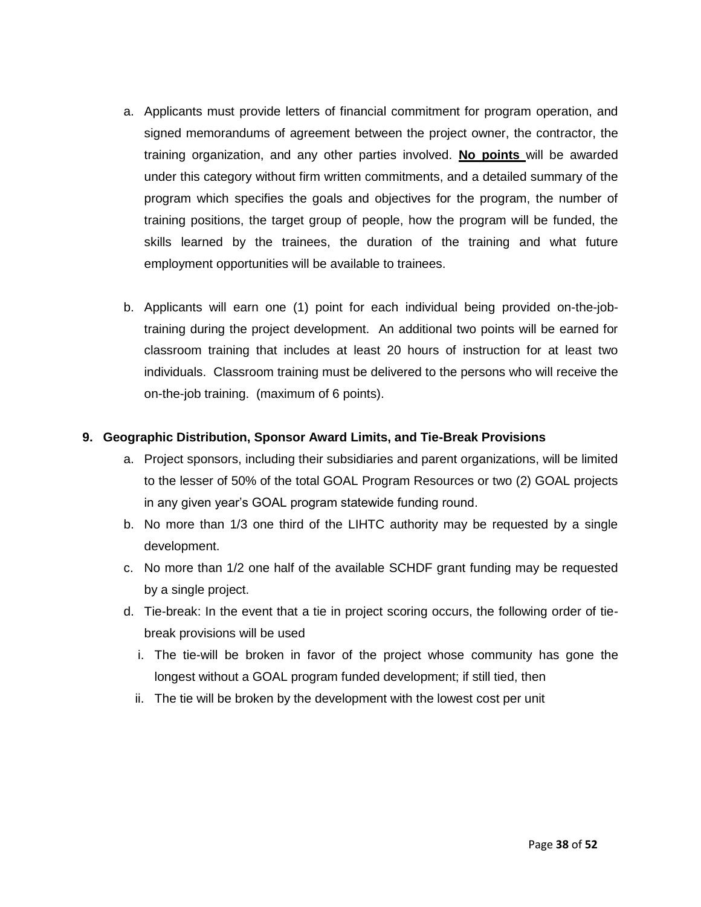a. Applicants must provide letters of financial commitment for program operation, and signed memorandums of agreement between the project owner, the contractor, the training organization, and any other parties involved. **<u>No points</u>** will be awarded under this category without firm written commitments, and a detailed summary of the program which specifies the goals and objectives for the program, the number of training positions, the target group of people, how the program will be funded, the skills learned by the trainees, the duration of the training and what future employment opportunities will be available to trainees.

b. Applicants will earn one (1) point for each individual being provided on-the-job-training during the project development. An additional two points will be earned for classroom training that includes at least 20 hours of instruction for at least two individuals. Classroom training must be delivered to the persons who will receive the on-the-job training. (maximum of 6 points).

**9. Geographic Distribution, Sponsor Award Limits, and Tie-Break Provisions**

a. Project sponsors, including their subsidiaries and parent organizations, will be limited to the lesser of 50% of the total GOAL Program Resources or two (2) GOAL projects in any given year's GOAL program statewide funding round.

b. No more than 1/3 one third of the LIHTC authority may be requested by a single development.

c. No more than 1/2 one half of the available SCHDF grant funding may be requested by a single project.

d. Tie-break: In the event that a tie in project scoring occurs, the following order of tie-break provisions will be used

   i. The tie-will be broken in favor of the project whose community has gone the longest without a GOAL program funded development; if still tied, then

   ii. The tie will be broken by the development with the lowest cost per unit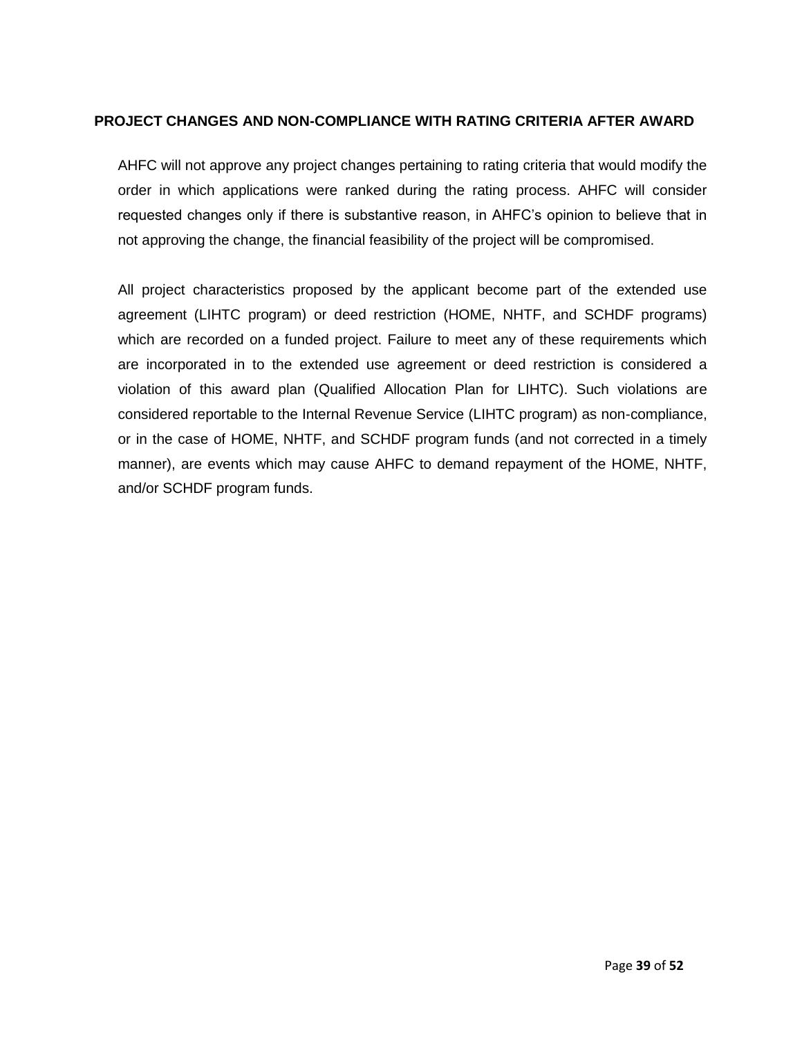## PROJECT CHANGES AND NON-COMPLIANCE WITH RATING CRITERIA AFTER AWARD

AHFC will not approve any project changes pertaining to rating criteria that would modify the order in which applications were ranked during the rating process. AHFC will consider requested changes only if there is substantive reason, in AHFC's opinion to believe that in not approving the change, the financial feasibility of the project will be compromised.

All project characteristics proposed by the applicant become part of the extended use agreement (LIHTC program) or deed restriction (HOME, NHTF, and SCHDF programs) which are recorded on a funded project. Failure to meet any of these requirements which are incorporated in to the extended use agreement or deed restriction is considered a violation of this award plan (Qualified Allocation Plan for LIHTC). Such violations are considered reportable to the Internal Revenue Service (LIHTC program) as non-compliance, or in the case of HOME, NHTF, and SCHDF program funds (and not corrected in a timely manner), are events which may cause AHFC to demand repayment of the HOME, NHTF, and/or SCHDF program funds.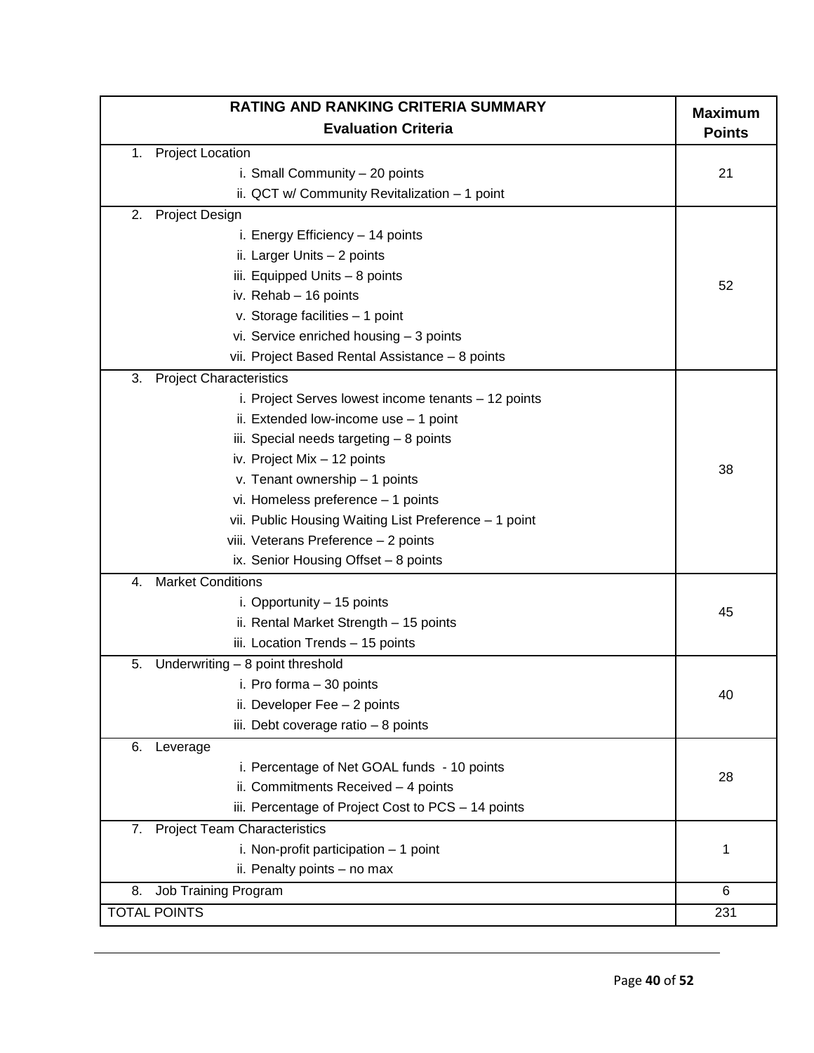| RATING AND RANKING CRITERIA SUMMARY<br>Evaluation Criteria | Maximum Points |
|---|---|
| 1. Project Location<br>i. Small Community – 20 points<br>ii. QCT w/ Community Revitalization – 1 point | 21 |
| 2. Project Design<br>i. Energy Efficiency – 14 points<br>ii. Larger Units – 2 points<br>iii. Equipped Units – 8 points<br>iv. Rehab – 16 points<br>v. Storage facilities – 1 point<br>vi. Service enriched housing – 3 points<br>vii. Project Based Rental Assistance – 8 points | 52 |
| 3. Project Characteristics<br>i. Project Serves lowest income tenants – 12 points<br>ii. Extended low-income use – 1 point<br>iii. Special needs targeting – 8 points<br>iv. Project Mix – 12 points<br>v. Tenant ownership – 1 points<br>vi. Homeless preference – 1 points<br>vii. Public Housing Waiting List Preference – 1 point<br>viii. Veterans Preference – 2 points<br>ix. Senior Housing Offset – 8 points | 38 |
| 4. Market Conditions<br>i. Opportunity – 15 points<br>ii. Rental Market Strength – 15 points<br>iii. Location Trends – 15 points | 45 |
| 5. Underwriting – 8 point threshold<br>i. Pro forma – 30 points<br>ii. Developer Fee – 2 points<br>iii. Debt coverage ratio – 8 points | 40 |
| 6. Leverage<br>i. Percentage of Net GOAL funds - 10 points<br>ii. Commitments Received – 4 points<br>iii. Percentage of Project Cost to PCS – 14 points | 28 |
| 7. Project Team Characteristics<br>i. Non-profit participation – 1 point<br>ii. Penalty points – no max | 1 |
| 8. Job Training Program | 6 |
| TOTAL POINTS | 231 |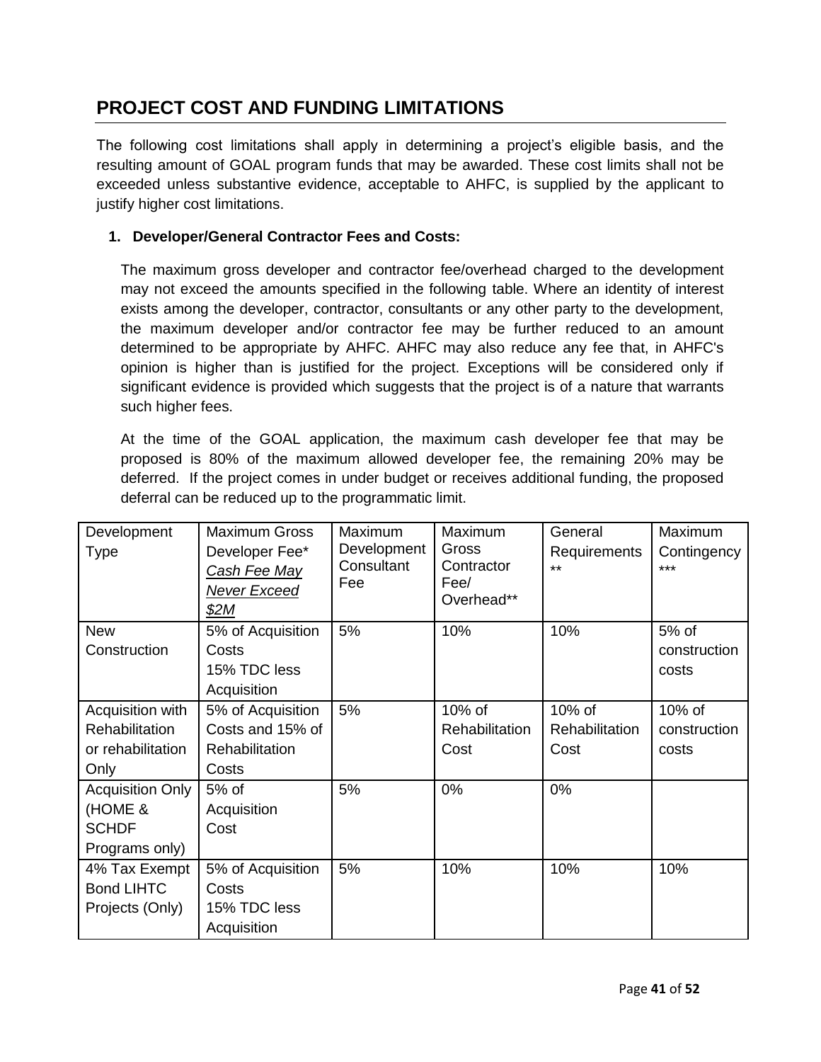## PROJECT COST AND FUNDING LIMITATIONS

The following cost limitations shall apply in determining a project's eligible basis, and the resulting amount of GOAL program funds that may be awarded. These cost limits shall not be exceeded unless substantive evidence, acceptable to AHFC, is supplied by the applicant to justify higher cost limitations.

**1. Developer/General Contractor Fees and Costs:**

The maximum gross developer and contractor fee/overhead charged to the development may not exceed the amounts specified in the following table. Where an identity of interest exists among the developer, contractor, consultants or any other party to the development, the maximum developer and/or contractor fee may be further reduced to an amount determined to be appropriate by AHFC. AHFC may also reduce any fee that, in AHFC's opinion is higher than is justified for the project. Exceptions will be considered only if significant evidence is provided which suggests that the project is of a nature that warrants such higher fees.

At the time of the GOAL application, the maximum cash developer fee that may be proposed is 80% of the maximum allowed developer fee, the remaining 20% may be deferred. If the project comes in under budget or receives additional funding, the proposed deferral can be reduced up to the programmatic limit.

| Development Type | Maximum Gross Developer Fee* *<u>Cash Fee May Never Exceed $2M</u>* | Maximum Development Consultant Fee | Maximum Gross Contractor Fee/ Overhead** | General Requirements ** | Maximum Contingency *** |
|---|---|---|---|---|---|
| New Construction | 5% of Acquisition Costs 15% TDC less Acquisition | 5% | 10% | 10% | 5% of construction costs |
| Acquisition with Rehabilitation or rehabilitation Only | 5% of Acquisition Costs and 15% of Rehabilitation Costs | 5% | 10% of Rehabilitation Cost | 10% of Rehabilitation Cost | 10% of construction costs |
| Acquisition Only (HOME & SCHDF Programs only) | 5% of Acquisition Cost | 5% | 0% | 0% | |
| 4% Tax Exempt Bond LIHTC Projects (Only) | 5% of Acquisition Costs 15% TDC less Acquisition | 5% | 10% | 10% | 10% |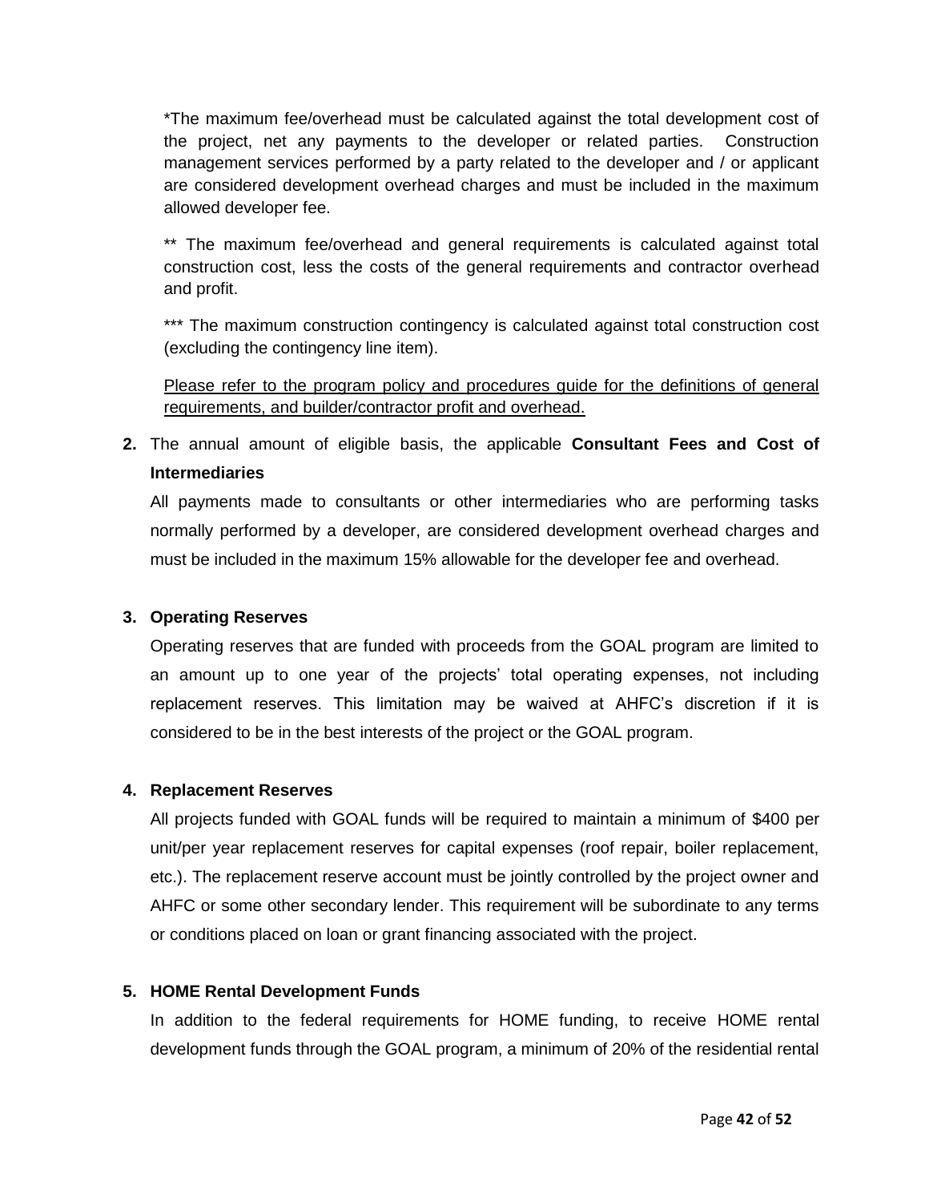*The maximum fee/overhead must be calculated against the total development cost of the project, net any payments to the developer or related parties. Construction management services performed by a party related to the developer and / or applicant are considered development overhead charges and must be included in the maximum allowed developer fee.

** The maximum fee/overhead and general requirements is calculated against total construction cost, less the costs of the general requirements and contractor overhead and profit.

*** The maximum construction contingency is calculated against total construction cost (excluding the contingency line item).

<u>Please refer to the program policy and procedures guide for the definitions of general requirements, and builder/contractor profit and overhead.</u>

2. The annual amount of eligible basis, the applicable **Consultant Fees and Cost of Intermediaries**

   All payments made to consultants or other intermediaries who are performing tasks normally performed by a developer, are considered development overhead charges and must be included in the maximum 15% allowable for the developer fee and overhead.

3. **Operating Reserves**

   Operating reserves that are funded with proceeds from the GOAL program are limited to an amount up to one year of the projects' total operating expenses, not including replacement reserves. This limitation may be waived at AHFC's discretion if it is considered to be in the best interests of the project or the GOAL program.

4. **Replacement Reserves**

   All projects funded with GOAL funds will be required to maintain a minimum of $400 per unit/per year replacement reserves for capital expenses (roof repair, boiler replacement, etc.). The replacement reserve account must be jointly controlled by the project owner and AHFC or some other secondary lender. This requirement will be subordinate to any terms or conditions placed on loan or grant financing associated with the project.

5. **HOME Rental Development Funds**

   In addition to the federal requirements for HOME funding, to receive HOME rental development funds through the GOAL program, a minimum of 20% of the residential rental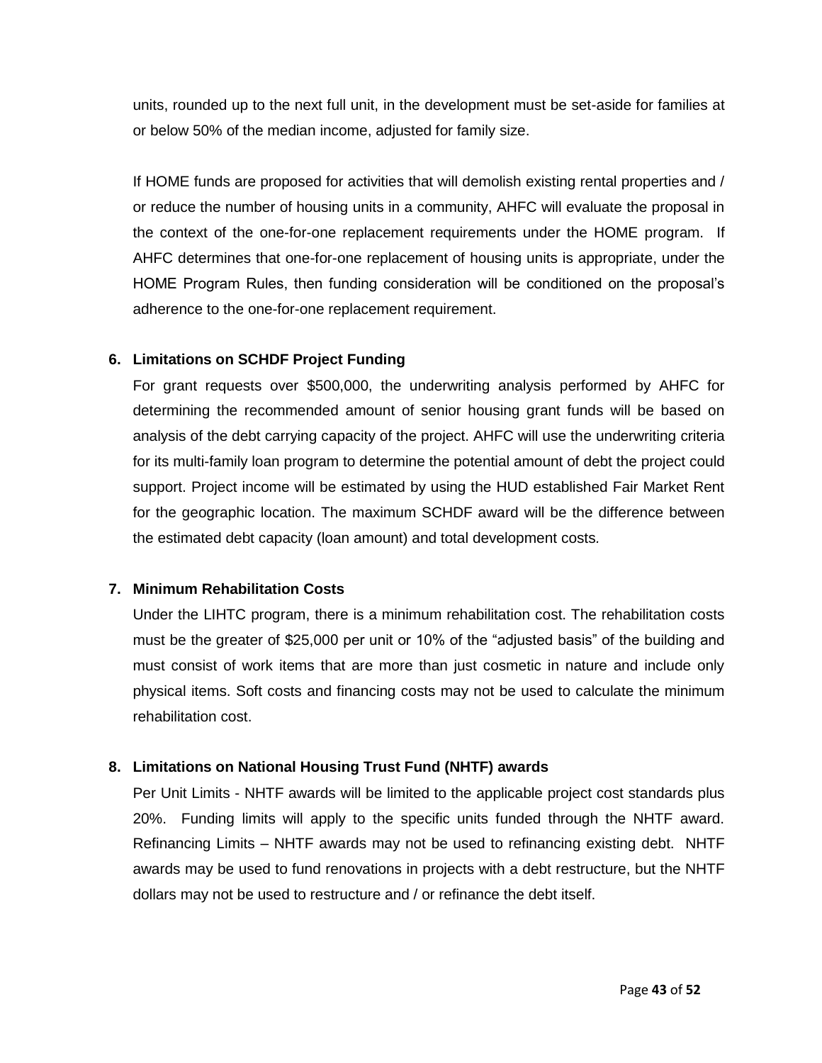units, rounded up to the next full unit, in the development must be set-aside for families at or below 50% of the median income, adjusted for family size.

If HOME funds are proposed for activities that will demolish existing rental properties and / or reduce the number of housing units in a community, AHFC will evaluate the proposal in the context of the one-for-one replacement requirements under the HOME program. If AHFC determines that one-for-one replacement of housing units is appropriate, under the HOME Program Rules, then funding consideration will be conditioned on the proposal's adherence to the one-for-one replacement requirement.

**6. Limitations on SCHDF Project Funding**

For grant requests over $500,000, the underwriting analysis performed by AHFC for determining the recommended amount of senior housing grant funds will be based on analysis of the debt carrying capacity of the project. AHFC will use the underwriting criteria for its multi-family loan program to determine the potential amount of debt the project could support. Project income will be estimated by using the HUD established Fair Market Rent for the geographic location. The maximum SCHDF award will be the difference between the estimated debt capacity (loan amount) and total development costs.

**7. Minimum Rehabilitation Costs**

Under the LIHTC program, there is a minimum rehabilitation cost. The rehabilitation costs must be the greater of $25,000 per unit or 10% of the "adjusted basis" of the building and must consist of work items that are more than just cosmetic in nature and include only physical items. Soft costs and financing costs may not be used to calculate the minimum rehabilitation cost.

**8. Limitations on National Housing Trust Fund (NHTF) awards**

Per Unit Limits - NHTF awards will be limited to the applicable project cost standards plus 20%. Funding limits will apply to the specific units funded through the NHTF award. Refinancing Limits – NHTF awards may not be used to refinancing existing debt. NHTF awards may be used to fund renovations in projects with a debt restructure, but the NHTF dollars may not be used to restructure and / or refinance the debt itself.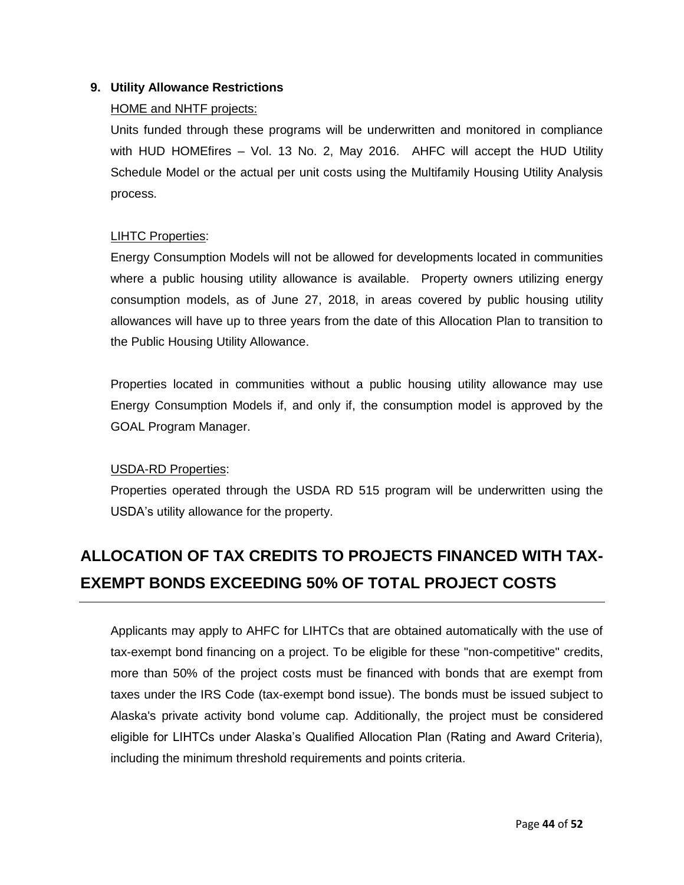**9. Utility Allowance Restrictions**

HOME and NHTF projects:

Units funded through these programs will be underwritten and monitored in compliance with HUD HOMEfires – Vol. 13 No. 2, May 2016. AHFC will accept the HUD Utility Schedule Model or the actual per unit costs using the Multifamily Housing Utility Analysis process.

LIHTC Properties:

Energy Consumption Models will not be allowed for developments located in communities where a public housing utility allowance is available. Property owners utilizing energy consumption models, as of June 27, 2018, in areas covered by public housing utility allowances will have up to three years from the date of this Allocation Plan to transition to the Public Housing Utility Allowance.

Properties located in communities without a public housing utility allowance may use Energy Consumption Models if, and only if, the consumption model is approved by the GOAL Program Manager.

USDA-RD Properties:

Properties operated through the USDA RD 515 program will be underwritten using the USDA's utility allowance for the property.

# ALLOCATION OF TAX CREDITS TO PROJECTS FINANCED WITH TAX-EXEMPT BONDS EXCEEDING 50% OF TOTAL PROJECT COSTS

Applicants may apply to AHFC for LIHTCs that are obtained automatically with the use of tax-exempt bond financing on a project. To be eligible for these "non-competitive" credits, more than 50% of the project costs must be financed with bonds that are exempt from taxes under the IRS Code (tax-exempt bond issue). The bonds must be issued subject to Alaska's private activity bond volume cap. Additionally, the project must be considered eligible for LIHTCs under Alaska's Qualified Allocation Plan (Rating and Award Criteria), including the minimum threshold requirements and points criteria.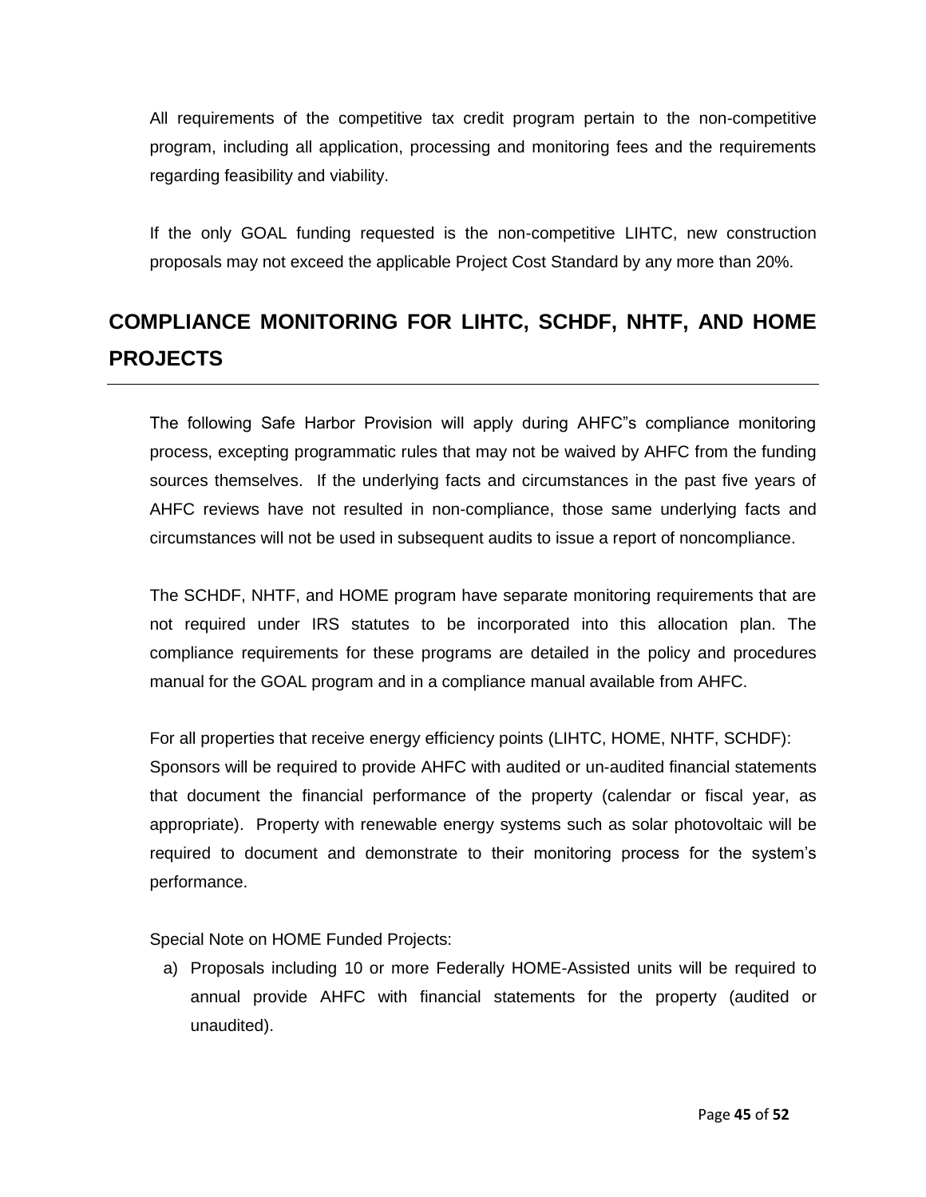All requirements of the competitive tax credit program pertain to the non-competitive program, including all application, processing and monitoring fees and the requirements regarding feasibility and viability.

If the only GOAL funding requested is the non-competitive LIHTC, new construction proposals may not exceed the applicable Project Cost Standard by any more than 20%.

## COMPLIANCE MONITORING FOR LIHTC, SCHDF, NHTF, AND HOME PROJECTS

The following Safe Harbor Provision will apply during AHFC"s compliance monitoring process, excepting programmatic rules that may not be waived by AHFC from the funding sources themselves. If the underlying facts and circumstances in the past five years of AHFC reviews have not resulted in non-compliance, those same underlying facts and circumstances will not be used in subsequent audits to issue a report of noncompliance.

The SCHDF, NHTF, and HOME program have separate monitoring requirements that are not required under IRS statutes to be incorporated into this allocation plan. The compliance requirements for these programs are detailed in the policy and procedures manual for the GOAL program and in a compliance manual available from AHFC.

For all properties that receive energy efficiency points (LIHTC, HOME, NHTF, SCHDF):
Sponsors will be required to provide AHFC with audited or un-audited financial statements that document the financial performance of the property (calendar or fiscal year, as appropriate). Property with renewable energy systems such as solar photovoltaic will be required to document and demonstrate to their monitoring process for the system's performance.

Special Note on HOME Funded Projects:

a) Proposals including 10 or more Federally HOME-Assisted units will be required to annual provide AHFC with financial statements for the property (audited or unaudited).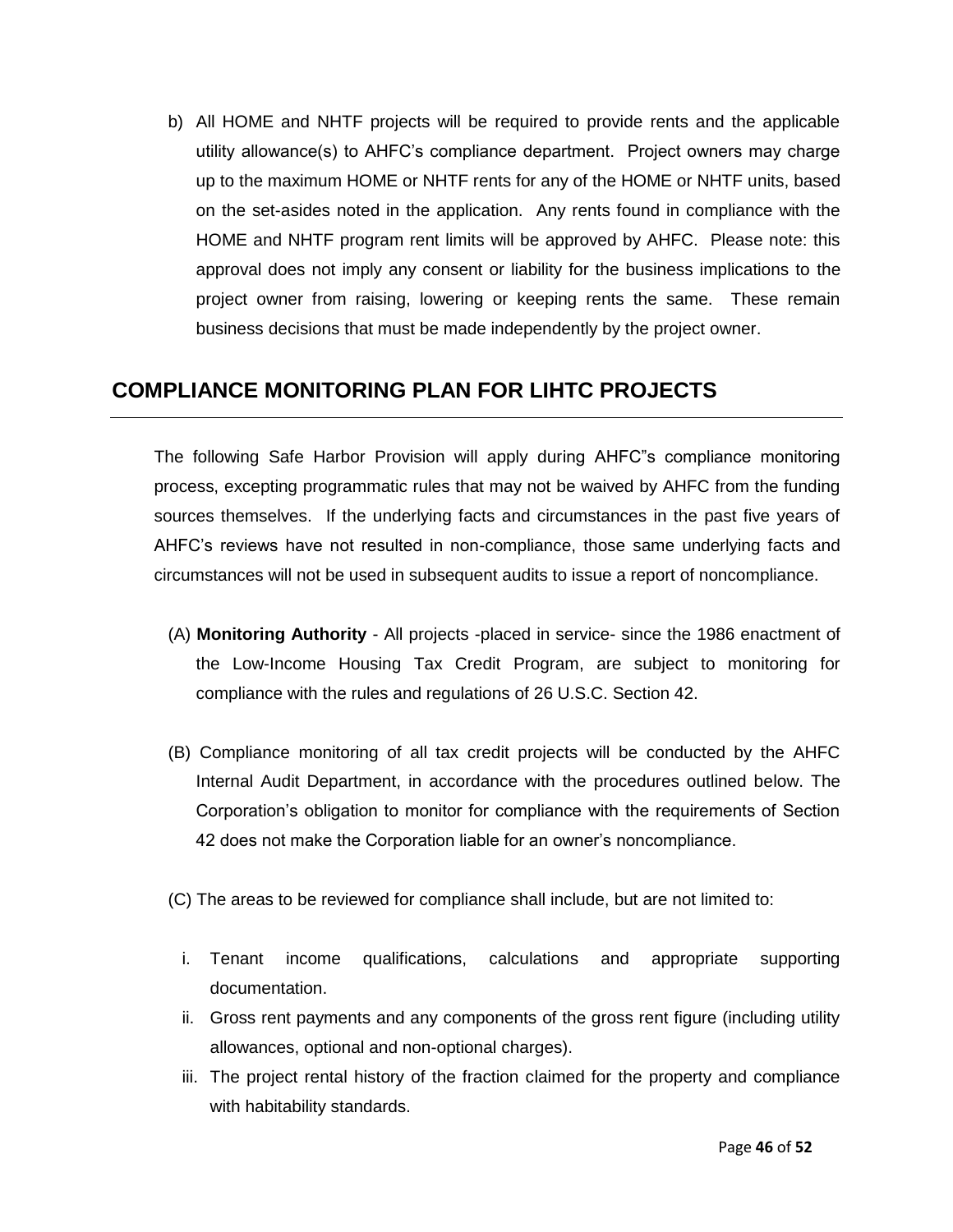b) All HOME and NHTF projects will be required to provide rents and the applicable utility allowance(s) to AHFC's compliance department. Project owners may charge up to the maximum HOME or NHTF rents for any of the HOME or NHTF units, based on the set-asides noted in the application. Any rents found in compliance with the HOME and NHTF program rent limits will be approved by AHFC. Please note: this approval does not imply any consent or liability for the business implications to the project owner from raising, lowering or keeping rents the same. These remain business decisions that must be made independently by the project owner.

## COMPLIANCE MONITORING PLAN FOR LIHTC PROJECTS

The following Safe Harbor Provision will apply during AHFC"s compliance monitoring process, excepting programmatic rules that may not be waived by AHFC from the funding sources themselves. If the underlying facts and circumstances in the past five years of AHFC's reviews have not resulted in non-compliance, those same underlying facts and circumstances will not be used in subsequent audits to issue a report of noncompliance.

(A) **Monitoring Authority** - All projects -placed in service- since the 1986 enactment of the Low-Income Housing Tax Credit Program, are subject to monitoring for compliance with the rules and regulations of 26 U.S.C. Section 42.

(B) Compliance monitoring of all tax credit projects will be conducted by the AHFC Internal Audit Department, in accordance with the procedures outlined below. The Corporation's obligation to monitor for compliance with the requirements of Section 42 does not make the Corporation liable for an owner's noncompliance.

(C) The areas to be reviewed for compliance shall include, but are not limited to:

i. Tenant income qualifications, calculations and appropriate supporting documentation.
ii. Gross rent payments and any components of the gross rent figure (including utility allowances, optional and non-optional charges).
iii. The project rental history of the fraction claimed for the property and compliance with habitability standards.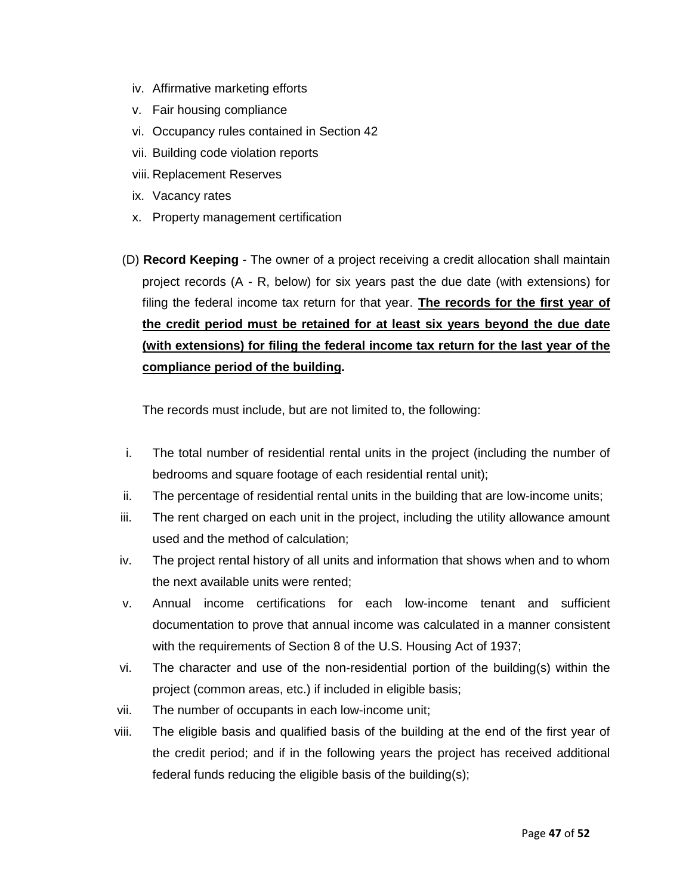iv. Affirmative marketing efforts
v. Fair housing compliance
vi. Occupancy rules contained in Section 42
vii. Building code violation reports
viii. Replacement Reserves
ix. Vacancy rates
x. Property management certification

(D) **Record Keeping** - The owner of a project receiving a credit allocation shall maintain project records (A - R, below) for six years past the due date (with extensions) for filing the federal income tax return for that year. **<u>The records for the first year of the credit period must be retained for at least six years beyond the due date (with extensions) for filing the federal income tax return for the last year of the compliance period of the building</u>.**

The records must include, but are not limited to, the following:

i. The total number of residential rental units in the project (including the number of bedrooms and square footage of each residential rental unit);
ii. The percentage of residential rental units in the building that are low-income units;
iii. The rent charged on each unit in the project, including the utility allowance amount used and the method of calculation;
iv. The project rental history of all units and information that shows when and to whom the next available units were rented;
v. Annual income certifications for each low-income tenant and sufficient documentation to prove that annual income was calculated in a manner consistent with the requirements of Section 8 of the U.S. Housing Act of 1937;
vi. The character and use of the non-residential portion of the building(s) within the project (common areas, etc.) if included in eligible basis;
vii. The number of occupants in each low-income unit;
viii. The eligible basis and qualified basis of the building at the end of the first year of the credit period; and if in the following years the project has received additional federal funds reducing the eligible basis of the building(s);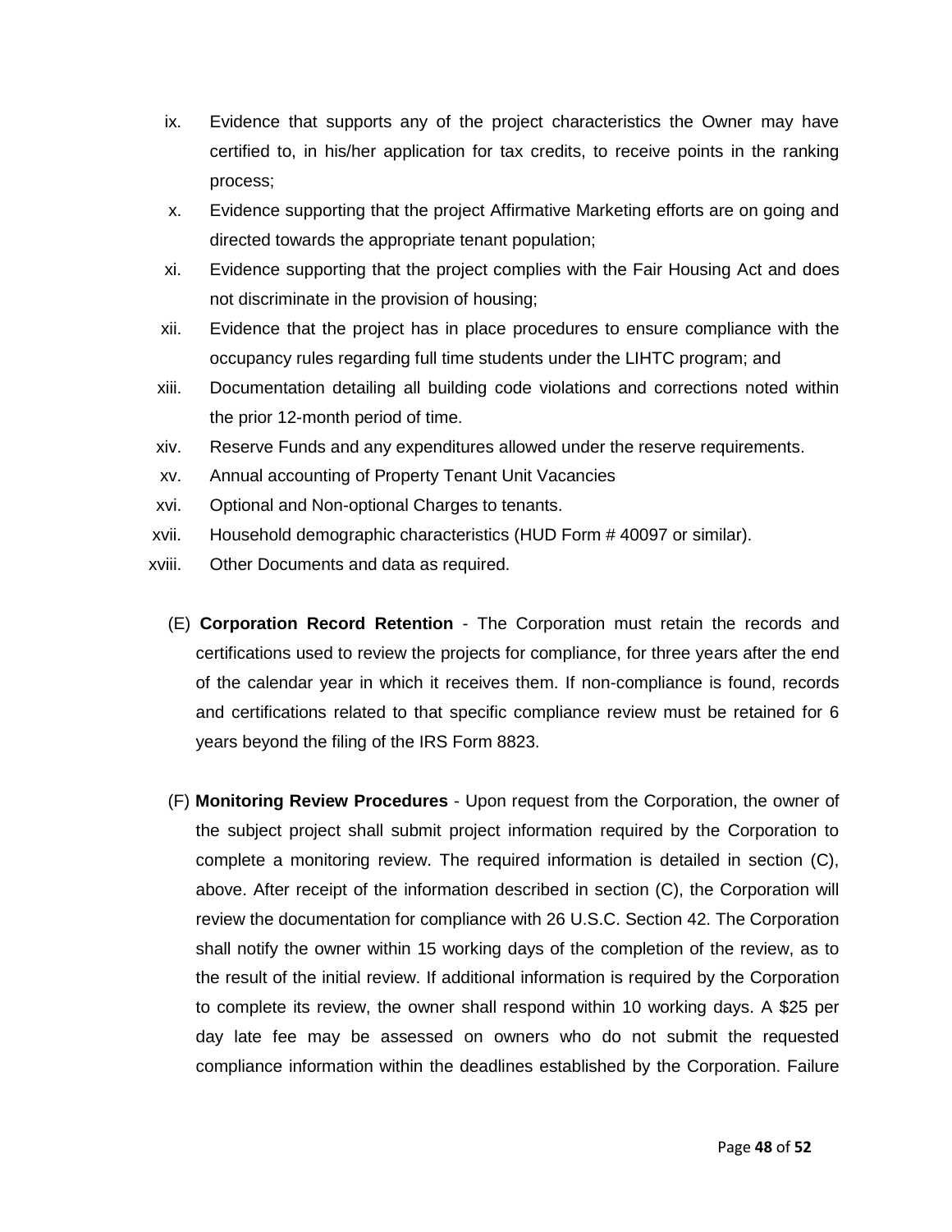ix. Evidence that supports any of the project characteristics the Owner may have certified to, in his/her application for tax credits, to receive points in the ranking process;

x. Evidence supporting that the project Affirmative Marketing efforts are on going and directed towards the appropriate tenant population;

xi. Evidence supporting that the project complies with the Fair Housing Act and does not discriminate in the provision of housing;

xii. Evidence that the project has in place procedures to ensure compliance with the occupancy rules regarding full time students under the LIHTC program; and

xiii. Documentation detailing all building code violations and corrections noted within the prior 12-month period of time.

xiv. Reserve Funds and any expenditures allowed under the reserve requirements.

xv. Annual accounting of Property Tenant Unit Vacancies

xvi. Optional and Non-optional Charges to tenants.

xvii. Household demographic characteristics (HUD Form # 40097 or similar).

xviii. Other Documents and data as required.

(E) **Corporation Record Retention** - The Corporation must retain the records and certifications used to review the projects for compliance, for three years after the end of the calendar year in which it receives them. If non-compliance is found, records and certifications related to that specific compliance review must be retained for 6 years beyond the filing of the IRS Form 8823.

(F) **Monitoring Review Procedures** - Upon request from the Corporation, the owner of the subject project shall submit project information required by the Corporation to complete a monitoring review. The required information is detailed in section (C), above. After receipt of the information described in section (C), the Corporation will review the documentation for compliance with 26 U.S.C. Section 42. The Corporation shall notify the owner within 15 working days of the completion of the review, as to the result of the initial review. If additional information is required by the Corporation to complete its review, the owner shall respond within 10 working days. A $25 per day late fee may be assessed on owners who do not submit the requested compliance information within the deadlines established by the Corporation. Failure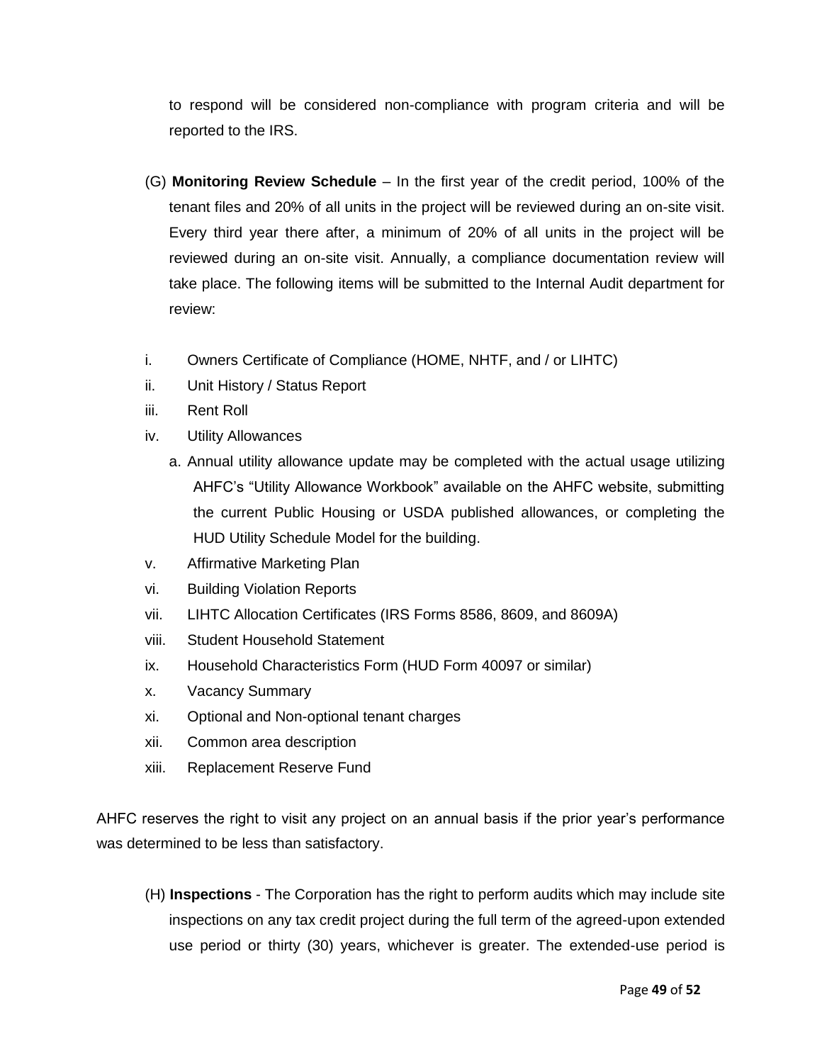to respond will be considered non-compliance with program criteria and will be reported to the IRS.

(G) **Monitoring Review Schedule** – In the first year of the credit period, 100% of the tenant files and 20% of all units in the project will be reviewed during an on-site visit. Every third year there after, a minimum of 20% of all units in the project will be reviewed during an on-site visit. Annually, a compliance documentation review will take place. The following items will be submitted to the Internal Audit department for review:

i. Owners Certificate of Compliance (HOME, NHTF, and / or LIHTC)
ii. Unit History / Status Report
iii. Rent Roll
iv. Utility Allowances
   a. Annual utility allowance update may be completed with the actual usage utilizing AHFC's "Utility Allowance Workbook" available on the AHFC website, submitting the current Public Housing or USDA published allowances, or completing the HUD Utility Schedule Model for the building.
v. Affirmative Marketing Plan
vi. Building Violation Reports
vii. LIHTC Allocation Certificates (IRS Forms 8586, 8609, and 8609A)
viii. Student Household Statement
ix. Household Characteristics Form (HUD Form 40097 or similar)
x. Vacancy Summary
xi. Optional and Non-optional tenant charges
xii. Common area description
xiii. Replacement Reserve Fund

AHFC reserves the right to visit any project on an annual basis if the prior year's performance was determined to be less than satisfactory.

(H) **Inspections** - The Corporation has the right to perform audits which may include site inspections on any tax credit project during the full term of the agreed-upon extended use period or thirty (30) years, whichever is greater. The extended-use period is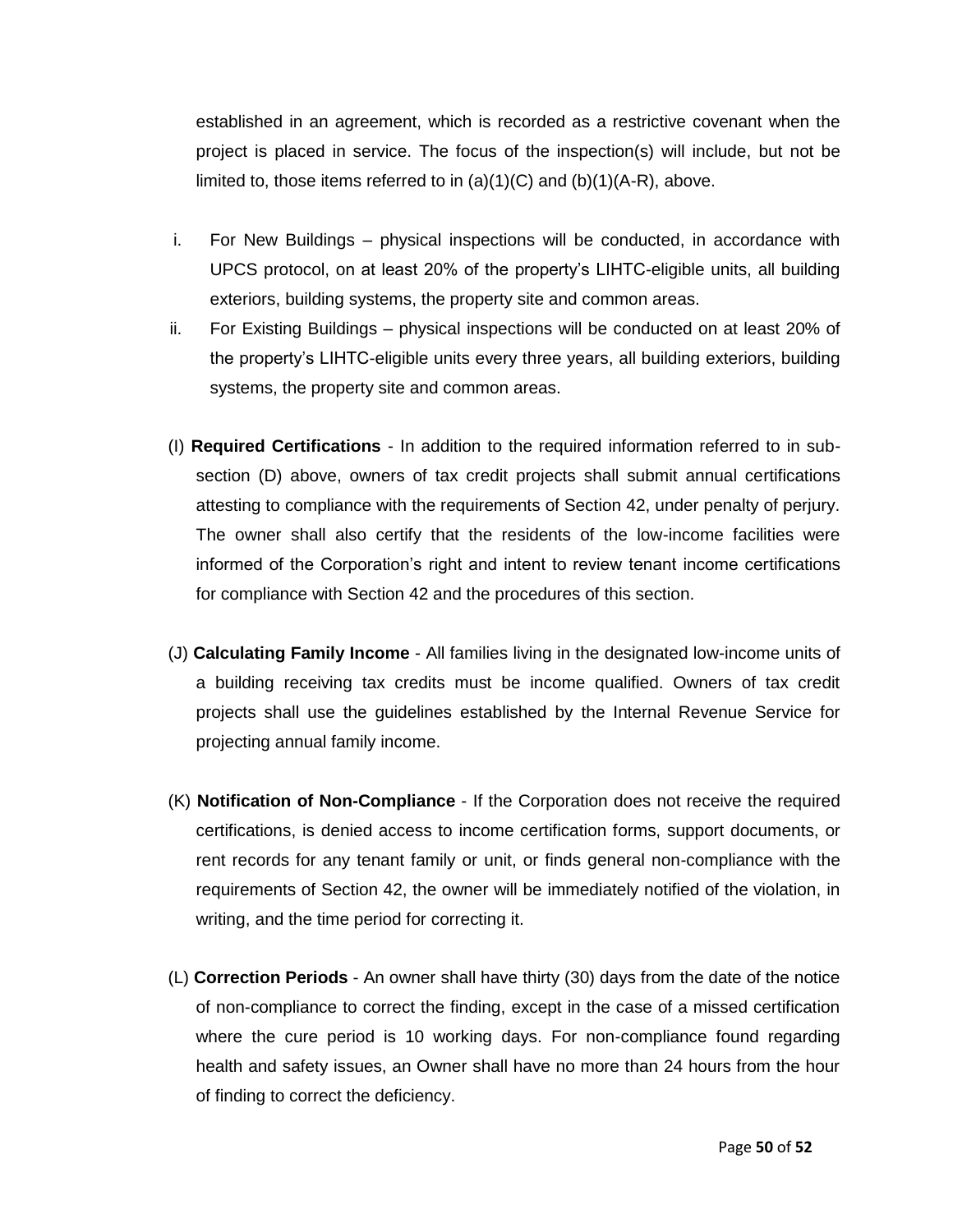established in an agreement, which is recorded as a restrictive covenant when the project is placed in service. The focus of the inspection(s) will include, but not be limited to, those items referred to in (a)(1)(C) and (b)(1)(A-R), above.

i. For New Buildings – physical inspections will be conducted, in accordance with UPCS protocol, on at least 20% of the property's LIHTC-eligible units, all building exteriors, building systems, the property site and common areas.

ii. For Existing Buildings – physical inspections will be conducted on at least 20% of the property's LIHTC-eligible units every three years, all building exteriors, building systems, the property site and common areas.

(I) **Required Certifications** - In addition to the required information referred to in sub-section (D) above, owners of tax credit projects shall submit annual certifications attesting to compliance with the requirements of Section 42, under penalty of perjury. The owner shall also certify that the residents of the low-income facilities were informed of the Corporation's right and intent to review tenant income certifications for compliance with Section 42 and the procedures of this section.

(J) **Calculating Family Income** - All families living in the designated low-income units of a building receiving tax credits must be income qualified. Owners of tax credit projects shall use the guidelines established by the Internal Revenue Service for projecting annual family income.

(K) **Notification of Non-Compliance** - If the Corporation does not receive the required certifications, is denied access to income certification forms, support documents, or rent records for any tenant family or unit, or finds general non-compliance with the requirements of Section 42, the owner will be immediately notified of the violation, in writing, and the time period for correcting it.

(L) **Correction Periods** - An owner shall have thirty (30) days from the date of the notice of non-compliance to correct the finding, except in the case of a missed certification where the cure period is 10 working days. For non-compliance found regarding health and safety issues, an Owner shall have no more than 24 hours from the hour of finding to correct the deficiency.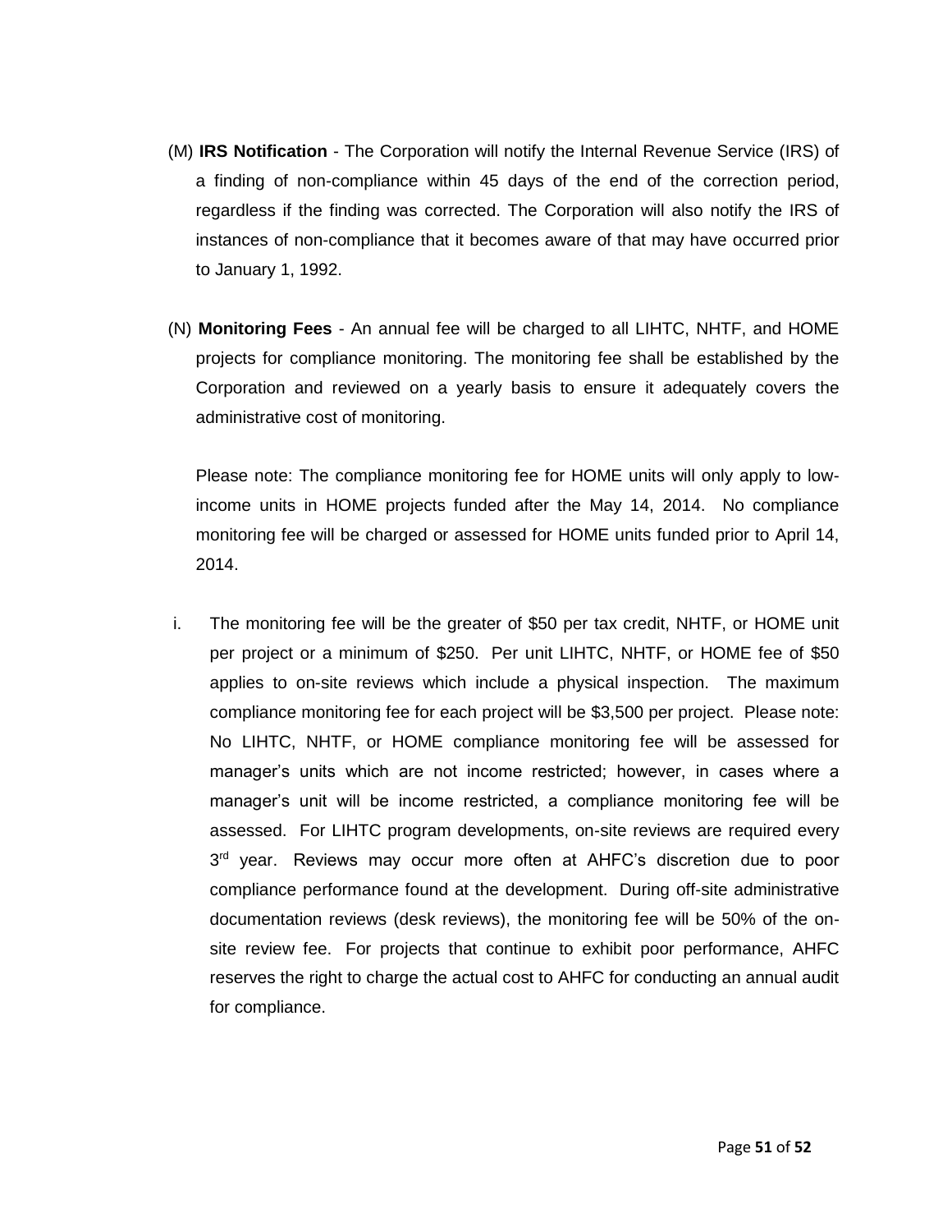(M) **IRS Notification** - The Corporation will notify the Internal Revenue Service (IRS) of a finding of non-compliance within 45 days of the end of the correction period, regardless if the finding was corrected. The Corporation will also notify the IRS of instances of non-compliance that it becomes aware of that may have occurred prior to January 1, 1992.

(N) **Monitoring Fees** - An annual fee will be charged to all LIHTC, NHTF, and HOME projects for compliance monitoring. The monitoring fee shall be established by the Corporation and reviewed on a yearly basis to ensure it adequately covers the administrative cost of monitoring.

Please note: The compliance monitoring fee for HOME units will only apply to low-income units in HOME projects funded after the May 14, 2014. No compliance monitoring fee will be charged or assessed for HOME units funded prior to April 14, 2014.

i. The monitoring fee will be the greater of $50 per tax credit, NHTF, or HOME unit per project or a minimum of $250. Per unit LIHTC, NHTF, or HOME fee of $50 applies to on-site reviews which include a physical inspection. The maximum compliance monitoring fee for each project will be $3,500 per project. Please note: No LIHTC, NHTF, or HOME compliance monitoring fee will be assessed for manager's units which are not income restricted; however, in cases where a manager's unit will be income restricted, a compliance monitoring fee will be assessed. For LIHTC program developments, on-site reviews are required every 3rd year. Reviews may occur more often at AHFC's discretion due to poor compliance performance found at the development. During off-site administrative documentation reviews (desk reviews), the monitoring fee will be 50% of the on-site review fee. For projects that continue to exhibit poor performance, AHFC reserves the right to charge the actual cost to AHFC for conducting an annual audit for compliance.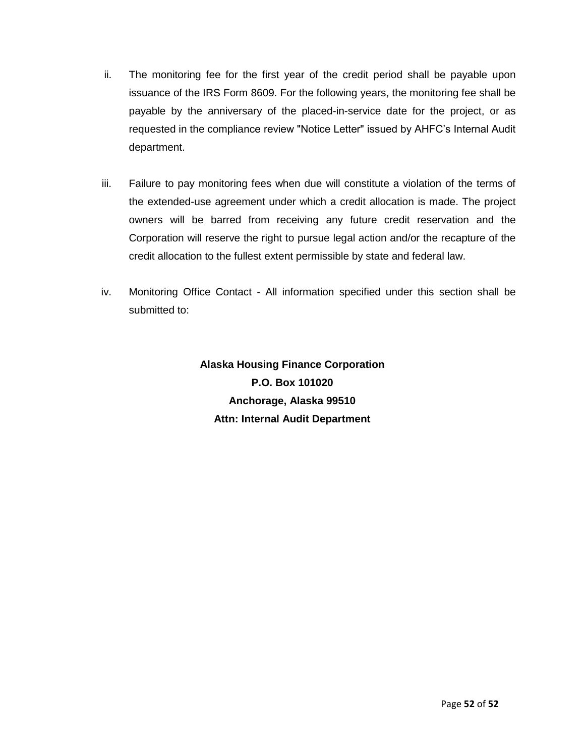ii. The monitoring fee for the first year of the credit period shall be payable upon issuance of the IRS Form 8609. For the following years, the monitoring fee shall be payable by the anniversary of the placed-in-service date for the project, or as requested in the compliance review "Notice Letter" issued by AHFC's Internal Audit department.

iii. Failure to pay monitoring fees when due will constitute a violation of the terms of the extended-use agreement under which a credit allocation is made. The project owners will be barred from receiving any future credit reservation and the Corporation will reserve the right to pursue legal action and/or the recapture of the credit allocation to the fullest extent permissible by state and federal law.

iv. Monitoring Office Contact - All information specified under this section shall be submitted to:

**Alaska Housing Finance Corporation**
**P.O. Box 101020**
**Anchorage, Alaska 99510**
**Attn: Internal Audit Department**